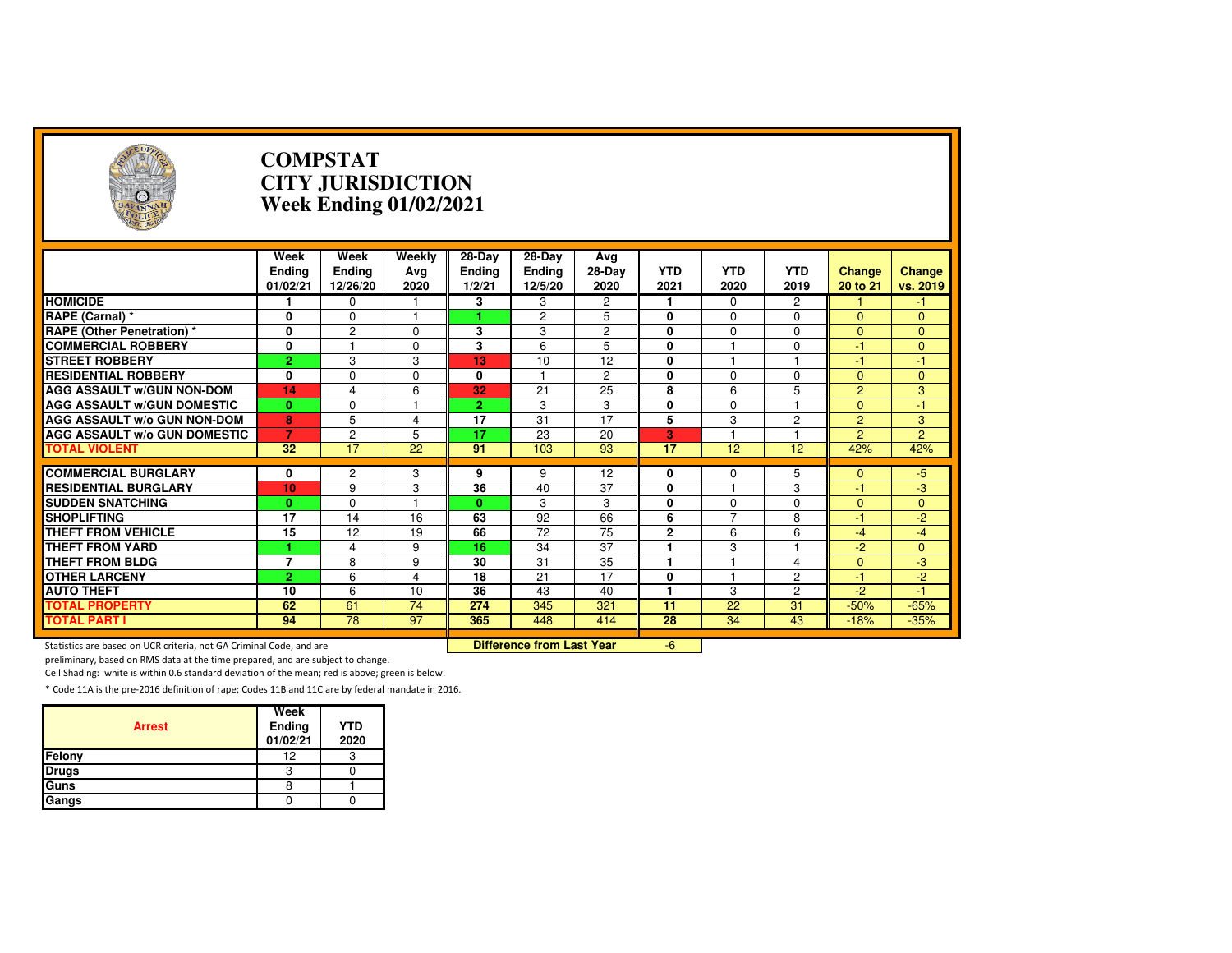# COMPSTAT
# CITY JURISDICTION
# Week Ending 01/02/2021

| | Week Ending 01/02/21 | Week Ending 12/26/20 | Weekly Avg 2020 | 28-Day Ending 1/2/21 | 28-Day Ending 12/5/20 | Avg 28-Day 2020 | YTD 2021 | YTD 2020 | YTD 2019 | Change 20 to 21 | Change vs. 2019 |
|---|---|---|---|---|---|---|---|---|---|---|---|
| HOMICIDE | 1 | 0 | 1 | 3 | 3 | 2 | 1 | 0 | 2 | 1 | -1 |
| RAPE (Carnal) * | 0 | 0 | 1 | 1 | 2 | 5 | 0 | 0 | 0 | 0 | 0 |
| RAPE (Other Penetration) * | 0 | 2 | 0 | 3 | 3 | 2 | 0 | 0 | 0 | 0 | 0 |
| COMMERCIAL ROBBERY | 0 | 1 | 0 | 3 | 6 | 5 | 0 | 1 | 0 | -1 | 0 |
| STREET ROBBERY | 2 | 3 | 3 | 13 | 10 | 12 | 0 | 1 | 1 | -1 | -1 |
| RESIDENTIAL ROBBERY | 0 | 0 | 0 | 0 | 1 | 2 | 0 | 0 | 0 | 0 | 0 |
| AGG ASSAULT w/GUN NON-DOM | 14 | 4 | 6 | 32 | 21 | 25 | 8 | 6 | 5 | 2 | 3 |
| AGG ASSAULT w/GUN DOMESTIC | 0 | 0 | 1 | 2 | 3 | 3 | 0 | 0 | 1 | 0 | -1 |
| AGG ASSAULT w/o GUN NON-DOM | 8 | 5 | 4 | 17 | 31 | 17 | 5 | 3 | 2 | 2 | 3 |
| AGG ASSAULT w/o GUN DOMESTIC | 7 | 2 | 5 | 17 | 23 | 20 | 3 | 1 | 1 | 2 | 2 |
| TOTAL VIOLENT | 32 | 17 | 22 | 91 | 103 | 93 | 17 | 12 | 12 | 42% | 42% |
| COMMERCIAL BURGLARY | 0 | 2 | 3 | 9 | 9 | 12 | 0 | 0 | 5 | 0 | -5 |
| RESIDENTIAL BURGLARY | 10 | 9 | 3 | 36 | 40 | 37 | 0 | 1 | 3 | -1 | -3 |
| SUDDEN SNATCHING | 0 | 0 | 1 | 0 | 3 | 3 | 0 | 0 | 0 | 0 | 0 |
| SHOPLIFTING | 17 | 14 | 16 | 63 | 92 | 66 | 6 | 7 | 8 | -1 | -2 |
| THEFT FROM VEHICLE | 15 | 12 | 19 | 66 | 72 | 75 | 2 | 6 | 6 | -4 | -4 |
| THEFT FROM YARD | 1 | 4 | 9 | 16 | 34 | 37 | 1 | 3 | 1 | -2 | 0 |
| THEFT FROM BLDG | 7 | 8 | 9 | 30 | 31 | 35 | 1 | 1 | 4 | 0 | -3 |
| OTHER LARCENY | 2 | 6 | 4 | 18 | 21 | 17 | 0 | 1 | 2 | -1 | -2 |
| AUTO THEFT | 10 | 6 | 10 | 36 | 43 | 40 | 1 | 3 | 2 | -2 | -1 |
| TOTAL PROPERTY | 62 | 61 | 74 | 274 | 345 | 321 | 11 | 22 | 31 | -50% | -65% |
| TOTAL PART I | 94 | 78 | 97 | 365 | 448 | 414 | 28 | 34 | 43 | -18% | -35% |

**Difference from Last Year**: -6

Statistics are based on UCR criteria, not GA Criminal Code, and are preliminary, based on RMS data at the time prepared, and are subject to change.

Cell Shading: white is within 0.6 standard deviation of the mean; red is above; green is below.

* Code 11A is the pre-2016 definition of rape; Codes 11B and 11C are by federal mandate in 2016.

| Arrest | Week Ending 01/02/21 | YTD 2020 |
|---|---|---|
| Felony | 12 | 3 |
| Drugs | 3 | 0 |
| Guns | 8 | 1 |
| Gangs | 0 | 0 |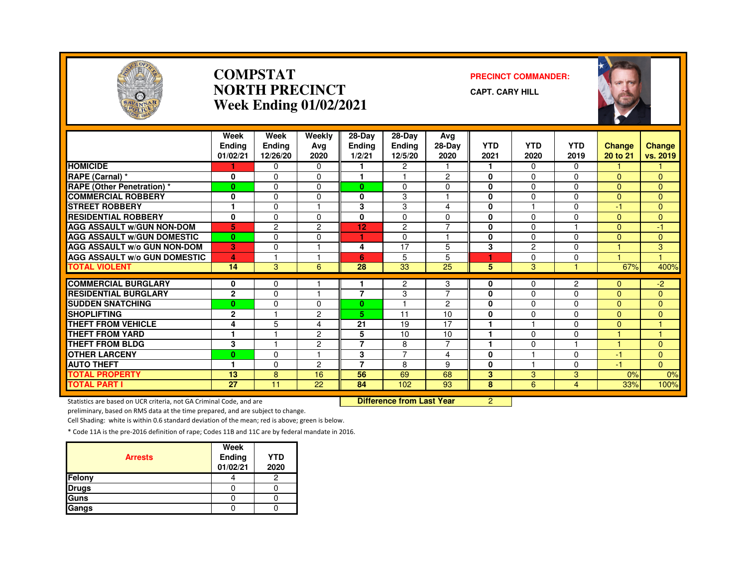# COMPSTAT
# NORTH PRECINCT
# Week Ending 01/02/2021

**PRECINCT COMMANDER:**

**CAPT. CARY HILL**

| | Week Ending 01/02/21 | Week Ending 12/26/20 | Weekly Avg 2020 | 28-Day Ending 1/2/21 | 28-Day Ending 12/5/20 | Avg 28-Day 2020 | YTD 2021 | YTD 2020 | YTD 2019 | Change 20 to 21 | Change vs. 2019 |
|---|---|---|---|---|---|---|---|---|---|---|---|
| HOMICIDE | 1 | 0 | 0 | 1 | 2 | 1 | 1 | 0 | 0 | 1 | 1 |
| RAPE (Carnal) * | 0 | 0 | 0 | 1 | 1 | 2 | 0 | 0 | 0 | 0 | 0 |
| RAPE (Other Penetration) * | 0 | 0 | 0 | 0 | 0 | 0 | 0 | 0 | 0 | 0 | 0 |
| COMMERCIAL ROBBERY | 0 | 0 | 0 | 0 | 3 | 1 | 0 | 0 | 0 | 0 | 0 |
| STREET ROBBERY | 1 | 0 | 1 | 3 | 3 | 4 | 0 | 1 | 0 | -1 | 0 |
| RESIDENTIAL ROBBERY | 0 | 0 | 0 | 0 | 0 | 0 | 0 | 0 | 0 | 0 | 0 |
| AGG ASSAULT w/GUN NON-DOM | 5 | 2 | 2 | 12 | 2 | 7 | 0 | 0 | 1 | 0 | -1 |
| AGG ASSAULT w/GUN DOMESTIC | 0 | 0 | 0 | 1 | 0 | 1 | 0 | 0 | 0 | 0 | 0 |
| AGG ASSAULT w/o GUN NON-DOM | 3 | 0 | 1 | 4 | 17 | 5 | 3 | 2 | 0 | 1 | 3 |
| AGG ASSAULT w/o GUN DOMESTIC | 4 | 1 | 1 | 6 | 5 | 5 | 1 | 0 | 0 | 1 | 1 |
| TOTAL VIOLENT | 14 | 3 | 6 | 28 | 33 | 25 | 5 | 3 | 1 | 67% | 400% |
| COMMERCIAL BURGLARY | 0 | 0 | 1 | 1 | 2 | 3 | 0 | 0 | 2 | 0 | -2 |
| RESIDENTIAL BURGLARY | 2 | 0 | 1 | 7 | 3 | 7 | 0 | 0 | 0 | 0 | 0 |
| SUDDEN SNATCHING | 0 | 0 | 0 | 0 | 1 | 2 | 0 | 0 | 0 | 0 | 0 |
| SHOPLIFTING | 2 | 1 | 2 | 5 | 11 | 10 | 0 | 0 | 0 | 0 | 0 |
| THEFT FROM VEHICLE | 4 | 5 | 4 | 21 | 19 | 17 | 1 | 1 | 0 | 0 | 1 |
| THEFT FROM YARD | 1 | 1 | 2 | 5 | 10 | 10 | 1 | 0 | 0 | 1 | 1 |
| THEFT FROM BLDG | 3 | 1 | 2 | 7 | 8 | 7 | 1 | 0 | 1 | 1 | 0 |
| OTHER LARCENY | 0 | 0 | 1 | 3 | 7 | 4 | 0 | 1 | 0 | -1 | 0 |
| AUTO THEFT | 1 | 0 | 2 | 7 | 8 | 9 | 0 | 1 | 0 | -1 | 0 |
| TOTAL PROPERTY | 13 | 8 | 16 | 56 | 69 | 68 | 3 | 3 | 3 | 0% | 0% |
| TOTAL PART I | 27 | 11 | 22 | 84 | 102 | 93 | 8 | 6 | 4 | 33% | 100% |

**Difference from Last Year** 2

Statistics are based on UCR criteria, not GA Criminal Code, and are preliminary, based on RMS data at the time prepared, and are subject to change.

Cell Shading: white is within 0.6 standard deviation of the mean; red is above; green is below.

* Code 11A is the pre-2016 definition of rape; Codes 11B and 11C are by federal mandate in 2016.

| Arrests | Week Ending 01/02/21 | YTD 2020 |
|---|---|---|
| Felony | 4 | 2 |
| Drugs | 0 | 0 |
| Guns | 0 | 0 |
| Gangs | 0 | 0 |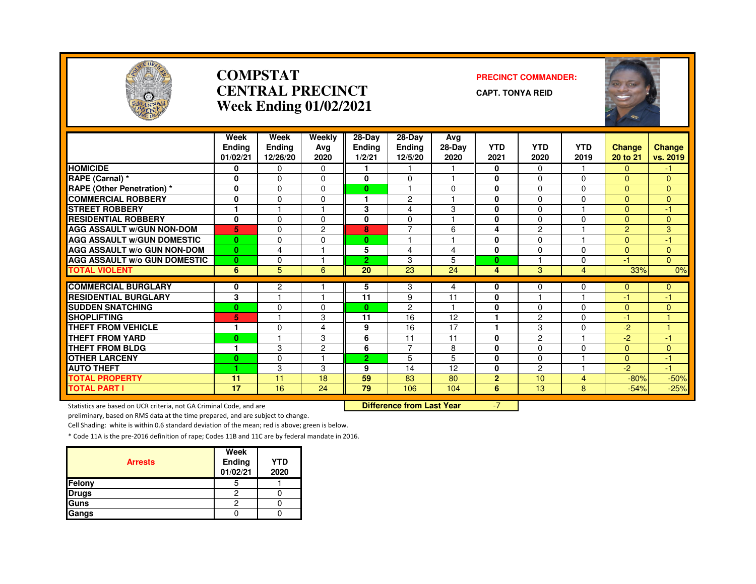# COMPSTAT
# CENTRAL PRECINCT
# Week Ending 01/02/2021

**PRECINCT COMMANDER:**

**CAPT. TONYA REID**

| | Week Ending 01/02/21 | Week Ending 12/26/20 | Weekly Avg 2020 | 28-Day Ending 1/2/21 | 28-Day Ending 12/5/20 | Avg 28-Day 2020 | YTD 2021 | YTD 2020 | YTD 2019 | Change 20 to 21 | Change vs. 2019 |
|---|---|---|---|---|---|---|---|---|---|---|---|
| HOMICIDE | 0 | 0 | 0 | 1 | 1 | 1 | 0 | 0 | 1 | 0 | -1 |
| RAPE (Carnal) * | 0 | 0 | 0 | 0 | 0 | 1 | 0 | 0 | 0 | 0 | 0 |
| RAPE (Other Penetration) * | 0 | 0 | 0 | 0 | 1 | 0 | 0 | 0 | 0 | 0 | 0 |
| COMMERCIAL ROBBERY | 0 | 0 | 0 | 1 | 2 | 1 | 0 | 0 | 0 | 0 | 0 |
| STREET ROBBERY | 1 | 1 | 1 | 3 | 4 | 3 | 0 | 0 | 1 | 0 | -1 |
| RESIDENTIAL ROBBERY | 0 | 0 | 0 | 0 | 0 | 1 | 0 | 0 | 0 | 0 | 0 |
| AGG ASSAULT w/GUN NON-DOM | 5 | 0 | 2 | 8 | 7 | 6 | 4 | 2 | 1 | 2 | 3 |
| AGG ASSAULT w/GUN DOMESTIC | 0 | 0 | 0 | 0 | 1 | 1 | 0 | 0 | 1 | 0 | -1 |
| AGG ASSAULT w/o GUN NON-DOM | 0 | 4 | 1 | 5 | 4 | 4 | 0 | 0 | 0 | 0 | 0 |
| AGG ASSAULT w/o GUN DOMESTIC | 0 | 0 | 1 | 2 | 3 | 5 | 0 | 1 | 0 | -1 | 0 |
| TOTAL VIOLENT | 6 | 5 | 6 | 20 | 23 | 24 | 4 | 3 | 4 | 33% | 0% |
| COMMERCIAL BURGLARY | 0 | 2 | 1 | 5 | 3 | 4 | 0 | 0 | 0 | 0 | 0 |
| RESIDENTIAL BURGLARY | 3 | 1 | 1 | 11 | 9 | 11 | 0 | 1 | 1 | -1 | -1 |
| SUDDEN SNATCHING | 0 | 0 | 0 | 0 | 2 | 1 | 0 | 0 | 0 | 0 | 0 |
| SHOPLIFTING | 5 | 1 | 3 | 11 | 16 | 12 | 1 | 2 | 0 | -1 | 1 |
| THEFT FROM VEHICLE | 1 | 0 | 4 | 9 | 16 | 17 | 1 | 3 | 0 | -2 | 1 |
| THEFT FROM YARD | 0 | 1 | 3 | 6 | 11 | 11 | 0 | 2 | 1 | -2 | -1 |
| THEFT FROM BLDG | 1 | 3 | 2 | 6 | 7 | 8 | 0 | 0 | 0 | 0 | 0 |
| OTHER LARCENY | 0 | 0 | 1 | 2 | 5 | 5 | 0 | 0 | 1 | 0 | -1 |
| AUTO THEFT | 1 | 3 | 3 | 9 | 14 | 12 | 0 | 2 | 1 | -2 | -1 |
| TOTAL PROPERTY | 11 | 11 | 18 | 59 | 83 | 80 | 2 | 10 | 4 | -80% | -50% |
| TOTAL PART I | 17 | 16 | 24 | 79 | 106 | 104 | 6 | 13 | 8 | -54% | -25% |

**Difference from Last Year**: -7

Statistics are based on UCR criteria, not GA Criminal Code, and are preliminary, based on RMS data at the time prepared, and are subject to change.

Cell Shading: white is within 0.6 standard deviation of the mean; red is above; green is below.

* Code 11A is the pre-2016 definition of rape; Codes 11B and 11C are by federal mandate in 2016.

| Arrests | Week Ending 01/02/21 | YTD 2020 |
|---|---|---|
| Felony | 5 | 1 |
| Drugs | 2 | 0 |
| Guns | 2 | 0 |
| Gangs | 0 | 0 |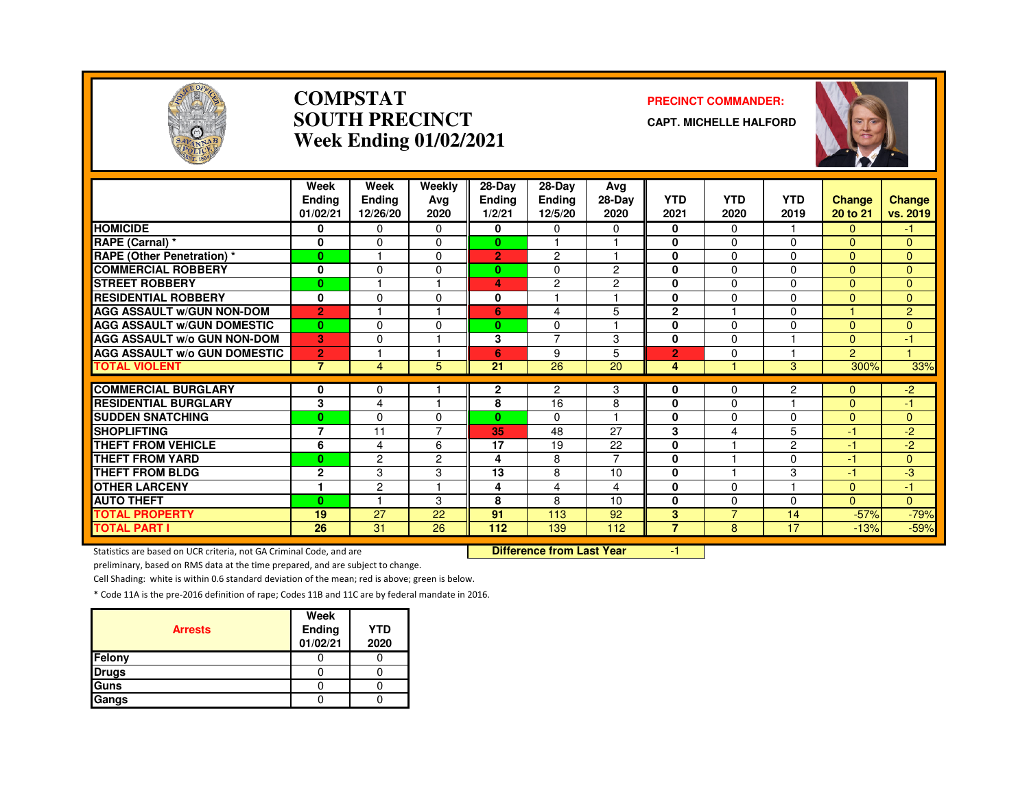# COMPSTAT
# SOUTH PRECINCT
# Week Ending 01/02/2021

**PRECINCT COMMANDER:**

**CAPT. MICHELLE HALFORD**

| | Week Ending 01/02/21 | Week Ending 12/26/20 | Weekly Avg 2020 | 28-Day Ending 1/2/21 | 28-Day Ending 12/5/20 | Avg 28-Day 2020 | YTD 2021 | YTD 2020 | YTD 2019 | Change 20 to 21 | Change vs. 2019 |
|---|---|---|---|---|---|---|---|---|---|---|---|
| HOMICIDE | 0 | 0 | 0 | 0 | 0 | 0 | 0 | 0 | 1 | 0 | -1 |
| RAPE (Carnal) * | 0 | 0 | 0 | 0 | 1 | 1 | 0 | 0 | 0 | 0 | 0 |
| RAPE (Other Penetration) * | 0 | 1 | 0 | 2 | 2 | 1 | 0 | 0 | 0 | 0 | 0 |
| COMMERCIAL ROBBERY | 0 | 0 | 0 | 0 | 0 | 2 | 0 | 0 | 0 | 0 | 0 |
| STREET ROBBERY | 0 | 1 | 1 | 4 | 2 | 2 | 0 | 0 | 0 | 0 | 0 |
| RESIDENTIAL ROBBERY | 0 | 0 | 0 | 0 | 1 | 1 | 0 | 0 | 0 | 0 | 0 |
| AGG ASSAULT w/GUN NON-DOM | 2 | 1 | 1 | 6 | 4 | 5 | 2 | 1 | 0 | 1 | 2 |
| AGG ASSAULT w/GUN DOMESTIC | 0 | 0 | 0 | 0 | 0 | 1 | 0 | 0 | 0 | 0 | 0 |
| AGG ASSAULT w/o GUN NON-DOM | 3 | 0 | 1 | 3 | 7 | 3 | 0 | 0 | 1 | 0 | -1 |
| AGG ASSAULT w/o GUN DOMESTIC | 2 | 1 | 1 | 6 | 9 | 5 | 2 | 0 | 1 | 2 | 1 |
| TOTAL VIOLENT | 7 | 4 | 5 | 21 | 26 | 20 | 4 | 1 | 3 | 300% | 33% |
| COMMERCIAL BURGLARY | 0 | 0 | 1 | 2 | 2 | 3 | 0 | 0 | 2 | 0 | -2 |
| RESIDENTIAL BURGLARY | 3 | 4 | 1 | 8 | 16 | 8 | 0 | 0 | 1 | 0 | -1 |
| SUDDEN SNATCHING | 0 | 0 | 0 | 0 | 0 | 1 | 0 | 0 | 0 | 0 | 0 |
| SHOPLIFTING | 7 | 11 | 7 | 35 | 48 | 27 | 3 | 4 | 5 | -1 | -2 |
| THEFT FROM VEHICLE | 6 | 4 | 6 | 17 | 19 | 22 | 0 | 1 | 2 | -1 | -2 |
| THEFT FROM YARD | 0 | 2 | 2 | 4 | 8 | 7 | 0 | 1 | 0 | -1 | 0 |
| THEFT FROM BLDG | 2 | 3 | 3 | 13 | 8 | 10 | 0 | 1 | 3 | -1 | -3 |
| OTHER LARCENY | 1 | 2 | 1 | 4 | 4 | 4 | 0 | 0 | 1 | 0 | -1 |
| AUTO THEFT | 0 | 1 | 3 | 8 | 8 | 10 | 0 | 0 | 0 | 0 | 0 |
| TOTAL PROPERTY | 19 | 27 | 22 | 91 | 113 | 92 | 3 | 7 | 14 | -57% | -79% |
| TOTAL PART I | 26 | 31 | 26 | 112 | 139 | 112 | 7 | 8 | 17 | -13% | -59% |

**Difference from Last Year** -1

Statistics are based on UCR criteria, not GA Criminal Code, and are preliminary, based on RMS data at the time prepared, and are subject to change.

Cell Shading: white is within 0.6 standard deviation of the mean; red is above; green is below.

* Code 11A is the pre-2016 definition of rape; Codes 11B and 11C are by federal mandate in 2016.

| Arrests | Week Ending 01/02/21 | YTD 2020 |
|---|---|---|
| Felony | 0 | 0 |
| Drugs | 0 | 0 |
| Guns | 0 | 0 |
| Gangs | 0 | 0 |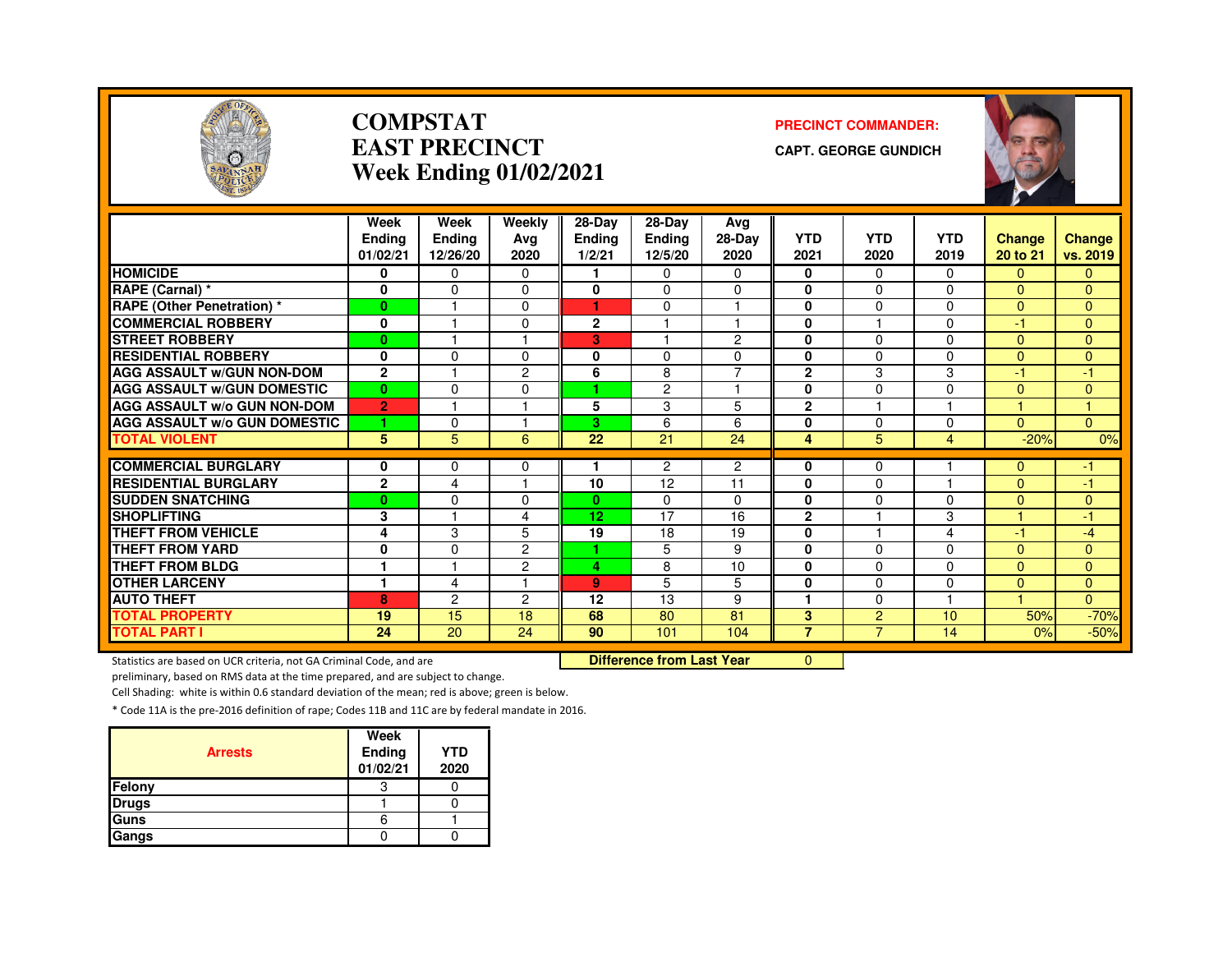# COMPSTAT
# EAST PRECINCT
# Week Ending 01/02/2021

**PRECINCT COMMANDER:**

**CAPT. GEORGE GUNDICH**

| | Week Ending 01/02/21 | Week Ending 12/26/20 | Weekly Avg 2020 | 28-Day Ending 1/2/21 | 28-Day Ending 12/5/20 | Avg 28-Day 2020 | YTD 2021 | YTD 2020 | YTD 2019 | Change 20 to 21 | Change vs. 2019 |
|---|---|---|---|---|---|---|---|---|---|---|---|
| HOMICIDE | 0 | 0 | 0 | 1 | 0 | 0 | 0 | 0 | 0 | 0 | 0 |
| RAPE (Carnal) * | 0 | 0 | 0 | 0 | 0 | 0 | 0 | 0 | 0 | 0 | 0 |
| RAPE (Other Penetration) * | 0 | 1 | 0 | 1 | 0 | 1 | 0 | 0 | 0 | 0 | 0 |
| COMMERCIAL ROBBERY | 0 | 1 | 0 | 2 | 1 | 1 | 0 | 1 | 0 | -1 | 0 |
| STREET ROBBERY | 0 | 1 | 1 | 3 | 1 | 2 | 0 | 0 | 0 | 0 | 0 |
| RESIDENTIAL ROBBERY | 0 | 0 | 0 | 0 | 0 | 0 | 0 | 0 | 0 | 0 | 0 |
| AGG ASSAULT w/GUN NON-DOM | 2 | 1 | 2 | 6 | 8 | 7 | 2 | 3 | 3 | -1 | -1 |
| AGG ASSAULT w/GUN DOMESTIC | 0 | 0 | 0 | 1 | 2 | 1 | 0 | 0 | 0 | 0 | 0 |
| AGG ASSAULT w/o GUN NON-DOM | 2 | 1 | 1 | 5 | 3 | 5 | 2 | 1 | 1 | 1 | 1 |
| AGG ASSAULT w/o GUN DOMESTIC | 1 | 0 | 1 | 3 | 6 | 6 | 0 | 0 | 0 | 0 | 0 |
| TOTAL VIOLENT | 5 | 5 | 6 | 22 | 21 | 24 | 4 | 5 | 4 | -20% | 0% |
| COMMERCIAL BURGLARY | 0 | 0 | 0 | 1 | 2 | 2 | 0 | 0 | 1 | 0 | -1 |
| RESIDENTIAL BURGLARY | 2 | 4 | 1 | 10 | 12 | 11 | 0 | 0 | 1 | 0 | -1 |
| SUDDEN SNATCHING | 0 | 0 | 0 | 0 | 0 | 0 | 0 | 0 | 0 | 0 | 0 |
| SHOPLIFTING | 3 | 1 | 4 | 12 | 17 | 16 | 2 | 1 | 3 | 1 | -1 |
| THEFT FROM VEHICLE | 4 | 3 | 5 | 19 | 18 | 19 | 0 | 1 | 4 | -1 | -4 |
| THEFT FROM YARD | 0 | 0 | 2 | 1 | 5 | 9 | 0 | 0 | 0 | 0 | 0 |
| THEFT FROM BLDG | 1 | 1 | 2 | 4 | 8 | 10 | 0 | 0 | 0 | 0 | 0 |
| OTHER LARCENY | 1 | 4 | 1 | 9 | 5 | 5 | 0 | 0 | 0 | 0 | 0 |
| AUTO THEFT | 8 | 2 | 2 | 12 | 13 | 9 | 1 | 0 | 1 | 1 | 0 |
| TOTAL PROPERTY | 19 | 15 | 18 | 68 | 80 | 81 | 3 | 2 | 10 | 50% | -70% |
| TOTAL PART I | 24 | 20 | 24 | 90 | 101 | 104 | 7 | 7 | 14 | 0% | -50% |

**Difference from Last Year** 0

Statistics are based on UCR criteria, not GA Criminal Code, and are preliminary, based on RMS data at the time prepared, and are subject to change.

Cell Shading: white is within 0.6 standard deviation of the mean; red is above; green is below.

* Code 11A is the pre-2016 definition of rape; Codes 11B and 11C are by federal mandate in 2016.

| Arrests | Week Ending 01/02/21 | YTD 2020 |
|---|---|---|
| Felony | 3 | 0 |
| Drugs | 1 | 0 |
| Guns | 6 | 1 |
| Gangs | 0 | 0 |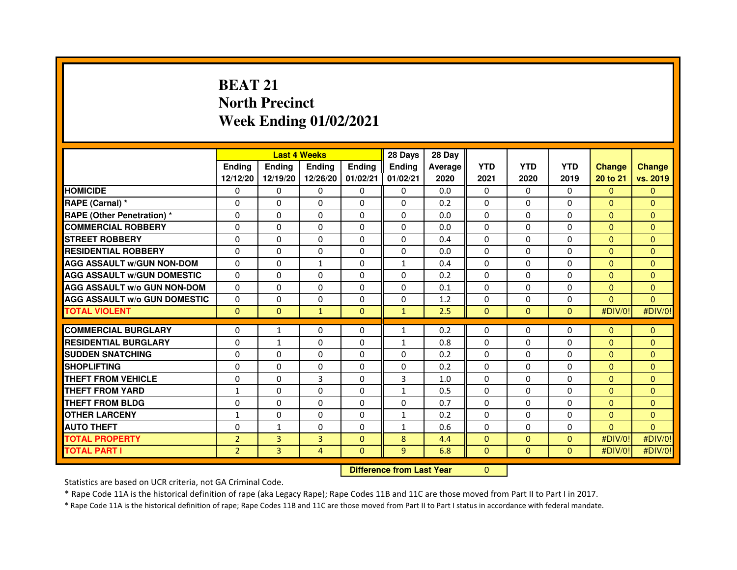# BEAT 21
# North Precinct
# Week Ending 01/02/2021

| | Last 4 Weeks | | | | 28 Days | 28 Day | | | | | |
|---|---|---|---|---|---|---|---|---|---|---|---|
| | Ending 12/12/20 | Ending 12/19/20 | Ending 12/26/20 | Ending 01/02/21 | Ending 01/02/21 | Average 2020 | YTD 2021 | YTD 2020 | YTD 2019 | Change 20 to 21 | Change vs. 2019 |
| HOMICIDE | 0 | 0 | 0 | 0 | 0 | 0.0 | 0 | 0 | 0 | 0 | 0 |
| RAPE (Carnal) * | 0 | 0 | 0 | 0 | 0 | 0.2 | 0 | 0 | 0 | 0 | 0 |
| RAPE (Other Penetration) * | 0 | 0 | 0 | 0 | 0 | 0.0 | 0 | 0 | 0 | 0 | 0 |
| COMMERCIAL ROBBERY | 0 | 0 | 0 | 0 | 0 | 0.0 | 0 | 0 | 0 | 0 | 0 |
| STREET ROBBERY | 0 | 0 | 0 | 0 | 0 | 0.4 | 0 | 0 | 0 | 0 | 0 |
| RESIDENTIAL ROBBERY | 0 | 0 | 0 | 0 | 0 | 0.0 | 0 | 0 | 0 | 0 | 0 |
| AGG ASSAULT w/GUN NON-DOM | 0 | 0 | 1 | 0 | 1 | 0.4 | 0 | 0 | 0 | 0 | 0 |
| AGG ASSAULT w/GUN DOMESTIC | 0 | 0 | 0 | 0 | 0 | 0.2 | 0 | 0 | 0 | 0 | 0 |
| AGG ASSAULT w/o GUN NON-DOM | 0 | 0 | 0 | 0 | 0 | 0.1 | 0 | 0 | 0 | 0 | 0 |
| AGG ASSAULT w/o GUN DOMESTIC | 0 | 0 | 0 | 0 | 0 | 1.2 | 0 | 0 | 0 | 0 | 0 |
| TOTAL VIOLENT | 0 | 0 | 1 | 0 | 1 | 2.5 | 0 | 0 | 0 | #DIV/0! | #DIV/0! |
| COMMERCIAL BURGLARY | 0 | 1 | 0 | 0 | 1 | 0.2 | 0 | 0 | 0 | 0 | 0 |
| RESIDENTIAL BURGLARY | 0 | 1 | 0 | 0 | 1 | 0.8 | 0 | 0 | 0 | 0 | 0 |
| SUDDEN SNATCHING | 0 | 0 | 0 | 0 | 0 | 0.2 | 0 | 0 | 0 | 0 | 0 |
| SHOPLIFTING | 0 | 0 | 0 | 0 | 0 | 0.2 | 0 | 0 | 0 | 0 | 0 |
| THEFT FROM VEHICLE | 0 | 0 | 3 | 0 | 3 | 1.0 | 0 | 0 | 0 | 0 | 0 |
| THEFT FROM YARD | 1 | 0 | 0 | 0 | 1 | 0.5 | 0 | 0 | 0 | 0 | 0 |
| THEFT FROM BLDG | 0 | 0 | 0 | 0 | 0 | 0.7 | 0 | 0 | 0 | 0 | 0 |
| OTHER LARCENY | 1 | 0 | 0 | 0 | 1 | 0.2 | 0 | 0 | 0 | 0 | 0 |
| AUTO THEFT | 0 | 1 | 0 | 0 | 1 | 0.6 | 0 | 0 | 0 | 0 | 0 |
| TOTAL PROPERTY | 2 | 3 | 3 | 0 | 8 | 4.4 | 0 | 0 | 0 | #DIV/0! | #DIV/0! |
| TOTAL PART I | 2 | 3 | 4 | 0 | 9 | 6.8 | 0 | 0 | 0 | #DIV/0! | #DIV/0! |

**Difference from Last Year** 0

Statistics are based on UCR criteria, not GA Criminal Code.

* Rape Code 11A is the historical definition of rape (aka Legacy Rape); Rape Codes 11B and 11C are those moved from Part II to Part I in 2017.

* Rape Code 11A is the historical definition of rape; Rape Codes 11B and 11C are those moved from Part II to Part I status in accordance with federal mandate.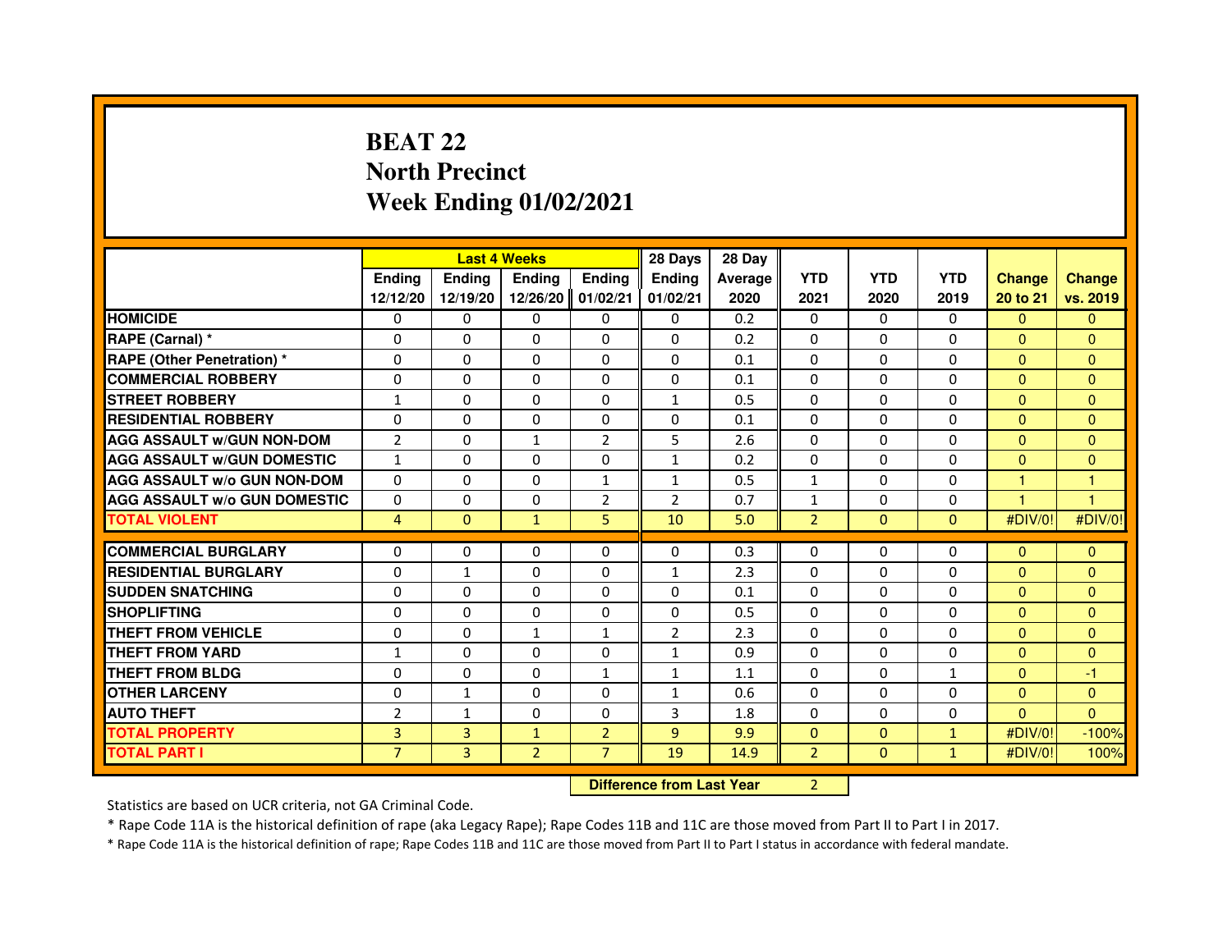# BEAT 22
# North Precinct
# Week Ending 01/02/2021

| | Last 4 Weeks | | | | 28 Days | 28 Day | | | | | |
|---|---|---|---|---|---|---|---|---|---|---|---|
| | Ending 12/12/20 | Ending 12/19/20 | Ending 12/26/20 | Ending 01/02/21 | Ending 01/02/21 | Average 2020 | YTD 2021 | YTD 2020 | YTD 2019 | Change 20 to 21 | Change vs. 2019 |
| HOMICIDE | 0 | 0 | 0 | 0 | 0 | 0.2 | 0 | 0 | 0 | 0 | 0 |
| RAPE (Carnal) * | 0 | 0 | 0 | 0 | 0 | 0.2 | 0 | 0 | 0 | 0 | 0 |
| RAPE (Other Penetration) * | 0 | 0 | 0 | 0 | 0 | 0.1 | 0 | 0 | 0 | 0 | 0 |
| COMMERCIAL ROBBERY | 0 | 0 | 0 | 0 | 0 | 0.1 | 0 | 0 | 0 | 0 | 0 |
| STREET ROBBERY | 1 | 0 | 0 | 0 | 1 | 0.5 | 0 | 0 | 0 | 0 | 0 |
| RESIDENTIAL ROBBERY | 0 | 0 | 0 | 0 | 0 | 0.1 | 0 | 0 | 0 | 0 | 0 |
| AGG ASSAULT w/GUN NON-DOM | 2 | 0 | 1 | 2 | 5 | 2.6 | 0 | 0 | 0 | 0 | 0 |
| AGG ASSAULT w/GUN DOMESTIC | 1 | 0 | 0 | 0 | 1 | 0.2 | 0 | 0 | 0 | 0 | 0 |
| AGG ASSAULT w/o GUN NON-DOM | 0 | 0 | 0 | 1 | 1 | 0.5 | 1 | 0 | 0 | 1 | 1 |
| AGG ASSAULT w/o GUN DOMESTIC | 0 | 0 | 0 | 2 | 2 | 0.7 | 1 | 0 | 0 | 1 | 1 |
| TOTAL VIOLENT | 4 | 0 | 1 | 5 | 10 | 5.0 | 2 | 0 | 0 | #DIV/0! | #DIV/0! |
| COMMERCIAL BURGLARY | 0 | 0 | 0 | 0 | 0 | 0.3 | 0 | 0 | 0 | 0 | 0 |
| RESIDENTIAL BURGLARY | 0 | 1 | 0 | 0 | 1 | 2.3 | 0 | 0 | 0 | 0 | 0 |
| SUDDEN SNATCHING | 0 | 0 | 0 | 0 | 0 | 0.1 | 0 | 0 | 0 | 0 | 0 |
| SHOPLIFTING | 0 | 0 | 0 | 0 | 0 | 0.5 | 0 | 0 | 0 | 0 | 0 |
| THEFT FROM VEHICLE | 0 | 0 | 1 | 1 | 2 | 2.3 | 0 | 0 | 0 | 0 | 0 |
| THEFT FROM YARD | 1 | 0 | 0 | 0 | 1 | 0.9 | 0 | 0 | 0 | 0 | 0 |
| THEFT FROM BLDG | 0 | 0 | 0 | 1 | 1 | 1.1 | 0 | 0 | 1 | 0 | -1 |
| OTHER LARCENY | 0 | 1 | 0 | 0 | 1 | 0.6 | 0 | 0 | 0 | 0 | 0 |
| AUTO THEFT | 2 | 1 | 0 | 0 | 3 | 1.8 | 0 | 0 | 0 | 0 | 0 |
| TOTAL PROPERTY | 3 | 3 | 1 | 2 | 9 | 9.9 | 0 | 0 | 1 | #DIV/0! | -100% |
| TOTAL PART I | 7 | 3 | 2 | 7 | 19 | 14.9 | 2 | 0 | 1 | #DIV/0! | 100% |

| Difference from Last Year | 2 |
|---|---|

Statistics are based on UCR criteria, not GA Criminal Code.

* Rape Code 11A is the historical definition of rape (aka Legacy Rape); Rape Codes 11B and 11C are those moved from Part II to Part I in 2017.

* Rape Code 11A is the historical definition of rape; Rape Codes 11B and 11C are those moved from Part II to Part I status in accordance with federal mandate.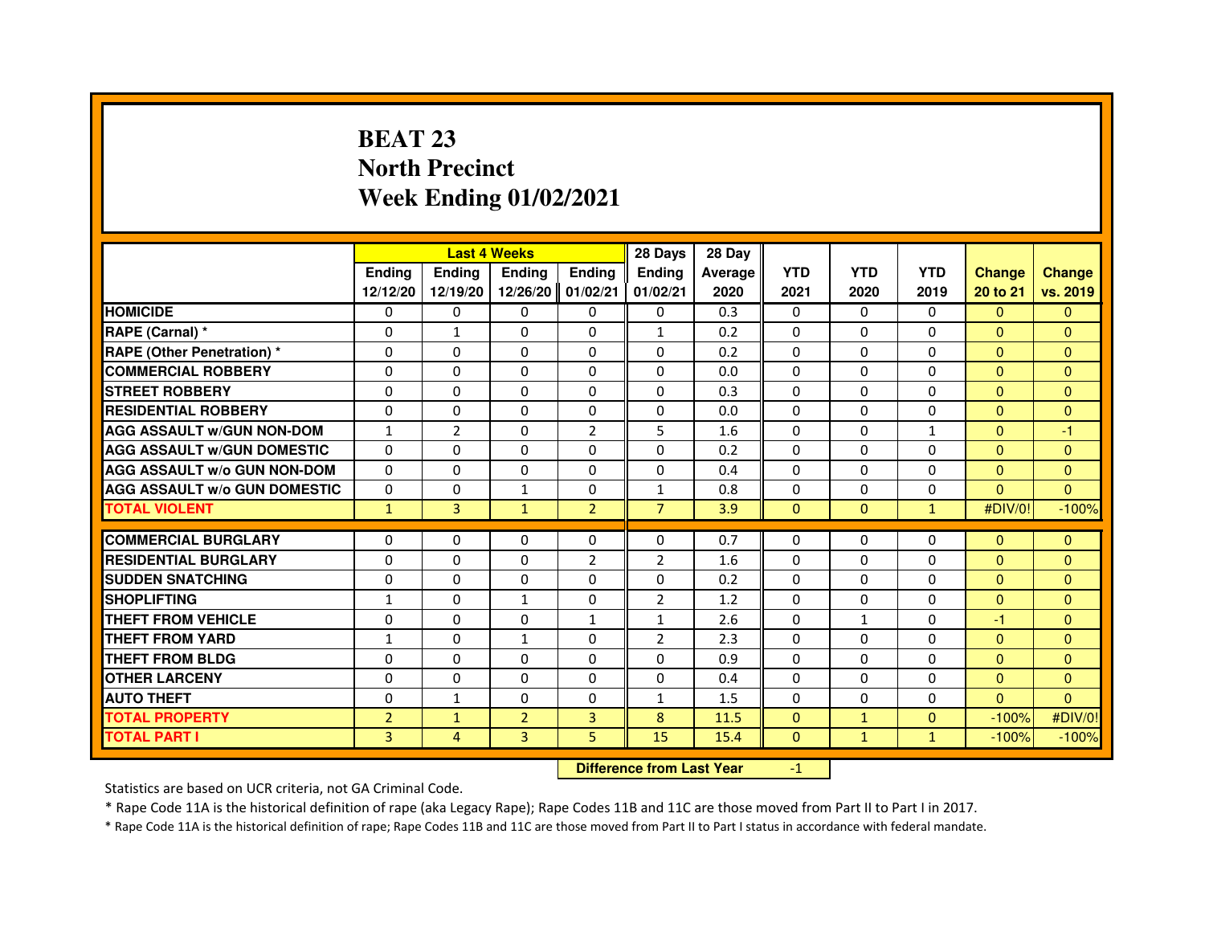# BEAT 23
## North Precinct
## Week Ending 01/02/2021

| | Last 4 Weeks | | | | 28 Days | 28 Day | | | | | |
|---|---|---|---|---|---|---|---|---|---|---|---|
| | Ending 12/12/20 | Ending 12/19/20 | Ending 12/26/20 | Ending 01/02/21 | Ending 01/02/21 | Average 2020 | YTD 2021 | YTD 2020 | YTD 2019 | Change 20 to 21 | Change vs. 2019 |
| HOMICIDE | 0 | 0 | 0 | 0 | 0 | 0.3 | 0 | 0 | 0 | 0 | 0 |
| RAPE (Carnal) * | 0 | 1 | 0 | 0 | 1 | 0.2 | 0 | 0 | 0 | 0 | 0 |
| RAPE (Other Penetration) * | 0 | 0 | 0 | 0 | 0 | 0.2 | 0 | 0 | 0 | 0 | 0 |
| COMMERCIAL ROBBERY | 0 | 0 | 0 | 0 | 0 | 0.0 | 0 | 0 | 0 | 0 | 0 |
| STREET ROBBERY | 0 | 0 | 0 | 0 | 0 | 0.3 | 0 | 0 | 0 | 0 | 0 |
| RESIDENTIAL ROBBERY | 0 | 0 | 0 | 0 | 0 | 0.0 | 0 | 0 | 0 | 0 | 0 |
| AGG ASSAULT w/GUN NON-DOM | 1 | 2 | 0 | 2 | 5 | 1.6 | 0 | 0 | 1 | 0 | -1 |
| AGG ASSAULT w/GUN DOMESTIC | 0 | 0 | 0 | 0 | 0 | 0.2 | 0 | 0 | 0 | 0 | 0 |
| AGG ASSAULT w/o GUN NON-DOM | 0 | 0 | 0 | 0 | 0 | 0.4 | 0 | 0 | 0 | 0 | 0 |
| AGG ASSAULT w/o GUN DOMESTIC | 0 | 0 | 1 | 0 | 1 | 0.8 | 0 | 0 | 0 | 0 | 0 |
| TOTAL VIOLENT | 1 | 3 | 1 | 2 | 7 | 3.9 | 0 | 0 | 1 | #DIV/0! | -100% |
| COMMERCIAL BURGLARY | 0 | 0 | 0 | 0 | 0 | 0.7 | 0 | 0 | 0 | 0 | 0 |
| RESIDENTIAL BURGLARY | 0 | 0 | 0 | 2 | 2 | 1.6 | 0 | 0 | 0 | 0 | 0 |
| SUDDEN SNATCHING | 0 | 0 | 0 | 0 | 0 | 0.2 | 0 | 0 | 0 | 0 | 0 |
| SHOPLIFTING | 1 | 0 | 1 | 0 | 2 | 1.2 | 0 | 0 | 0 | 0 | 0 |
| THEFT FROM VEHICLE | 0 | 0 | 0 | 1 | 1 | 2.6 | 0 | 1 | 0 | -1 | 0 |
| THEFT FROM YARD | 1 | 0 | 1 | 0 | 2 | 2.3 | 0 | 0 | 0 | 0 | 0 |
| THEFT FROM BLDG | 0 | 0 | 0 | 0 | 0 | 0.9 | 0 | 0 | 0 | 0 | 0 |
| OTHER LARCENY | 0 | 0 | 0 | 0 | 0 | 0.4 | 0 | 0 | 0 | 0 | 0 |
| AUTO THEFT | 0 | 1 | 0 | 0 | 1 | 1.5 | 0 | 0 | 0 | 0 | 0 |
| TOTAL PROPERTY | 2 | 1 | 2 | 3 | 8 | 11.5 | 0 | 1 | 0 | -100% | #DIV/0! |
| TOTAL PART I | 3 | 4 | 3 | 5 | 15 | 15.4 | 0 | 1 | 1 | -100% | -100% |

**Difference from Last Year** -1

Statistics are based on UCR criteria, not GA Criminal Code.

* Rape Code 11A is the historical definition of rape (aka Legacy Rape); Rape Codes 11B and 11C are those moved from Part II to Part I in 2017.

* Rape Code 11A is the historical definition of rape; Rape Codes 11B and 11C are those moved from Part II to Part I status in accordance with federal mandate.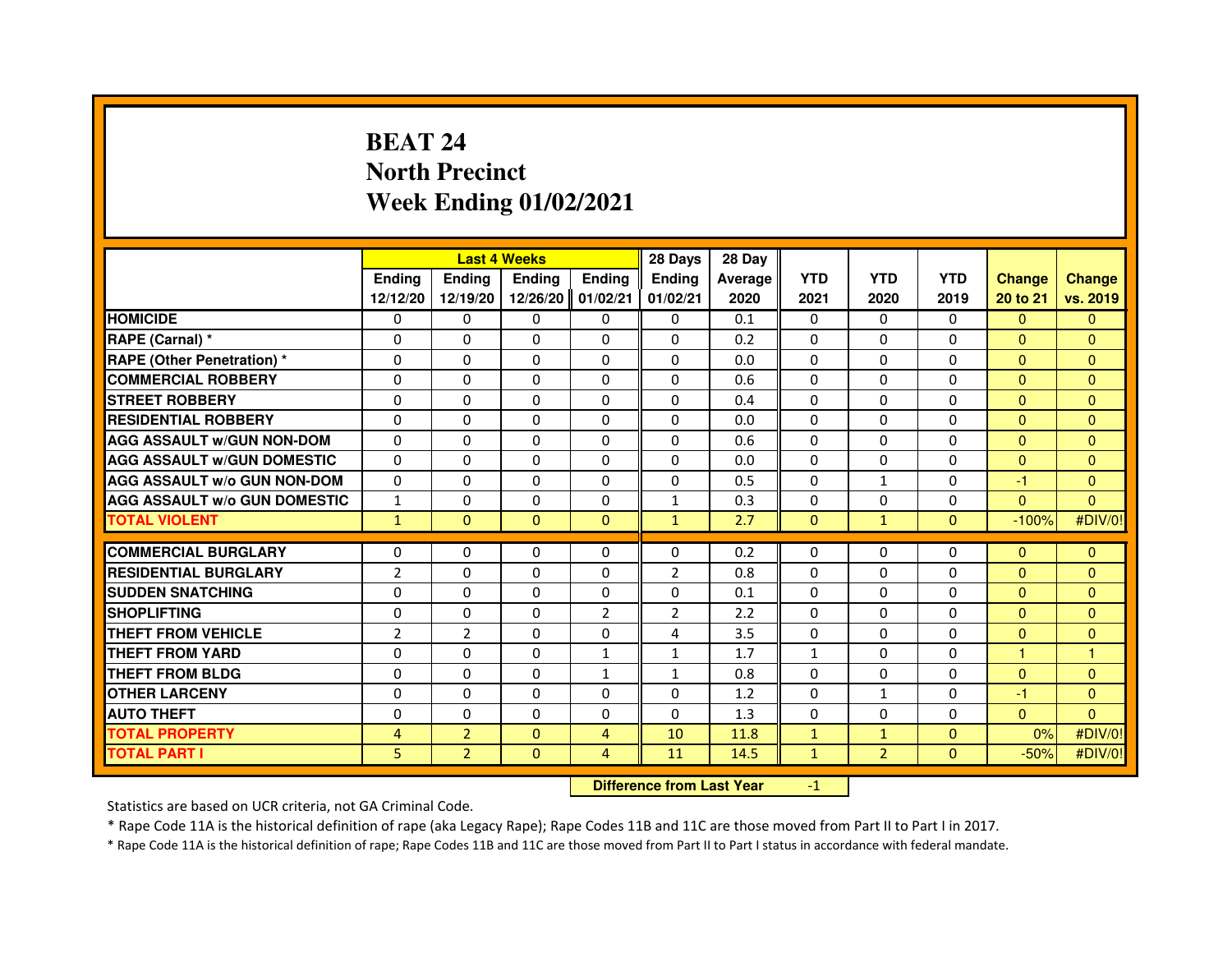# BEAT 24
## North Precinct
## Week Ending 01/02/2021

| | Last 4 Weeks | | | | 28 Days | 28 Day | | | | | |
|---|---|---|---|---|---|---|---|---|---|---|---|
| | Ending 12/12/20 | Ending 12/19/20 | Ending 12/26/20 | Ending 01/02/21 | Ending 01/02/21 | Average 2020 | YTD 2021 | YTD 2020 | YTD 2019 | Change 20 to 21 | Change vs. 2019 |
| HOMICIDE | 0 | 0 | 0 | 0 | 0 | 0.1 | 0 | 0 | 0 | 0 | 0 |
| RAPE (Carnal) * | 0 | 0 | 0 | 0 | 0 | 0.2 | 0 | 0 | 0 | 0 | 0 |
| RAPE (Other Penetration) * | 0 | 0 | 0 | 0 | 0 | 0.0 | 0 | 0 | 0 | 0 | 0 |
| COMMERCIAL ROBBERY | 0 | 0 | 0 | 0 | 0 | 0.6 | 0 | 0 | 0 | 0 | 0 |
| STREET ROBBERY | 0 | 0 | 0 | 0 | 0 | 0.4 | 0 | 0 | 0 | 0 | 0 |
| RESIDENTIAL ROBBERY | 0 | 0 | 0 | 0 | 0 | 0.0 | 0 | 0 | 0 | 0 | 0 |
| AGG ASSAULT w/GUN NON-DOM | 0 | 0 | 0 | 0 | 0 | 0.6 | 0 | 0 | 0 | 0 | 0 |
| AGG ASSAULT w/GUN DOMESTIC | 0 | 0 | 0 | 0 | 0 | 0.0 | 0 | 0 | 0 | 0 | 0 |
| AGG ASSAULT w/o GUN NON-DOM | 0 | 0 | 0 | 0 | 0 | 0.5 | 0 | 1 | 0 | -1 | 0 |
| AGG ASSAULT w/o GUN DOMESTIC | 1 | 0 | 0 | 0 | 1 | 0.3 | 0 | 0 | 0 | 0 | 0 |
| TOTAL VIOLENT | 1 | 0 | 0 | 0 | 1 | 2.7 | 0 | 1 | 0 | -100% | #DIV/0! |
| COMMERCIAL BURGLARY | 0 | 0 | 0 | 0 | 0 | 0.2 | 0 | 0 | 0 | 0 | 0 |
| RESIDENTIAL BURGLARY | 2 | 0 | 0 | 0 | 2 | 0.8 | 0 | 0 | 0 | 0 | 0 |
| SUDDEN SNATCHING | 0 | 0 | 0 | 0 | 0 | 0.1 | 0 | 0 | 0 | 0 | 0 |
| SHOPLIFTING | 0 | 0 | 0 | 2 | 2 | 2.2 | 0 | 0 | 0 | 0 | 0 |
| THEFT FROM VEHICLE | 2 | 2 | 0 | 0 | 4 | 3.5 | 0 | 0 | 0 | 0 | 0 |
| THEFT FROM YARD | 0 | 0 | 0 | 1 | 1 | 1.7 | 1 | 0 | 0 | 1 | 1 |
| THEFT FROM BLDG | 0 | 0 | 0 | 1 | 1 | 0.8 | 0 | 0 | 0 | 0 | 0 |
| OTHER LARCENY | 0 | 0 | 0 | 0 | 0 | 1.2 | 0 | 1 | 0 | -1 | 0 |
| AUTO THEFT | 0 | 0 | 0 | 0 | 0 | 1.3 | 0 | 0 | 0 | 0 | 0 |
| TOTAL PROPERTY | 4 | 2 | 0 | 4 | 10 | 11.8 | 1 | 1 | 0 | 0% | #DIV/0! |
| TOTAL PART I | 5 | 2 | 0 | 4 | 11 | 14.5 | 1 | 2 | 0 | -50% | #DIV/0! |

**Difference from Last Year** -1

Statistics are based on UCR criteria, not GA Criminal Code.

* Rape Code 11A is the historical definition of rape (aka Legacy Rape); Rape Codes 11B and 11C are those moved from Part II to Part I in 2017.

* Rape Code 11A is the historical definition of rape; Rape Codes 11B and 11C are those moved from Part II to Part I status in accordance with federal mandate.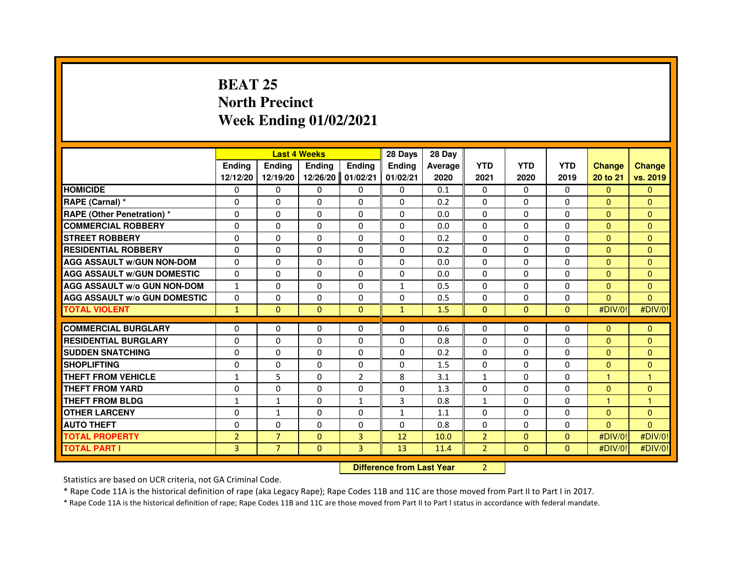# BEAT 25
# North Precinct
# Week Ending 01/02/2021

| | Last 4 Weeks | | | | 28 Days | 28 Day | | | | | |
|---|---|---|---|---|---|---|---|---|---|---|---|
| | Ending 12/12/20 | Ending 12/19/20 | Ending 12/26/20 | Ending 01/02/21 | Ending 01/02/21 | Average 2020 | YTD 2021 | YTD 2020 | YTD 2019 | Change 20 to 21 | Change vs. 2019 |
| HOMICIDE | 0 | 0 | 0 | 0 | 0 | 0.1 | 0 | 0 | 0 | 0 | 0 |
| RAPE (Carnal) * | 0 | 0 | 0 | 0 | 0 | 0.2 | 0 | 0 | 0 | 0 | 0 |
| RAPE (Other Penetration) * | 0 | 0 | 0 | 0 | 0 | 0.0 | 0 | 0 | 0 | 0 | 0 |
| COMMERCIAL ROBBERY | 0 | 0 | 0 | 0 | 0 | 0.0 | 0 | 0 | 0 | 0 | 0 |
| STREET ROBBERY | 0 | 0 | 0 | 0 | 0 | 0.2 | 0 | 0 | 0 | 0 | 0 |
| RESIDENTIAL ROBBERY | 0 | 0 | 0 | 0 | 0 | 0.2 | 0 | 0 | 0 | 0 | 0 |
| AGG ASSAULT w/GUN NON-DOM | 0 | 0 | 0 | 0 | 0 | 0.0 | 0 | 0 | 0 | 0 | 0 |
| AGG ASSAULT w/GUN DOMESTIC | 0 | 0 | 0 | 0 | 0 | 0.0 | 0 | 0 | 0 | 0 | 0 |
| AGG ASSAULT w/o GUN NON-DOM | 1 | 0 | 0 | 0 | 1 | 0.5 | 0 | 0 | 0 | 0 | 0 |
| AGG ASSAULT w/o GUN DOMESTIC | 0 | 0 | 0 | 0 | 0 | 0.5 | 0 | 0 | 0 | 0 | 0 |
| TOTAL VIOLENT | 1 | 0 | 0 | 0 | 1 | 1.5 | 0 | 0 | 0 | #DIV/0! | #DIV/0! |
| COMMERCIAL BURGLARY | 0 | 0 | 0 | 0 | 0 | 0.6 | 0 | 0 | 0 | 0 | 0 |
| RESIDENTIAL BURGLARY | 0 | 0 | 0 | 0 | 0 | 0.8 | 0 | 0 | 0 | 0 | 0 |
| SUDDEN SNATCHING | 0 | 0 | 0 | 0 | 0 | 0.2 | 0 | 0 | 0 | 0 | 0 |
| SHOPLIFTING | 0 | 0 | 0 | 0 | 0 | 1.5 | 0 | 0 | 0 | 0 | 0 |
| THEFT FROM VEHICLE | 1 | 5 | 0 | 2 | 8 | 3.1 | 1 | 0 | 0 | 1 | 1 |
| THEFT FROM YARD | 0 | 0 | 0 | 0 | 0 | 1.3 | 0 | 0 | 0 | 0 | 0 |
| THEFT FROM BLDG | 1 | 1 | 0 | 1 | 3 | 0.8 | 1 | 0 | 0 | 1 | 1 |
| OTHER LARCENY | 0 | 1 | 0 | 0 | 1 | 1.1 | 0 | 0 | 0 | 0 | 0 |
| AUTO THEFT | 0 | 0 | 0 | 0 | 0 | 0.8 | 0 | 0 | 0 | 0 | 0 |
| TOTAL PROPERTY | 2 | 7 | 0 | 3 | 12 | 10.0 | 2 | 0 | 0 | #DIV/0! | #DIV/0! |
| TOTAL PART I | 3 | 7 | 0 | 3 | 13 | 11.4 | 2 | 0 | 0 | #DIV/0! | #DIV/0! |

**Difference from Last Year** 2

Statistics are based on UCR criteria, not GA Criminal Code.

* Rape Code 11A is the historical definition of rape (aka Legacy Rape); Rape Codes 11B and 11C are those moved from Part II to Part I in 2017.

* Rape Code 11A is the historical definition of rape; Rape Codes 11B and 11C are those moved from Part II to Part I status in accordance with federal mandate.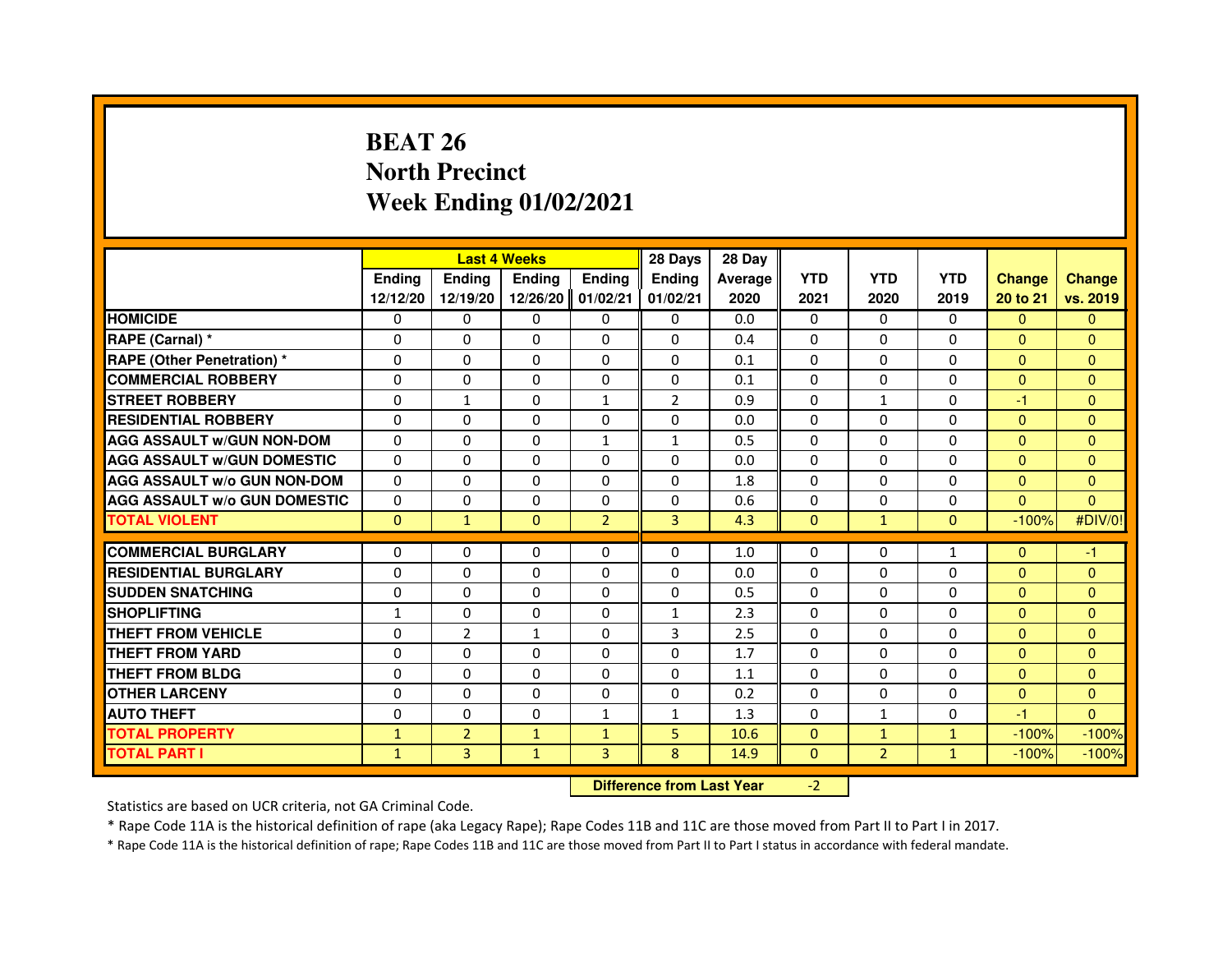# BEAT 26
## North Precinct
## Week Ending 01/02/2021

| | Last 4 Weeks | | | | 28 Days | 28 Day | | | | | |
|---|---|---|---|---|---|---|---|---|---|---|---|
| | Ending 12/12/20 | Ending 12/19/20 | Ending 12/26/20 | Ending 01/02/21 | Ending 01/02/21 | Average 2020 | YTD 2021 | YTD 2020 | YTD 2019 | Change 20 to 21 | Change vs. 2019 |
| HOMICIDE | 0 | 0 | 0 | 0 | 0 | 0.0 | 0 | 0 | 0 | 0 | 0 |
| RAPE (Carnal) * | 0 | 0 | 0 | 0 | 0 | 0.4 | 0 | 0 | 0 | 0 | 0 |
| RAPE (Other Penetration) * | 0 | 0 | 0 | 0 | 0 | 0.1 | 0 | 0 | 0 | 0 | 0 |
| COMMERCIAL ROBBERY | 0 | 0 | 0 | 0 | 0 | 0.1 | 0 | 0 | 0 | 0 | 0 |
| STREET ROBBERY | 0 | 1 | 0 | 1 | 2 | 0.9 | 0 | 1 | 0 | -1 | 0 |
| RESIDENTIAL ROBBERY | 0 | 0 | 0 | 0 | 0 | 0.0 | 0 | 0 | 0 | 0 | 0 |
| AGG ASSAULT w/GUN NON-DOM | 0 | 0 | 0 | 1 | 1 | 0.5 | 0 | 0 | 0 | 0 | 0 |
| AGG ASSAULT w/GUN DOMESTIC | 0 | 0 | 0 | 0 | 0 | 0.0 | 0 | 0 | 0 | 0 | 0 |
| AGG ASSAULT w/o GUN NON-DOM | 0 | 0 | 0 | 0 | 0 | 1.8 | 0 | 0 | 0 | 0 | 0 |
| AGG ASSAULT w/o GUN DOMESTIC | 0 | 0 | 0 | 0 | 0 | 0.6 | 0 | 0 | 0 | 0 | 0 |
| TOTAL VIOLENT | 0 | 1 | 0 | 2 | 3 | 4.3 | 0 | 1 | 0 | -100% | #DIV/0! |
| COMMERCIAL BURGLARY | 0 | 0 | 0 | 0 | 0 | 1.0 | 0 | 0 | 1 | 0 | -1 |
| RESIDENTIAL BURGLARY | 0 | 0 | 0 | 0 | 0 | 0.0 | 0 | 0 | 0 | 0 | 0 |
| SUDDEN SNATCHING | 0 | 0 | 0 | 0 | 0 | 0.5 | 0 | 0 | 0 | 0 | 0 |
| SHOPLIFTING | 1 | 0 | 0 | 0 | 1 | 2.3 | 0 | 0 | 0 | 0 | 0 |
| THEFT FROM VEHICLE | 0 | 2 | 1 | 0 | 3 | 2.5 | 0 | 0 | 0 | 0 | 0 |
| THEFT FROM YARD | 0 | 0 | 0 | 0 | 0 | 1.7 | 0 | 0 | 0 | 0 | 0 |
| THEFT FROM BLDG | 0 | 0 | 0 | 0 | 0 | 1.1 | 0 | 0 | 0 | 0 | 0 |
| OTHER LARCENY | 0 | 0 | 0 | 0 | 0 | 0.2 | 0 | 0 | 0 | 0 | 0 |
| AUTO THEFT | 0 | 0 | 0 | 1 | 1 | 1.3 | 0 | 1 | 0 | -1 | 0 |
| TOTAL PROPERTY | 1 | 2 | 1 | 1 | 5 | 10.6 | 0 | 1 | 1 | -100% | -100% |
| TOTAL PART I | 1 | 3 | 1 | 3 | 8 | 14.9 | 0 | 2 | 1 | -100% | -100% |

**Difference from Last Year** -2

Statistics are based on UCR criteria, not GA Criminal Code.

* Rape Code 11A is the historical definition of rape (aka Legacy Rape); Rape Codes 11B and 11C are those moved from Part II to Part I in 2017.

* Rape Code 11A is the historical definition of rape; Rape Codes 11B and 11C are those moved from Part II to Part I status in accordance with federal mandate.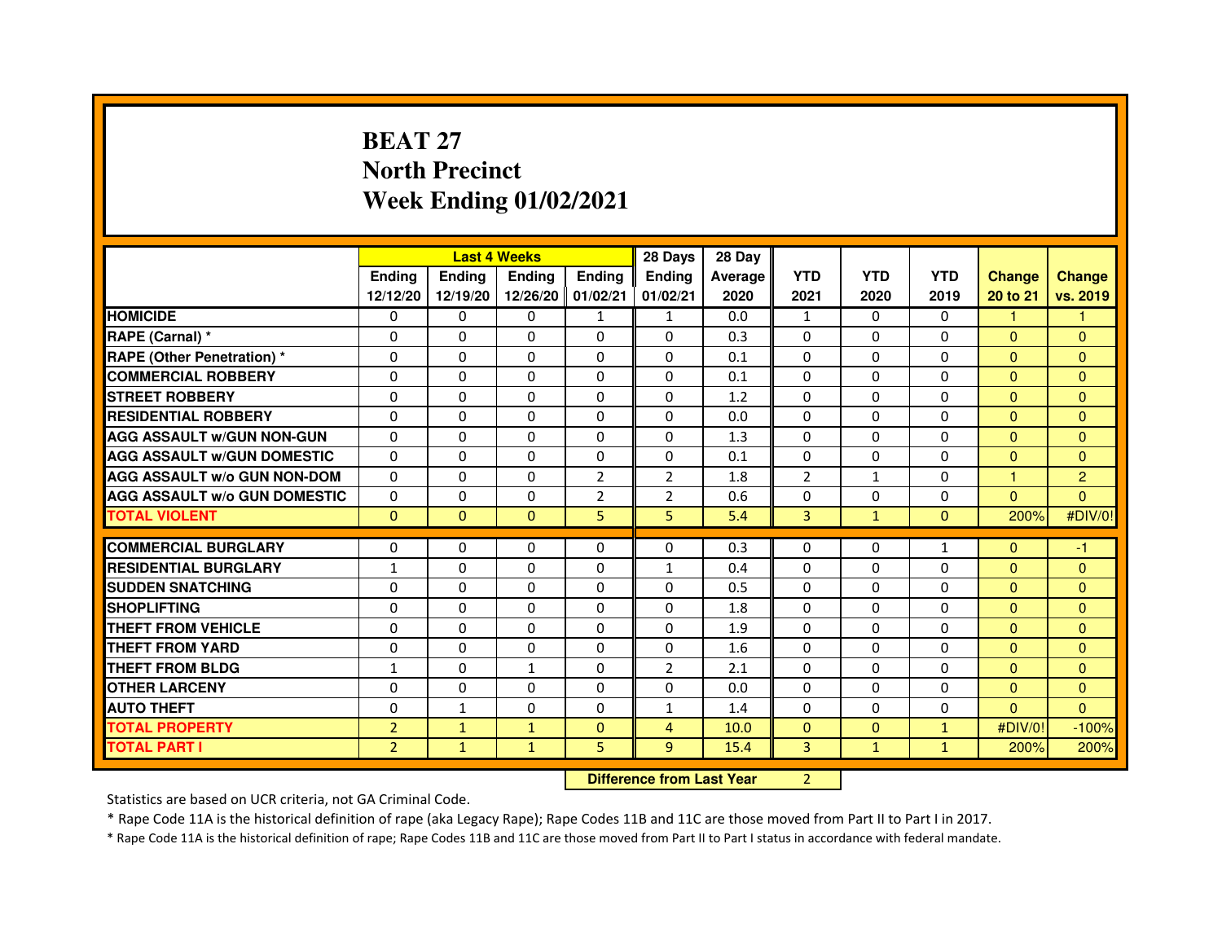# BEAT 27
## North Precinct
## Week Ending 01/02/2021

| | Last 4 Weeks | | | | 28 Days | 28 Day | | | | | |
|---|---|---|---|---|---|---|---|---|---|---|---|
| | Ending 12/12/20 | Ending 12/19/20 | Ending 12/26/20 | Ending 01/02/21 | Ending 01/02/21 | Average 2020 | YTD 2021 | YTD 2020 | YTD 2019 | Change 20 to 21 | Change vs. 2019 |
| HOMICIDE | 0 | 0 | 0 | 1 | 1 | 0.0 | 1 | 0 | 0 | 1 | 1 |
| RAPE (Carnal) * | 0 | 0 | 0 | 0 | 0 | 0.3 | 0 | 0 | 0 | 0 | 0 |
| RAPE (Other Penetration) * | 0 | 0 | 0 | 0 | 0 | 0.1 | 0 | 0 | 0 | 0 | 0 |
| COMMERCIAL ROBBERY | 0 | 0 | 0 | 0 | 0 | 0.1 | 0 | 0 | 0 | 0 | 0 |
| STREET ROBBERY | 0 | 0 | 0 | 0 | 0 | 1.2 | 0 | 0 | 0 | 0 | 0 |
| RESIDENTIAL ROBBERY | 0 | 0 | 0 | 0 | 0 | 0.0 | 0 | 0 | 0 | 0 | 0 |
| AGG ASSAULT w/GUN NON-GUN | 0 | 0 | 0 | 0 | 0 | 1.3 | 0 | 0 | 0 | 0 | 0 |
| AGG ASSAULT w/GUN DOMESTIC | 0 | 0 | 0 | 0 | 0 | 0.1 | 0 | 0 | 0 | 0 | 0 |
| AGG ASSAULT w/o GUN NON-DOM | 0 | 0 | 0 | 2 | 2 | 1.8 | 2 | 1 | 0 | 1 | 2 |
| AGG ASSAULT w/o GUN DOMESTIC | 0 | 0 | 0 | 2 | 2 | 0.6 | 0 | 0 | 0 | 0 | 0 |
| TOTAL VIOLENT | 0 | 0 | 0 | 5 | 5 | 5.4 | 3 | 1 | 0 | 200% | #DIV/0! |
| COMMERCIAL BURGLARY | 0 | 0 | 0 | 0 | 0 | 0.3 | 0 | 0 | 1 | 0 | -1 |
| RESIDENTIAL BURGLARY | 1 | 0 | 0 | 0 | 1 | 0.4 | 0 | 0 | 0 | 0 | 0 |
| SUDDEN SNATCHING | 0 | 0 | 0 | 0 | 0 | 0.5 | 0 | 0 | 0 | 0 | 0 |
| SHOPLIFTING | 0 | 0 | 0 | 0 | 0 | 1.8 | 0 | 0 | 0 | 0 | 0 |
| THEFT FROM VEHICLE | 0 | 0 | 0 | 0 | 0 | 1.9 | 0 | 0 | 0 | 0 | 0 |
| THEFT FROM YARD | 0 | 0 | 0 | 0 | 0 | 1.6 | 0 | 0 | 0 | 0 | 0 |
| THEFT FROM BLDG | 1 | 0 | 1 | 0 | 2 | 2.1 | 0 | 0 | 0 | 0 | 0 |
| OTHER LARCENY | 0 | 0 | 0 | 0 | 0 | 0.0 | 0 | 0 | 0 | 0 | 0 |
| AUTO THEFT | 0 | 1 | 0 | 0 | 1 | 1.4 | 0 | 0 | 0 | 0 | 0 |
| TOTAL PROPERTY | 2 | 1 | 1 | 0 | 4 | 10.0 | 0 | 0 | 1 | #DIV/0! | -100% |
| TOTAL PART I | 2 | 1 | 1 | 5 | 9 | 15.4 | 3 | 1 | 1 | 200% | 200% |

**Difference from Last Year** 2

Statistics are based on UCR criteria, not GA Criminal Code.

* Rape Code 11A is the historical definition of rape (aka Legacy Rape); Rape Codes 11B and 11C are those moved from Part II to Part I in 2017.

* Rape Code 11A is the historical definition of rape; Rape Codes 11B and 11C are those moved from Part II to Part I status in accordance with federal mandate.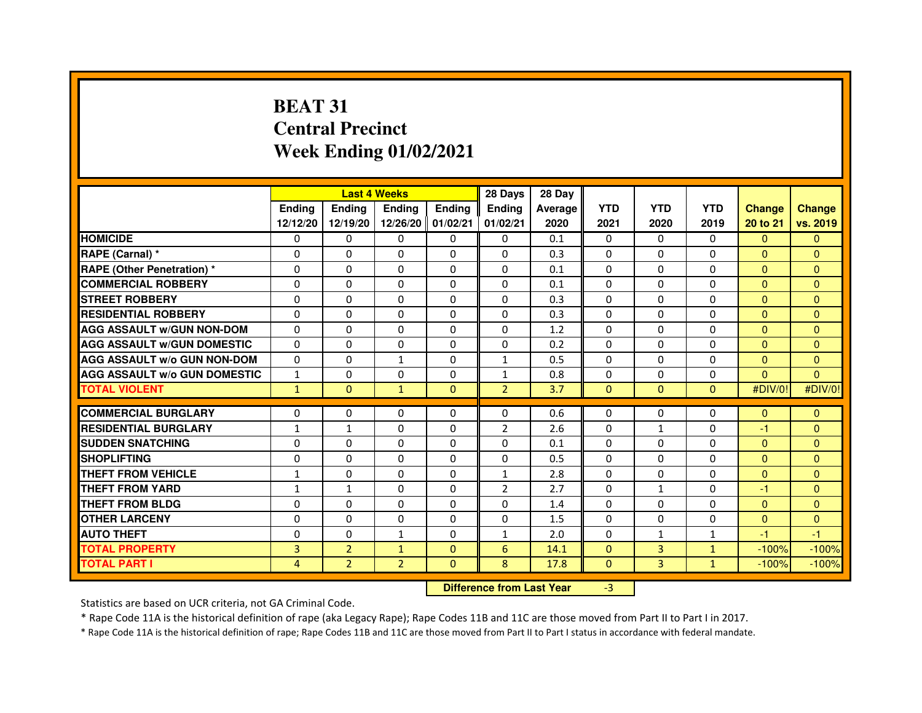# BEAT 31
# Central Precinct
# Week Ending 01/02/2021

| | Last 4 Weeks | | | | 28 Days | 28 Day | | | | | |
|---|---|---|---|---|---|---|---|---|---|---|---|
| | Ending 12/12/20 | Ending 12/19/20 | Ending 12/26/20 | Ending 01/02/21 | Ending 01/02/21 | Average 2020 | YTD 2021 | YTD 2020 | YTD 2019 | Change 20 to 21 | Change vs. 2019 |
| HOMICIDE | 0 | 0 | 0 | 0 | 0 | 0.1 | 0 | 0 | 0 | 0 | 0 |
| RAPE (Carnal) * | 0 | 0 | 0 | 0 | 0 | 0.3 | 0 | 0 | 0 | 0 | 0 |
| RAPE (Other Penetration) * | 0 | 0 | 0 | 0 | 0 | 0.1 | 0 | 0 | 0 | 0 | 0 |
| COMMERCIAL ROBBERY | 0 | 0 | 0 | 0 | 0 | 0.1 | 0 | 0 | 0 | 0 | 0 |
| STREET ROBBERY | 0 | 0 | 0 | 0 | 0 | 0.3 | 0 | 0 | 0 | 0 | 0 |
| RESIDENTIAL ROBBERY | 0 | 0 | 0 | 0 | 0 | 0.3 | 0 | 0 | 0 | 0 | 0 |
| AGG ASSAULT w/GUN NON-DOM | 0 | 0 | 0 | 0 | 0 | 1.2 | 0 | 0 | 0 | 0 | 0 |
| AGG ASSAULT w/GUN DOMESTIC | 0 | 0 | 0 | 0 | 0 | 0.2 | 0 | 0 | 0 | 0 | 0 |
| AGG ASSAULT w/o GUN NON-DOM | 0 | 0 | 1 | 0 | 1 | 0.5 | 0 | 0 | 0 | 0 | 0 |
| AGG ASSAULT w/o GUN DOMESTIC | 1 | 0 | 0 | 0 | 1 | 0.8 | 0 | 0 | 0 | 0 | 0 |
| TOTAL VIOLENT | 1 | 0 | 1 | 0 | 2 | 3.7 | 0 | 0 | 0 | #DIV/0! | #DIV/0! |
| COMMERCIAL BURGLARY | 0 | 0 | 0 | 0 | 0 | 0.6 | 0 | 0 | 0 | 0 | 0 |
| RESIDENTIAL BURGLARY | 1 | 1 | 0 | 0 | 2 | 2.6 | 0 | 1 | 0 | -1 | 0 |
| SUDDEN SNATCHING | 0 | 0 | 0 | 0 | 0 | 0.1 | 0 | 0 | 0 | 0 | 0 |
| SHOPLIFTING | 0 | 0 | 0 | 0 | 0 | 0.5 | 0 | 0 | 0 | 0 | 0 |
| THEFT FROM VEHICLE | 1 | 0 | 0 | 0 | 1 | 2.8 | 0 | 0 | 0 | 0 | 0 |
| THEFT FROM YARD | 1 | 1 | 0 | 0 | 2 | 2.7 | 0 | 1 | 0 | -1 | 0 |
| THEFT FROM BLDG | 0 | 0 | 0 | 0 | 0 | 1.4 | 0 | 0 | 0 | 0 | 0 |
| OTHER LARCENY | 0 | 0 | 0 | 0 | 0 | 1.5 | 0 | 0 | 0 | 0 | 0 |
| AUTO THEFT | 0 | 0 | 1 | 0 | 1 | 2.0 | 0 | 1 | 1 | -1 | -1 |
| TOTAL PROPERTY | 3 | 2 | 1 | 0 | 6 | 14.1 | 0 | 3 | 1 | -100% | -100% |
| TOTAL PART I | 4 | 2 | 2 | 0 | 8 | 17.8 | 0 | 3 | 1 | -100% | -100% |

**Difference from Last Year** -3

Statistics are based on UCR criteria, not GA Criminal Code.

* Rape Code 11A is the historical definition of rape (aka Legacy Rape); Rape Codes 11B and 11C are those moved from Part II to Part I in 2017.

* Rape Code 11A is the historical definition of rape; Rape Codes 11B and 11C are those moved from Part II to Part I status in accordance with federal mandate.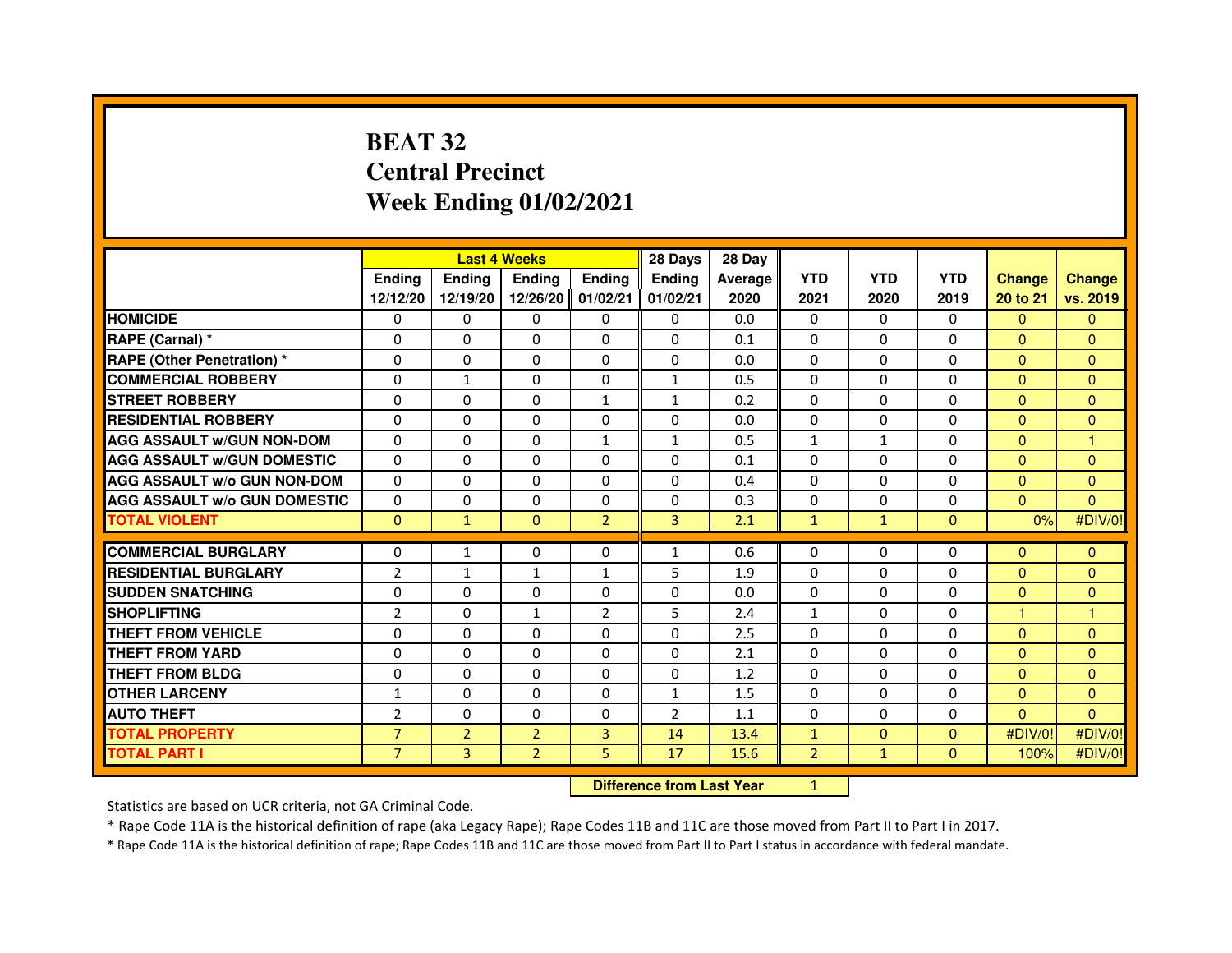# BEAT 32
# Central Precinct
# Week Ending 01/02/2021

| | Last 4 Weeks | | | | 28 Days | 28 Day | | | | | |
|---|---|---|---|---|---|---|---|---|---|---|---|
| | Ending 12/12/20 | Ending 12/19/20 | Ending 12/26/20 | Ending 01/02/21 | Ending 01/02/21 | Average 2020 | YTD 2021 | YTD 2020 | YTD 2019 | Change 20 to 21 | Change vs. 2019 |
| HOMICIDE | 0 | 0 | 0 | 0 | 0 | 0.0 | 0 | 0 | 0 | 0 | 0 |
| RAPE (Carnal) * | 0 | 0 | 0 | 0 | 0 | 0.1 | 0 | 0 | 0 | 0 | 0 |
| RAPE (Other Penetration) * | 0 | 0 | 0 | 0 | 0 | 0.0 | 0 | 0 | 0 | 0 | 0 |
| COMMERCIAL ROBBERY | 0 | 1 | 0 | 0 | 1 | 0.5 | 0 | 0 | 0 | 0 | 0 |
| STREET ROBBERY | 0 | 0 | 0 | 1 | 1 | 0.2 | 0 | 0 | 0 | 0 | 0 |
| RESIDENTIAL ROBBERY | 0 | 0 | 0 | 0 | 0 | 0.0 | 0 | 0 | 0 | 0 | 0 |
| AGG ASSAULT w/GUN NON-DOM | 0 | 0 | 0 | 1 | 1 | 0.5 | 1 | 1 | 0 | 0 | 1 |
| AGG ASSAULT w/GUN DOMESTIC | 0 | 0 | 0 | 0 | 0 | 0.1 | 0 | 0 | 0 | 0 | 0 |
| AGG ASSAULT w/o GUN NON-DOM | 0 | 0 | 0 | 0 | 0 | 0.4 | 0 | 0 | 0 | 0 | 0 |
| AGG ASSAULT w/o GUN DOMESTIC | 0 | 0 | 0 | 0 | 0 | 0.3 | 0 | 0 | 0 | 0 | 0 |
| TOTAL VIOLENT | 0 | 1 | 0 | 2 | 3 | 2.1 | 1 | 1 | 0 | 0% | #DIV/0! |
| COMMERCIAL BURGLARY | 0 | 1 | 0 | 0 | 1 | 0.6 | 0 | 0 | 0 | 0 | 0 |
| RESIDENTIAL BURGLARY | 2 | 1 | 1 | 1 | 5 | 1.9 | 0 | 0 | 0 | 0 | 0 |
| SUDDEN SNATCHING | 0 | 0 | 0 | 0 | 0 | 0.0 | 0 | 0 | 0 | 0 | 0 |
| SHOPLIFTING | 2 | 0 | 1 | 2 | 5 | 2.4 | 1 | 0 | 0 | 1 | 1 |
| THEFT FROM VEHICLE | 0 | 0 | 0 | 0 | 0 | 2.5 | 0 | 0 | 0 | 0 | 0 |
| THEFT FROM YARD | 0 | 0 | 0 | 0 | 0 | 2.1 | 0 | 0 | 0 | 0 | 0 |
| THEFT FROM BLDG | 0 | 0 | 0 | 0 | 0 | 1.2 | 0 | 0 | 0 | 0 | 0 |
| OTHER LARCENY | 1 | 0 | 0 | 0 | 1 | 1.5 | 0 | 0 | 0 | 0 | 0 |
| AUTO THEFT | 2 | 0 | 0 | 0 | 2 | 1.1 | 0 | 0 | 0 | 0 | 0 |
| TOTAL PROPERTY | 7 | 2 | 2 | 3 | 14 | 13.4 | 1 | 0 | 0 | #DIV/0! | #DIV/0! |
| TOTAL PART I | 7 | 3 | 2 | 5 | 17 | 15.6 | 2 | 1 | 0 | 100% | #DIV/0! |

**Difference from Last Year** 1

Statistics are based on UCR criteria, not GA Criminal Code.

* Rape Code 11A is the historical definition of rape (aka Legacy Rape); Rape Codes 11B and 11C are those moved from Part II to Part I in 2017.

* Rape Code 11A is the historical definition of rape; Rape Codes 11B and 11C are those moved from Part II to Part I status in accordance with federal mandate.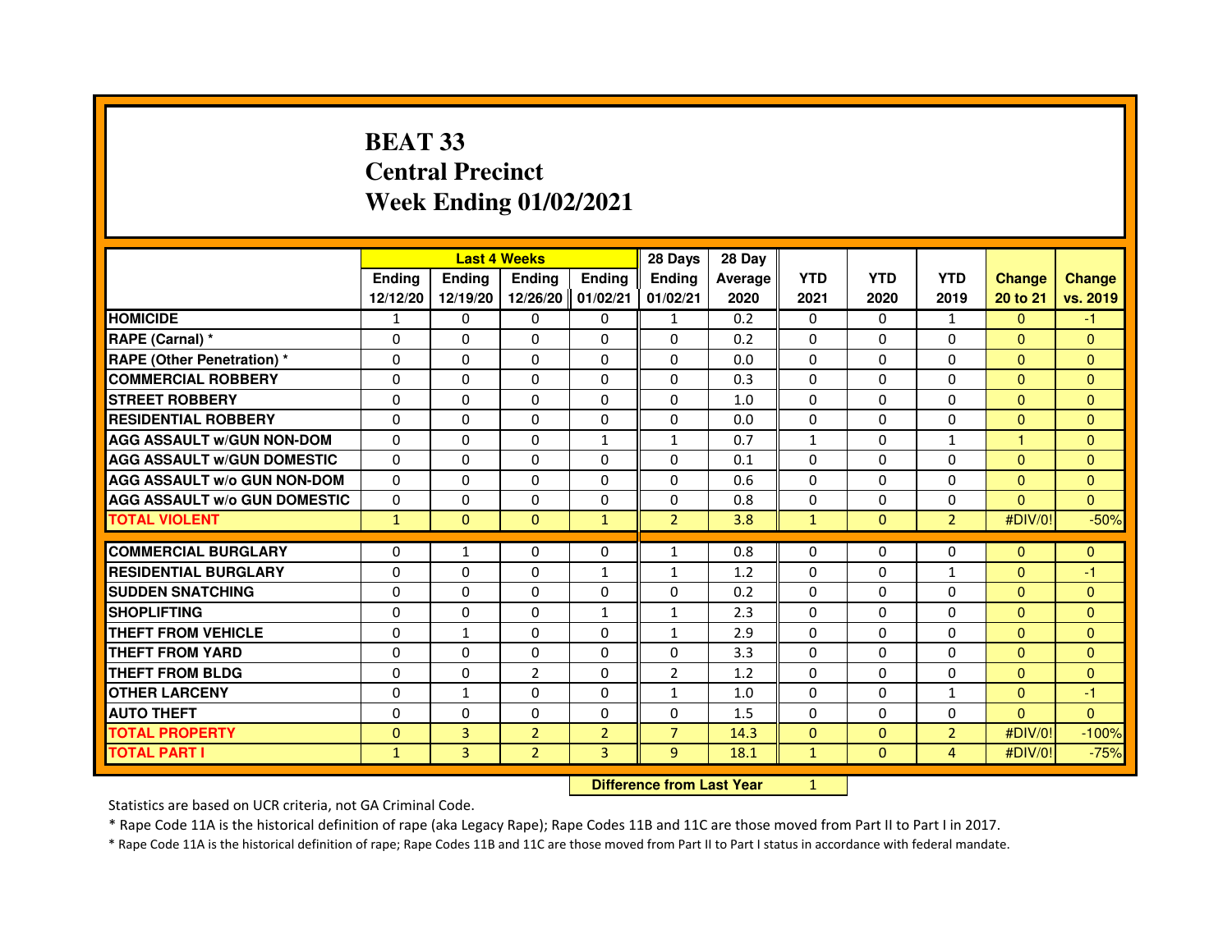# BEAT 33
# Central Precinct
# Week Ending 01/02/2021

| | Last 4 Weeks | | | | 28 Days | 28 Day | | | | | |
|---|---|---|---|---|---|---|---|---|---|---|---|
| | Ending 12/12/20 | Ending 12/19/20 | Ending 12/26/20 | Ending 01/02/21 | Ending 01/02/21 | Average 2020 | YTD 2021 | YTD 2020 | YTD 2019 | Change 20 to 21 | Change vs. 2019 |
| HOMICIDE | 1 | 0 | 0 | 0 | 1 | 0.2 | 0 | 0 | 1 | 0 | -1 |
| RAPE (Carnal) * | 0 | 0 | 0 | 0 | 0 | 0.2 | 0 | 0 | 0 | 0 | 0 |
| RAPE (Other Penetration) * | 0 | 0 | 0 | 0 | 0 | 0.0 | 0 | 0 | 0 | 0 | 0 |
| COMMERCIAL ROBBERY | 0 | 0 | 0 | 0 | 0 | 0.3 | 0 | 0 | 0 | 0 | 0 |
| STREET ROBBERY | 0 | 0 | 0 | 0 | 0 | 1.0 | 0 | 0 | 0 | 0 | 0 |
| RESIDENTIAL ROBBERY | 0 | 0 | 0 | 0 | 0 | 0.0 | 0 | 0 | 0 | 0 | 0 |
| AGG ASSAULT w/GUN NON-DOM | 0 | 0 | 0 | 1 | 1 | 0.7 | 1 | 0 | 1 | 1 | 0 |
| AGG ASSAULT w/GUN DOMESTIC | 0 | 0 | 0 | 0 | 0 | 0.1 | 0 | 0 | 0 | 0 | 0 |
| AGG ASSAULT w/o GUN NON-DOM | 0 | 0 | 0 | 0 | 0 | 0.6 | 0 | 0 | 0 | 0 | 0 |
| AGG ASSAULT w/o GUN DOMESTIC | 0 | 0 | 0 | 0 | 0 | 0.8 | 0 | 0 | 0 | 0 | 0 |
| TOTAL VIOLENT | 1 | 0 | 0 | 1 | 2 | 3.8 | 1 | 0 | 2 | #DIV/0! | -50% |
| COMMERCIAL BURGLARY | 0 | 1 | 0 | 0 | 1 | 0.8 | 0 | 0 | 0 | 0 | 0 |
| RESIDENTIAL BURGLARY | 0 | 0 | 0 | 1 | 1 | 1.2 | 0 | 0 | 1 | 0 | -1 |
| SUDDEN SNATCHING | 0 | 0 | 0 | 0 | 0 | 0.2 | 0 | 0 | 0 | 0 | 0 |
| SHOPLIFTING | 0 | 0 | 0 | 1 | 1 | 2.3 | 0 | 0 | 0 | 0 | 0 |
| THEFT FROM VEHICLE | 0 | 1 | 0 | 0 | 1 | 2.9 | 0 | 0 | 0 | 0 | 0 |
| THEFT FROM YARD | 0 | 0 | 0 | 0 | 0 | 3.3 | 0 | 0 | 0 | 0 | 0 |
| THEFT FROM BLDG | 0 | 0 | 2 | 0 | 2 | 1.2 | 0 | 0 | 0 | 0 | 0 |
| OTHER LARCENY | 0 | 1 | 0 | 0 | 1 | 1.0 | 0 | 0 | 1 | 0 | -1 |
| AUTO THEFT | 0 | 0 | 0 | 0 | 0 | 1.5 | 0 | 0 | 0 | 0 | 0 |
| TOTAL PROPERTY | 0 | 3 | 2 | 2 | 7 | 14.3 | 0 | 0 | 2 | #DIV/0! | -100% |
| TOTAL PART I | 1 | 3 | 2 | 3 | 9 | 18.1 | 1 | 0 | 4 | #DIV/0! | -75% |

**Difference from Last Year** 1

Statistics are based on UCR criteria, not GA Criminal Code.

* Rape Code 11A is the historical definition of rape (aka Legacy Rape); Rape Codes 11B and 11C are those moved from Part II to Part I in 2017.

* Rape Code 11A is the historical definition of rape; Rape Codes 11B and 11C are those moved from Part II to Part I status in accordance with federal mandate.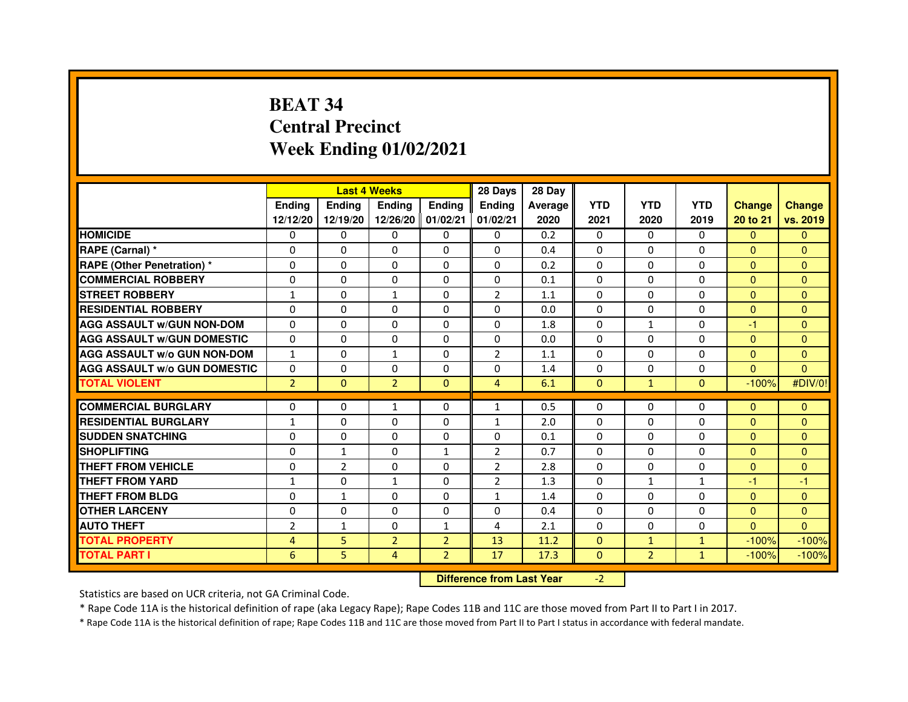# BEAT 34
# Central Precinct
# Week Ending 01/02/2021

| | Last 4 Weeks | | | | 28 Days | 28 Day | | | | | |
|---|---|---|---|---|---|---|---|---|---|---|---|
| | Ending 12/12/20 | Ending 12/19/20 | Ending 12/26/20 | Ending 01/02/21 | Ending 01/02/21 | Average 2020 | YTD 2021 | YTD 2020 | YTD 2019 | Change 20 to 21 | Change vs. 2019 |
| HOMICIDE | 0 | 0 | 0 | 0 | 0 | 0.2 | 0 | 0 | 0 | 0 | 0 |
| RAPE (Carnal) * | 0 | 0 | 0 | 0 | 0 | 0.4 | 0 | 0 | 0 | 0 | 0 |
| RAPE (Other Penetration) * | 0 | 0 | 0 | 0 | 0 | 0.2 | 0 | 0 | 0 | 0 | 0 |
| COMMERCIAL ROBBERY | 0 | 0 | 0 | 0 | 0 | 0.1 | 0 | 0 | 0 | 0 | 0 |
| STREET ROBBERY | 1 | 0 | 1 | 0 | 2 | 1.1 | 0 | 0 | 0 | 0 | 0 |
| RESIDENTIAL ROBBERY | 0 | 0 | 0 | 0 | 0 | 0.0 | 0 | 0 | 0 | 0 | 0 |
| AGG ASSAULT w/GUN NON-DOM | 0 | 0 | 0 | 0 | 0 | 1.8 | 0 | 1 | 0 | -1 | 0 |
| AGG ASSAULT w/GUN DOMESTIC | 0 | 0 | 0 | 0 | 0 | 0.0 | 0 | 0 | 0 | 0 | 0 |
| AGG ASSAULT w/o GUN NON-DOM | 1 | 0 | 1 | 0 | 2 | 1.1 | 0 | 0 | 0 | 0 | 0 |
| AGG ASSAULT w/o GUN DOMESTIC | 0 | 0 | 0 | 0 | 0 | 1.4 | 0 | 0 | 0 | 0 | 0 |
| TOTAL VIOLENT | 2 | 0 | 2 | 0 | 4 | 6.1 | 0 | 1 | 0 | -100% | #DIV/0! |
| COMMERCIAL BURGLARY | 0 | 0 | 1 | 0 | 1 | 0.5 | 0 | 0 | 0 | 0 | 0 |
| RESIDENTIAL BURGLARY | 1 | 0 | 0 | 0 | 1 | 2.0 | 0 | 0 | 0 | 0 | 0 |
| SUDDEN SNATCHING | 0 | 0 | 0 | 0 | 0 | 0.1 | 0 | 0 | 0 | 0 | 0 |
| SHOPLIFTING | 0 | 1 | 0 | 1 | 2 | 0.7 | 0 | 0 | 0 | 0 | 0 |
| THEFT FROM VEHICLE | 0 | 2 | 0 | 0 | 2 | 2.8 | 0 | 0 | 0 | 0 | 0 |
| THEFT FROM YARD | 1 | 0 | 1 | 0 | 2 | 1.3 | 0 | 1 | 1 | -1 | -1 |
| THEFT FROM BLDG | 0 | 1 | 0 | 0 | 1 | 1.4 | 0 | 0 | 0 | 0 | 0 |
| OTHER LARCENY | 0 | 0 | 0 | 0 | 0 | 0.4 | 0 | 0 | 0 | 0 | 0 |
| AUTO THEFT | 2 | 1 | 0 | 1 | 4 | 2.1 | 0 | 0 | 0 | 0 | 0 |
| TOTAL PROPERTY | 4 | 5 | 2 | 2 | 13 | 11.2 | 0 | 1 | 1 | -100% | -100% |
| TOTAL PART I | 6 | 5 | 4 | 2 | 17 | 17.3 | 0 | 2 | 1 | -100% | -100% |

**Difference from Last Year** -2

Statistics are based on UCR criteria, not GA Criminal Code.

* Rape Code 11A is the historical definition of rape (aka Legacy Rape); Rape Codes 11B and 11C are those moved from Part II to Part I in 2017.

* Rape Code 11A is the historical definition of rape; Rape Codes 11B and 11C are those moved from Part II to Part I status in accordance with federal mandate.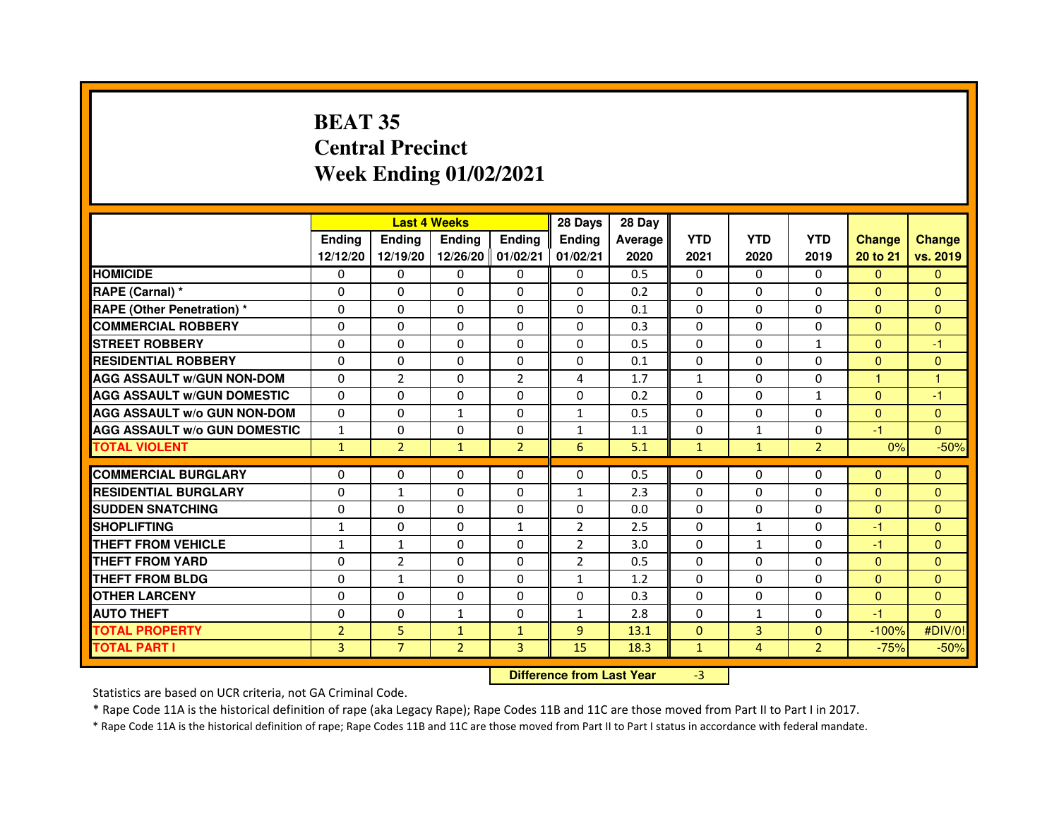# BEAT 35
## Central Precinct
## Week Ending 01/02/2021

| | Last 4 Weeks | | | | 28 Days | 28 Day | | | | | |
|---|---|---|---|---|---|---|---|---|---|---|---|
| | Ending 12/12/20 | Ending 12/19/20 | Ending 12/26/20 | Ending 01/02/21 | Ending 01/02/21 | Average 2020 | YTD 2021 | YTD 2020 | YTD 2019 | Change 20 to 21 | Change vs. 2019 |
| HOMICIDE | 0 | 0 | 0 | 0 | 0 | 0.5 | 0 | 0 | 0 | 0 | 0 |
| RAPE (Carnal) * | 0 | 0 | 0 | 0 | 0 | 0.2 | 0 | 0 | 0 | 0 | 0 |
| RAPE (Other Penetration) * | 0 | 0 | 0 | 0 | 0 | 0.1 | 0 | 0 | 0 | 0 | 0 |
| COMMERCIAL ROBBERY | 0 | 0 | 0 | 0 | 0 | 0.3 | 0 | 0 | 0 | 0 | 0 |
| STREET ROBBERY | 0 | 0 | 0 | 0 | 0 | 0.5 | 0 | 0 | 1 | 0 | -1 |
| RESIDENTIAL ROBBERY | 0 | 0 | 0 | 0 | 0 | 0.1 | 0 | 0 | 0 | 0 | 0 |
| AGG ASSAULT w/GUN NON-DOM | 0 | 2 | 0 | 2 | 4 | 1.7 | 1 | 0 | 0 | 1 | 1 |
| AGG ASSAULT w/GUN DOMESTIC | 0 | 0 | 0 | 0 | 0 | 0.2 | 0 | 0 | 1 | 0 | -1 |
| AGG ASSAULT w/o GUN NON-DOM | 0 | 0 | 1 | 0 | 1 | 0.5 | 0 | 0 | 0 | 0 | 0 |
| AGG ASSAULT w/o GUN DOMESTIC | 1 | 0 | 0 | 0 | 1 | 1.1 | 0 | 1 | 0 | -1 | 0 |
| TOTAL VIOLENT | 1 | 2 | 1 | 2 | 6 | 5.1 | 1 | 1 | 2 | 0% | -50% |
| COMMERCIAL BURGLARY | 0 | 0 | 0 | 0 | 0 | 0.5 | 0 | 0 | 0 | 0 | 0 |
| RESIDENTIAL BURGLARY | 0 | 1 | 0 | 0 | 1 | 2.3 | 0 | 0 | 0 | 0 | 0 |
| SUDDEN SNATCHING | 0 | 0 | 0 | 0 | 0 | 0.0 | 0 | 0 | 0 | 0 | 0 |
| SHOPLIFTING | 1 | 0 | 0 | 1 | 2 | 2.5 | 0 | 1 | 0 | -1 | 0 |
| THEFT FROM VEHICLE | 1 | 1 | 0 | 0 | 2 | 3.0 | 0 | 1 | 0 | -1 | 0 |
| THEFT FROM YARD | 0 | 2 | 0 | 0 | 2 | 0.5 | 0 | 0 | 0 | 0 | 0 |
| THEFT FROM BLDG | 0 | 1 | 0 | 0 | 1 | 1.2 | 0 | 0 | 0 | 0 | 0 |
| OTHER LARCENY | 0 | 0 | 0 | 0 | 0 | 0.3 | 0 | 0 | 0 | 0 | 0 |
| AUTO THEFT | 0 | 0 | 1 | 0 | 1 | 2.8 | 0 | 1 | 0 | -1 | 0 |
| TOTAL PROPERTY | 2 | 5 | 1 | 1 | 9 | 13.1 | 0 | 3 | 0 | -100% | #DIV/0! |
| TOTAL PART I | 3 | 7 | 2 | 3 | 15 | 18.3 | 1 | 4 | 2 | -75% | -50% |

**Difference from Last Year** -3

Statistics are based on UCR criteria, not GA Criminal Code.

* Rape Code 11A is the historical definition of rape (aka Legacy Rape); Rape Codes 11B and 11C are those moved from Part II to Part I in 2017.

* Rape Code 11A is the historical definition of rape; Rape Codes 11B and 11C are those moved from Part II to Part I status in accordance with federal mandate.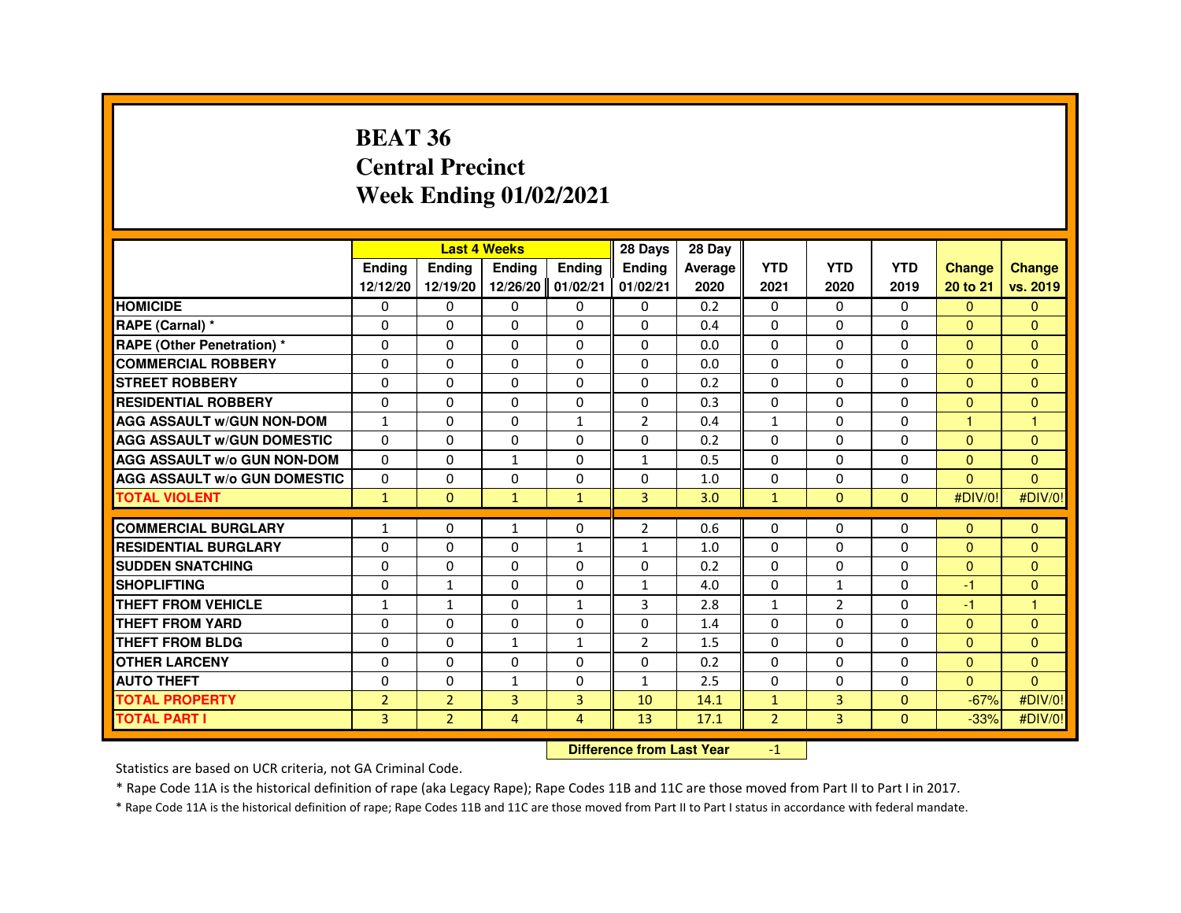# BEAT 36
# Central Precinct
# Week Ending 01/02/2021

| | Last 4 Weeks | | | | 28 Days | 28 Day | | | | | |
|---|---|---|---|---|---|---|---|---|---|---|---|
| | Ending 12/12/20 | Ending 12/19/20 | Ending 12/26/20 | Ending 01/02/21 | Ending 01/02/21 | Average 2020 | YTD 2021 | YTD 2020 | YTD 2019 | Change 20 to 21 | Change vs. 2019 |
| HOMICIDE | 0 | 0 | 0 | 0 | 0 | 0.2 | 0 | 0 | 0 | 0 | 0 |
| RAPE (Carnal) * | 0 | 0 | 0 | 0 | 0 | 0.4 | 0 | 0 | 0 | 0 | 0 |
| RAPE (Other Penetration) * | 0 | 0 | 0 | 0 | 0 | 0.0 | 0 | 0 | 0 | 0 | 0 |
| COMMERCIAL ROBBERY | 0 | 0 | 0 | 0 | 0 | 0.0 | 0 | 0 | 0 | 0 | 0 |
| STREET ROBBERY | 0 | 0 | 0 | 0 | 0 | 0.2 | 0 | 0 | 0 | 0 | 0 |
| RESIDENTIAL ROBBERY | 0 | 0 | 0 | 0 | 0 | 0.3 | 0 | 0 | 0 | 0 | 0 |
| AGG ASSAULT w/GUN NON-DOM | 1 | 0 | 0 | 1 | 2 | 0.4 | 1 | 0 | 0 | 1 | 1 |
| AGG ASSAULT w/GUN DOMESTIC | 0 | 0 | 0 | 0 | 0 | 0.2 | 0 | 0 | 0 | 0 | 0 |
| AGG ASSAULT w/o GUN NON-DOM | 0 | 0 | 1 | 0 | 1 | 0.5 | 0 | 0 | 0 | 0 | 0 |
| AGG ASSAULT w/o GUN DOMESTIC | 0 | 0 | 0 | 0 | 0 | 1.0 | 0 | 0 | 0 | 0 | 0 |
| TOTAL VIOLENT | 1 | 0 | 1 | 1 | 3 | 3.0 | 1 | 0 | 0 | #DIV/0! | #DIV/0! |
| COMMERCIAL BURGLARY | 1 | 0 | 1 | 0 | 2 | 0.6 | 0 | 0 | 0 | 0 | 0 |
| RESIDENTIAL BURGLARY | 0 | 0 | 0 | 1 | 1 | 1.0 | 0 | 0 | 0 | 0 | 0 |
| SUDDEN SNATCHING | 0 | 0 | 0 | 0 | 0 | 0.2 | 0 | 0 | 0 | 0 | 0 |
| SHOPLIFTING | 0 | 1 | 0 | 0 | 1 | 4.0 | 0 | 1 | 0 | -1 | 0 |
| THEFT FROM VEHICLE | 1 | 1 | 0 | 1 | 3 | 2.8 | 1 | 2 | 0 | -1 | 1 |
| THEFT FROM YARD | 0 | 0 | 0 | 0 | 0 | 1.4 | 0 | 0 | 0 | 0 | 0 |
| THEFT FROM BLDG | 0 | 0 | 1 | 1 | 2 | 1.5 | 0 | 0 | 0 | 0 | 0 |
| OTHER LARCENY | 0 | 0 | 0 | 0 | 0 | 0.2 | 0 | 0 | 0 | 0 | 0 |
| AUTO THEFT | 0 | 0 | 1 | 0 | 1 | 2.5 | 0 | 0 | 0 | 0 | 0 |
| TOTAL PROPERTY | 2 | 2 | 3 | 3 | 10 | 14.1 | 1 | 3 | 0 | -67% | #DIV/0! |
| TOTAL PART I | 3 | 2 | 4 | 4 | 13 | 17.1 | 2 | 3 | 0 | -33% | #DIV/0! |

**Difference from Last Year** -1

Statistics are based on UCR criteria, not GA Criminal Code.

* Rape Code 11A is the historical definition of rape (aka Legacy Rape); Rape Codes 11B and 11C are those moved from Part II to Part I in 2017.

* Rape Code 11A is the historical definition of rape; Rape Codes 11B and 11C are those moved from Part II to Part I status in accordance with federal mandate.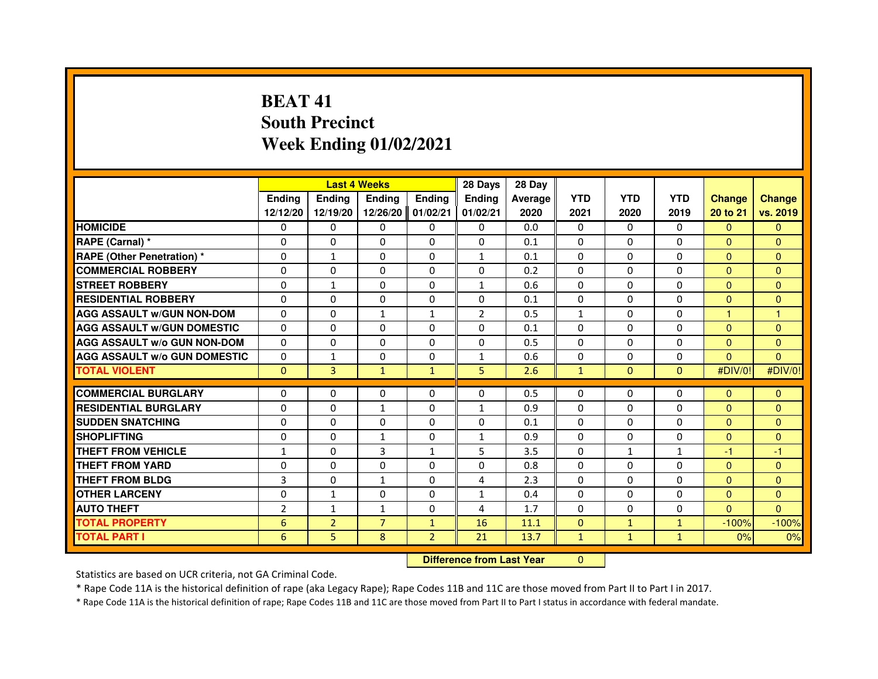# BEAT 41
## South Precinct
## Week Ending 01/02/2021

| | Last 4 Weeks | | | | 28 Days | 28 Day | | | | | |
|---|---|---|---|---|---|---|---|---|---|---|---|
| | Ending 12/12/20 | Ending 12/19/20 | Ending 12/26/20 | Ending 01/02/21 | Ending 01/02/21 | Average 2020 | YTD 2021 | YTD 2020 | YTD 2019 | Change 20 to 21 | Change vs. 2019 |
| HOMICIDE | 0 | 0 | 0 | 0 | 0 | 0.0 | 0 | 0 | 0 | 0 | 0 |
| RAPE (Carnal) * | 0 | 0 | 0 | 0 | 0 | 0.1 | 0 | 0 | 0 | 0 | 0 |
| RAPE (Other Penetration) * | 0 | 1 | 0 | 0 | 1 | 0.1 | 0 | 0 | 0 | 0 | 0 |
| COMMERCIAL ROBBERY | 0 | 0 | 0 | 0 | 0 | 0.2 | 0 | 0 | 0 | 0 | 0 |
| STREET ROBBERY | 0 | 1 | 0 | 0 | 1 | 0.6 | 0 | 0 | 0 | 0 | 0 |
| RESIDENTIAL ROBBERY | 0 | 0 | 0 | 0 | 0 | 0.1 | 0 | 0 | 0 | 0 | 0 |
| AGG ASSAULT w/GUN NON-DOM | 0 | 0 | 1 | 1 | 2 | 0.5 | 1 | 0 | 0 | 1 | 1 |
| AGG ASSAULT w/GUN DOMESTIC | 0 | 0 | 0 | 0 | 0 | 0.1 | 0 | 0 | 0 | 0 | 0 |
| AGG ASSAULT w/o GUN NON-DOM | 0 | 0 | 0 | 0 | 0 | 0.5 | 0 | 0 | 0 | 0 | 0 |
| AGG ASSAULT w/o GUN DOMESTIC | 0 | 1 | 0 | 0 | 1 | 0.6 | 0 | 0 | 0 | 0 | 0 |
| TOTAL VIOLENT | 0 | 3 | 1 | 1 | 5 | 2.6 | 1 | 0 | 0 | #DIV/0! | #DIV/0! |
| COMMERCIAL BURGLARY | 0 | 0 | 0 | 0 | 0 | 0.5 | 0 | 0 | 0 | 0 | 0 |
| RESIDENTIAL BURGLARY | 0 | 0 | 1 | 0 | 1 | 0.9 | 0 | 0 | 0 | 0 | 0 |
| SUDDEN SNATCHING | 0 | 0 | 0 | 0 | 0 | 0.1 | 0 | 0 | 0 | 0 | 0 |
| SHOPLIFTING | 0 | 0 | 1 | 0 | 1 | 0.9 | 0 | 0 | 0 | 0 | 0 |
| THEFT FROM VEHICLE | 1 | 0 | 3 | 1 | 5 | 3.5 | 0 | 1 | 1 | -1 | -1 |
| THEFT FROM YARD | 0 | 0 | 0 | 0 | 0 | 0.8 | 0 | 0 | 0 | 0 | 0 |
| THEFT FROM BLDG | 3 | 0 | 1 | 0 | 4 | 2.3 | 0 | 0 | 0 | 0 | 0 |
| OTHER LARCENY | 0 | 1 | 0 | 0 | 1 | 0.4 | 0 | 0 | 0 | 0 | 0 |
| AUTO THEFT | 2 | 1 | 1 | 0 | 4 | 1.7 | 0 | 0 | 0 | 0 | 0 |
| TOTAL PROPERTY | 6 | 2 | 7 | 1 | 16 | 11.1 | 0 | 1 | 1 | -100% | -100% |
| TOTAL PART I | 6 | 5 | 8 | 2 | 21 | 13.7 | 1 | 1 | 1 | 0% | 0% |

**Difference from Last Year** 0

Statistics are based on UCR criteria, not GA Criminal Code.

* Rape Code 11A is the historical definition of rape (aka Legacy Rape); Rape Codes 11B and 11C are those moved from Part II to Part I in 2017.

* Rape Code 11A is the historical definition of rape; Rape Codes 11B and 11C are those moved from Part II to Part I status in accordance with federal mandate.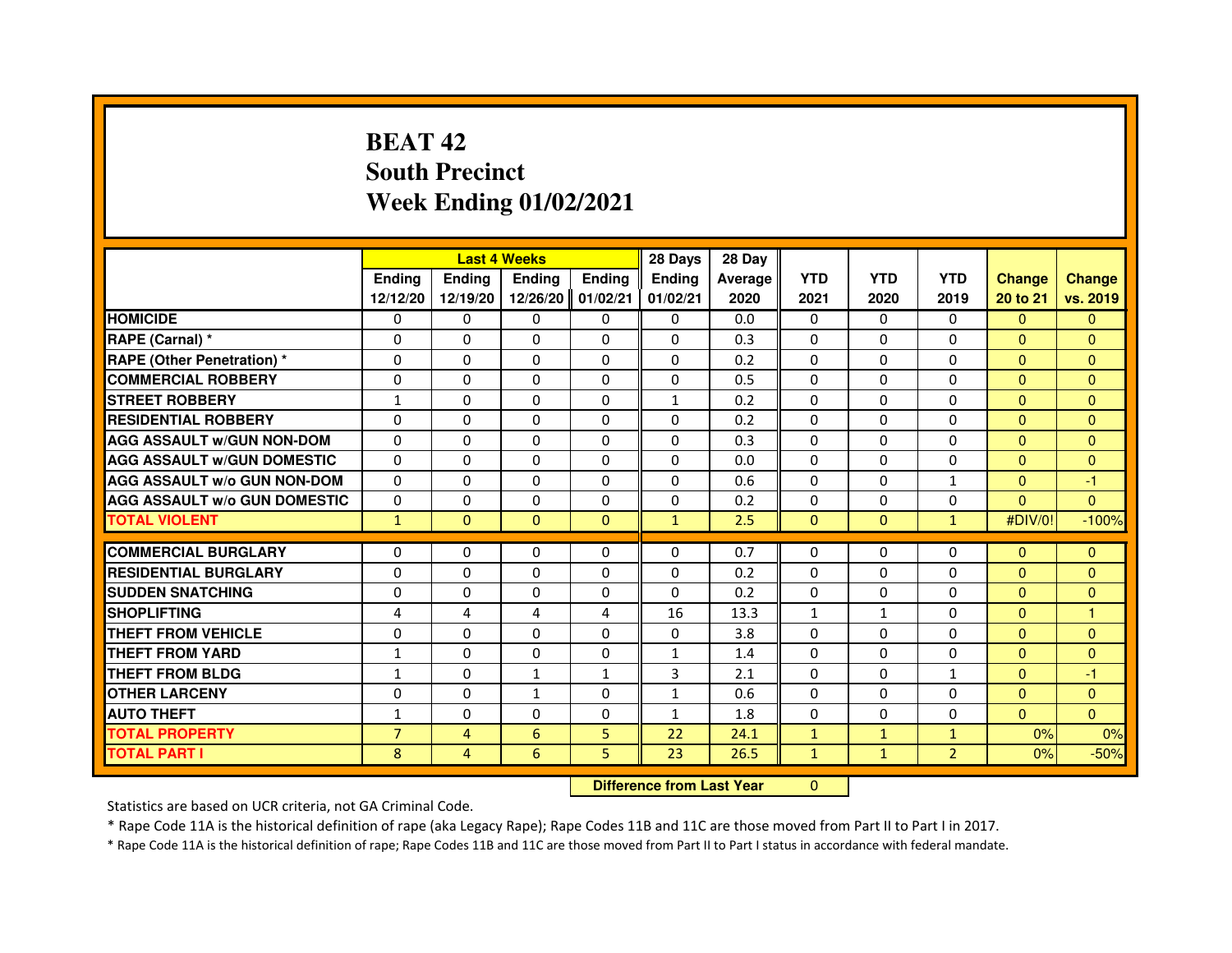# BEAT 42
# South Precinct
# Week Ending 01/02/2021

| | Last 4 Weeks | | | | 28 Days | 28 Day | | | | | |
|---|---|---|---|---|---|---|---|---|---|---|---|
| | Ending 12/12/20 | Ending 12/19/20 | Ending 12/26/20 | Ending 01/02/21 | Ending 01/02/21 | Average 2020 | YTD 2021 | YTD 2020 | YTD 2019 | Change 20 to 21 | Change vs. 2019 |
| HOMICIDE | 0 | 0 | 0 | 0 | 0 | 0.0 | 0 | 0 | 0 | 0 | 0 |
| RAPE (Carnal) * | 0 | 0 | 0 | 0 | 0 | 0.3 | 0 | 0 | 0 | 0 | 0 |
| RAPE (Other Penetration) * | 0 | 0 | 0 | 0 | 0 | 0.2 | 0 | 0 | 0 | 0 | 0 |
| COMMERCIAL ROBBERY | 0 | 0 | 0 | 0 | 0 | 0.5 | 0 | 0 | 0 | 0 | 0 |
| STREET ROBBERY | 1 | 0 | 0 | 0 | 1 | 0.2 | 0 | 0 | 0 | 0 | 0 |
| RESIDENTIAL ROBBERY | 0 | 0 | 0 | 0 | 0 | 0.2 | 0 | 0 | 0 | 0 | 0 |
| AGG ASSAULT w/GUN NON-DOM | 0 | 0 | 0 | 0 | 0 | 0.3 | 0 | 0 | 0 | 0 | 0 |
| AGG ASSAULT w/GUN DOMESTIC | 0 | 0 | 0 | 0 | 0 | 0.0 | 0 | 0 | 0 | 0 | 0 |
| AGG ASSAULT w/o GUN NON-DOM | 0 | 0 | 0 | 0 | 0 | 0.6 | 0 | 0 | 1 | 0 | -1 |
| AGG ASSAULT w/o GUN DOMESTIC | 0 | 0 | 0 | 0 | 0 | 0.2 | 0 | 0 | 0 | 0 | 0 |
| TOTAL VIOLENT | 1 | 0 | 0 | 0 | 1 | 2.5 | 0 | 0 | 1 | #DIV/0! | -100% |
| COMMERCIAL BURGLARY | 0 | 0 | 0 | 0 | 0 | 0.7 | 0 | 0 | 0 | 0 | 0 |
| RESIDENTIAL BURGLARY | 0 | 0 | 0 | 0 | 0 | 0.2 | 0 | 0 | 0 | 0 | 0 |
| SUDDEN SNATCHING | 0 | 0 | 0 | 0 | 0 | 0.2 | 0 | 0 | 0 | 0 | 0 |
| SHOPLIFTING | 4 | 4 | 4 | 4 | 16 | 13.3 | 1 | 1 | 0 | 0 | 1 |
| THEFT FROM VEHICLE | 0 | 0 | 0 | 0 | 0 | 3.8 | 0 | 0 | 0 | 0 | 0 |
| THEFT FROM YARD | 1 | 0 | 0 | 0 | 1 | 1.4 | 0 | 0 | 0 | 0 | 0 |
| THEFT FROM BLDG | 1 | 0 | 1 | 1 | 3 | 2.1 | 0 | 0 | 1 | 0 | -1 |
| OTHER LARCENY | 0 | 0 | 1 | 0 | 1 | 0.6 | 0 | 0 | 0 | 0 | 0 |
| AUTO THEFT | 1 | 0 | 0 | 0 | 1 | 1.8 | 0 | 0 | 0 | 0 | 0 |
| TOTAL PROPERTY | 7 | 4 | 6 | 5 | 22 | 24.1 | 1 | 1 | 1 | 0% | 0% |
| TOTAL PART I | 8 | 4 | 6 | 5 | 23 | 26.5 | 1 | 1 | 2 | 0% | -50% |

**Difference from Last Year** 0

Statistics are based on UCR criteria, not GA Criminal Code.

* Rape Code 11A is the historical definition of rape (aka Legacy Rape); Rape Codes 11B and 11C are those moved from Part II to Part I in 2017.

* Rape Code 11A is the historical definition of rape; Rape Codes 11B and 11C are those moved from Part II to Part I status in accordance with federal mandate.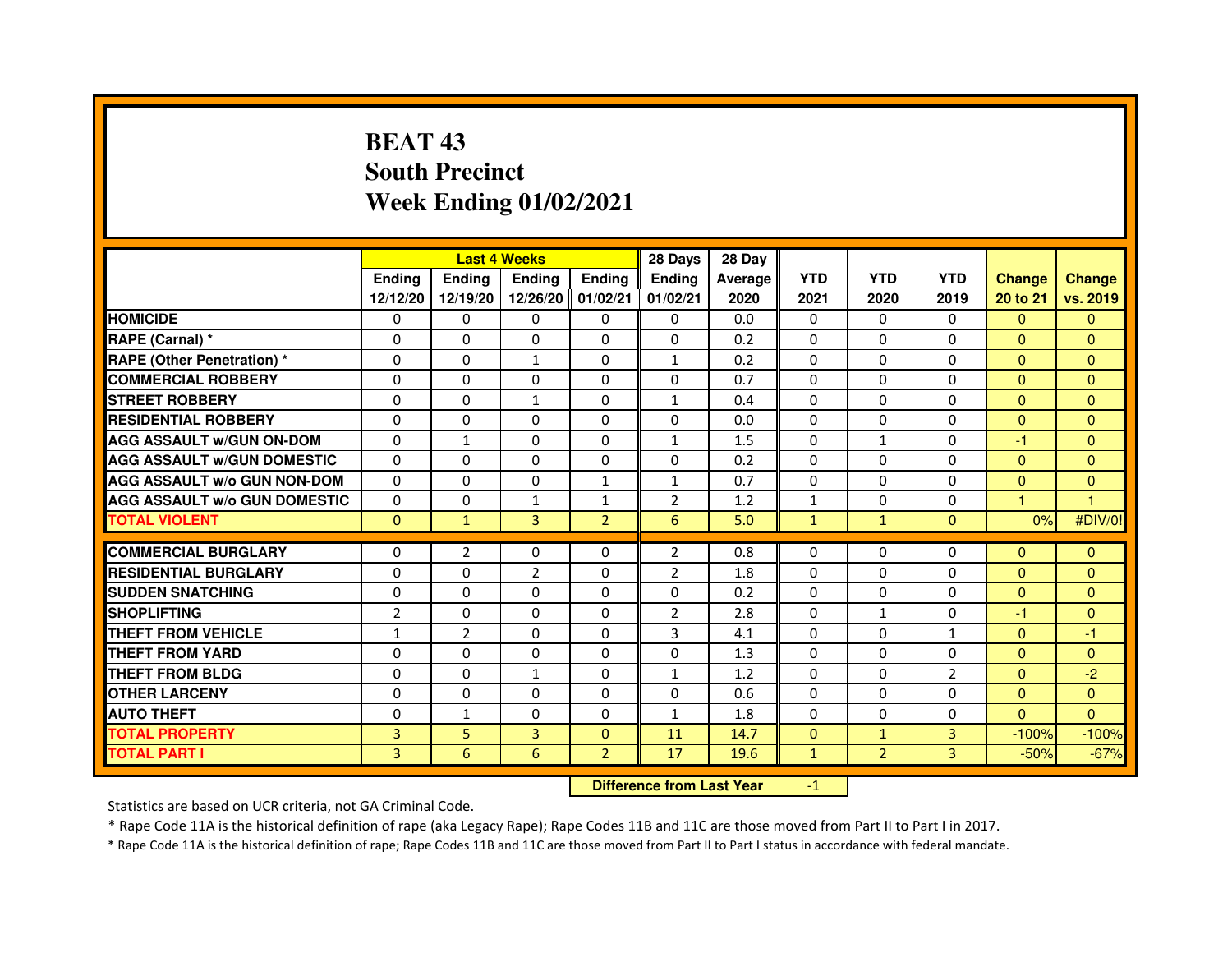# BEAT 43
# South Precinct
# Week Ending 01/02/2021

| | Last 4 Weeks | | | | 28 Days | 28 Day | | | | | |
|---|---|---|---|---|---|---|---|---|---|---|---|
| | Ending 12/12/20 | Ending 12/19/20 | Ending 12/26/20 | Ending 01/02/21 | Ending 01/02/21 | Average 2020 | YTD 2021 | YTD 2020 | YTD 2019 | Change 20 to 21 | Change vs. 2019 |
| HOMICIDE | 0 | 0 | 0 | 0 | 0 | 0.0 | 0 | 0 | 0 | 0 | 0 |
| RAPE (Carnal) * | 0 | 0 | 0 | 0 | 0 | 0.2 | 0 | 0 | 0 | 0 | 0 |
| RAPE (Other Penetration) * | 0 | 0 | 1 | 0 | 1 | 0.2 | 0 | 0 | 0 | 0 | 0 |
| COMMERCIAL ROBBERY | 0 | 0 | 0 | 0 | 0 | 0.7 | 0 | 0 | 0 | 0 | 0 |
| STREET ROBBERY | 0 | 0 | 1 | 0 | 1 | 0.4 | 0 | 0 | 0 | 0 | 0 |
| RESIDENTIAL ROBBERY | 0 | 0 | 0 | 0 | 0 | 0.0 | 0 | 0 | 0 | 0 | 0 |
| AGG ASSAULT w/GUN ON-DOM | 0 | 1 | 0 | 0 | 1 | 1.5 | 0 | 1 | 0 | -1 | 0 |
| AGG ASSAULT w/GUN DOMESTIC | 0 | 0 | 0 | 0 | 0 | 0.2 | 0 | 0 | 0 | 0 | 0 |
| AGG ASSAULT w/o GUN NON-DOM | 0 | 0 | 0 | 1 | 1 | 0.7 | 0 | 0 | 0 | 0 | 0 |
| AGG ASSAULT w/o GUN DOMESTIC | 0 | 0 | 1 | 1 | 2 | 1.2 | 1 | 0 | 0 | 1 | 1 |
| TOTAL VIOLENT | 0 | 1 | 3 | 2 | 6 | 5.0 | 1 | 1 | 0 | 0% | #DIV/0! |
| COMMERCIAL BURGLARY | 0 | 2 | 0 | 0 | 2 | 0.8 | 0 | 0 | 0 | 0 | 0 |
| RESIDENTIAL BURGLARY | 0 | 0 | 2 | 0 | 2 | 1.8 | 0 | 0 | 0 | 0 | 0 |
| SUDDEN SNATCHING | 0 | 0 | 0 | 0 | 0 | 0.2 | 0 | 0 | 0 | 0 | 0 |
| SHOPLIFTING | 2 | 0 | 0 | 0 | 2 | 2.8 | 0 | 1 | 0 | -1 | 0 |
| THEFT FROM VEHICLE | 1 | 2 | 0 | 0 | 3 | 4.1 | 0 | 0 | 1 | 0 | -1 |
| THEFT FROM YARD | 0 | 0 | 0 | 0 | 0 | 1.3 | 0 | 0 | 0 | 0 | 0 |
| THEFT FROM BLDG | 0 | 0 | 1 | 0 | 1 | 1.2 | 0 | 0 | 2 | 0 | -2 |
| OTHER LARCENY | 0 | 0 | 0 | 0 | 0 | 0.6 | 0 | 0 | 0 | 0 | 0 |
| AUTO THEFT | 0 | 1 | 0 | 0 | 1 | 1.8 | 0 | 0 | 0 | 0 | 0 |
| TOTAL PROPERTY | 3 | 5 | 3 | 0 | 11 | 14.7 | 0 | 1 | 3 | -100% | -100% |
| TOTAL PART I | 3 | 6 | 6 | 2 | 17 | 19.6 | 1 | 2 | 3 | -50% | -67% |

**Difference from Last Year** -1

Statistics are based on UCR criteria, not GA Criminal Code.

* Rape Code 11A is the historical definition of rape (aka Legacy Rape); Rape Codes 11B and 11C are those moved from Part II to Part I in 2017.

* Rape Code 11A is the historical definition of rape; Rape Codes 11B and 11C are those moved from Part II to Part I status in accordance with federal mandate.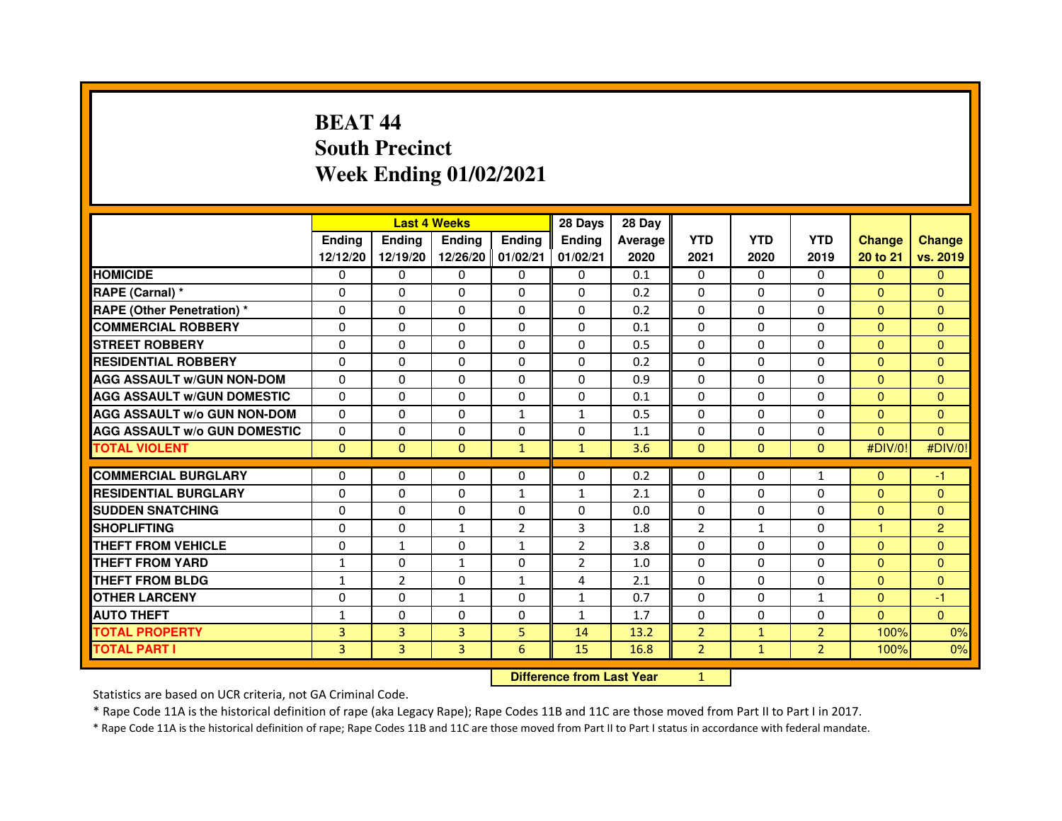# BEAT 44
# South Precinct
# Week Ending 01/02/2021

| | Last 4 Weeks | | | | 28 Days | 28 Day | | | | | |
|---|---|---|---|---|---|---|---|---|---|---|---|
| | Ending 12/12/20 | Ending 12/19/20 | Ending 12/26/20 | Ending 01/02/21 | Ending 01/02/21 | Average 2020 | YTD 2021 | YTD 2020 | YTD 2019 | Change 20 to 21 | Change vs. 2019 |
| HOMICIDE | 0 | 0 | 0 | 0 | 0 | 0.1 | 0 | 0 | 0 | 0 | 0 |
| RAPE (Carnal) * | 0 | 0 | 0 | 0 | 0 | 0.2 | 0 | 0 | 0 | 0 | 0 |
| RAPE (Other Penetration) * | 0 | 0 | 0 | 0 | 0 | 0.2 | 0 | 0 | 0 | 0 | 0 |
| COMMERCIAL ROBBERY | 0 | 0 | 0 | 0 | 0 | 0.1 | 0 | 0 | 0 | 0 | 0 |
| STREET ROBBERY | 0 | 0 | 0 | 0 | 0 | 0.5 | 0 | 0 | 0 | 0 | 0 |
| RESIDENTIAL ROBBERY | 0 | 0 | 0 | 0 | 0 | 0.2 | 0 | 0 | 0 | 0 | 0 |
| AGG ASSAULT w/GUN NON-DOM | 0 | 0 | 0 | 0 | 0 | 0.9 | 0 | 0 | 0 | 0 | 0 |
| AGG ASSAULT w/GUN DOMESTIC | 0 | 0 | 0 | 0 | 0 | 0.1 | 0 | 0 | 0 | 0 | 0 |
| AGG ASSAULT w/o GUN NON-DOM | 0 | 0 | 0 | 1 | 1 | 0.5 | 0 | 0 | 0 | 0 | 0 |
| AGG ASSAULT w/o GUN DOMESTIC | 0 | 0 | 0 | 0 | 0 | 1.1 | 0 | 0 | 0 | 0 | 0 |
| TOTAL VIOLENT | 0 | 0 | 0 | 1 | 1 | 3.6 | 0 | 0 | 0 | #DIV/0! | #DIV/0! |
| COMMERCIAL BURGLARY | 0 | 0 | 0 | 0 | 0 | 0.2 | 0 | 0 | 1 | 0 | -1 |
| RESIDENTIAL BURGLARY | 0 | 0 | 0 | 1 | 1 | 2.1 | 0 | 0 | 0 | 0 | 0 |
| SUDDEN SNATCHING | 0 | 0 | 0 | 0 | 0 | 0.0 | 0 | 0 | 0 | 0 | 0 |
| SHOPLIFTING | 0 | 0 | 1 | 2 | 3 | 1.8 | 2 | 1 | 0 | 1 | 2 |
| THEFT FROM VEHICLE | 0 | 1 | 0 | 1 | 2 | 3.8 | 0 | 0 | 0 | 0 | 0 |
| THEFT FROM YARD | 1 | 0 | 1 | 0 | 2 | 1.0 | 0 | 0 | 0 | 0 | 0 |
| THEFT FROM BLDG | 1 | 2 | 0 | 1 | 4 | 2.1 | 0 | 0 | 0 | 0 | 0 |
| OTHER LARCENY | 0 | 0 | 1 | 0 | 1 | 0.7 | 0 | 0 | 1 | 0 | -1 |
| AUTO THEFT | 1 | 0 | 0 | 0 | 1 | 1.7 | 0 | 0 | 0 | 0 | 0 |
| TOTAL PROPERTY | 3 | 3 | 3 | 5 | 14 | 13.2 | 2 | 1 | 2 | 100% | 0% |
| TOTAL PART I | 3 | 3 | 3 | 6 | 15 | 16.8 | 2 | 1 | 2 | 100% | 0% |

**Difference from Last Year** 1

Statistics are based on UCR criteria, not GA Criminal Code.

* Rape Code 11A is the historical definition of rape (aka Legacy Rape); Rape Codes 11B and 11C are those moved from Part II to Part I in 2017.

* Rape Code 11A is the historical definition of rape; Rape Codes 11B and 11C are those moved from Part II to Part I status in accordance with federal mandate.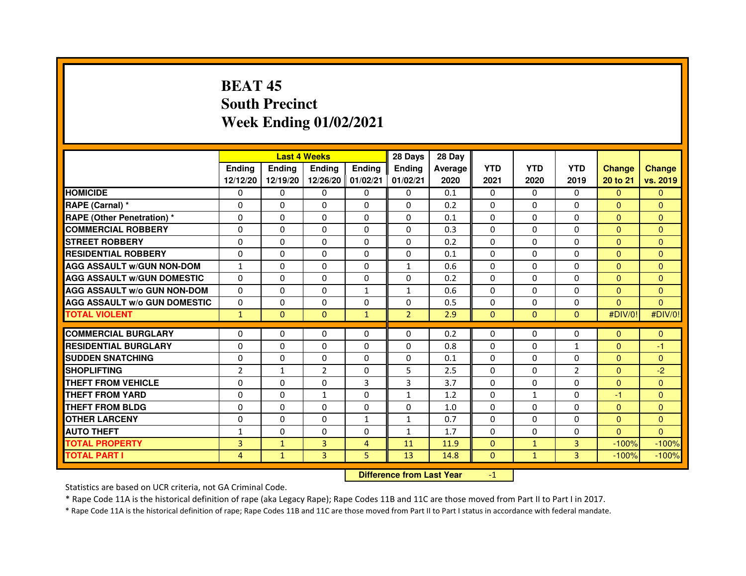# BEAT 45
# South Precinct
# Week Ending 01/02/2021

| | Last 4 Weeks | | | | 28 Days | 28 Day | | | | | |
|---|---|---|---|---|---|---|---|---|---|---|---|
| | Ending 12/12/20 | Ending 12/19/20 | Ending 12/26/20 | Ending 01/02/21 | Ending 01/02/21 | Average 2020 | YTD 2021 | YTD 2020 | YTD 2019 | Change 20 to 21 | Change vs. 2019 |
| HOMICIDE | 0 | 0 | 0 | 0 | 0 | 0.1 | 0 | 0 | 0 | 0 | 0 |
| RAPE (Carnal) * | 0 | 0 | 0 | 0 | 0 | 0.2 | 0 | 0 | 0 | 0 | 0 |
| RAPE (Other Penetration) * | 0 | 0 | 0 | 0 | 0 | 0.1 | 0 | 0 | 0 | 0 | 0 |
| COMMERCIAL ROBBERY | 0 | 0 | 0 | 0 | 0 | 0.3 | 0 | 0 | 0 | 0 | 0 |
| STREET ROBBERY | 0 | 0 | 0 | 0 | 0 | 0.2 | 0 | 0 | 0 | 0 | 0 |
| RESIDENTIAL ROBBERY | 0 | 0 | 0 | 0 | 0 | 0.1 | 0 | 0 | 0 | 0 | 0 |
| AGG ASSAULT w/GUN NON-DOM | 1 | 0 | 0 | 0 | 1 | 0.6 | 0 | 0 | 0 | 0 | 0 |
| AGG ASSAULT w/GUN DOMESTIC | 0 | 0 | 0 | 0 | 0 | 0.2 | 0 | 0 | 0 | 0 | 0 |
| AGG ASSAULT w/o GUN NON-DOM | 0 | 0 | 0 | 1 | 1 | 0.6 | 0 | 0 | 0 | 0 | 0 |
| AGG ASSAULT w/o GUN DOMESTIC | 0 | 0 | 0 | 0 | 0 | 0.5 | 0 | 0 | 0 | 0 | 0 |
| TOTAL VIOLENT | 1 | 0 | 0 | 1 | 2 | 2.9 | 0 | 0 | 0 | #DIV/0! | #DIV/0! |
| COMMERCIAL BURGLARY | 0 | 0 | 0 | 0 | 0 | 0.2 | 0 | 0 | 0 | 0 | 0 |
| RESIDENTIAL BURGLARY | 0 | 0 | 0 | 0 | 0 | 0.8 | 0 | 0 | 1 | 0 | -1 |
| SUDDEN SNATCHING | 0 | 0 | 0 | 0 | 0 | 0.1 | 0 | 0 | 0 | 0 | 0 |
| SHOPLIFTING | 2 | 1 | 2 | 0 | 5 | 2.5 | 0 | 0 | 2 | 0 | -2 |
| THEFT FROM VEHICLE | 0 | 0 | 0 | 3 | 3 | 3.7 | 0 | 0 | 0 | 0 | 0 |
| THEFT FROM YARD | 0 | 0 | 1 | 0 | 1 | 1.2 | 0 | 1 | 0 | -1 | 0 |
| THEFT FROM BLDG | 0 | 0 | 0 | 0 | 0 | 1.0 | 0 | 0 | 0 | 0 | 0 |
| OTHER LARCENY | 0 | 0 | 0 | 1 | 1 | 0.7 | 0 | 0 | 0 | 0 | 0 |
| AUTO THEFT | 1 | 0 | 0 | 0 | 1 | 1.7 | 0 | 0 | 0 | 0 | 0 |
| TOTAL PROPERTY | 3 | 1 | 3 | 4 | 11 | 11.9 | 0 | 1 | 3 | -100% | -100% |
| TOTAL PART I | 4 | 1 | 3 | 5 | 13 | 14.8 | 0 | 1 | 3 | -100% | -100% |

**Difference from Last Year** -1

Statistics are based on UCR criteria, not GA Criminal Code.

* Rape Code 11A is the historical definition of rape (aka Legacy Rape); Rape Codes 11B and 11C are those moved from Part II to Part I in 2017.

* Rape Code 11A is the historical definition of rape; Rape Codes 11B and 11C are those moved from Part II to Part I status in accordance with federal mandate.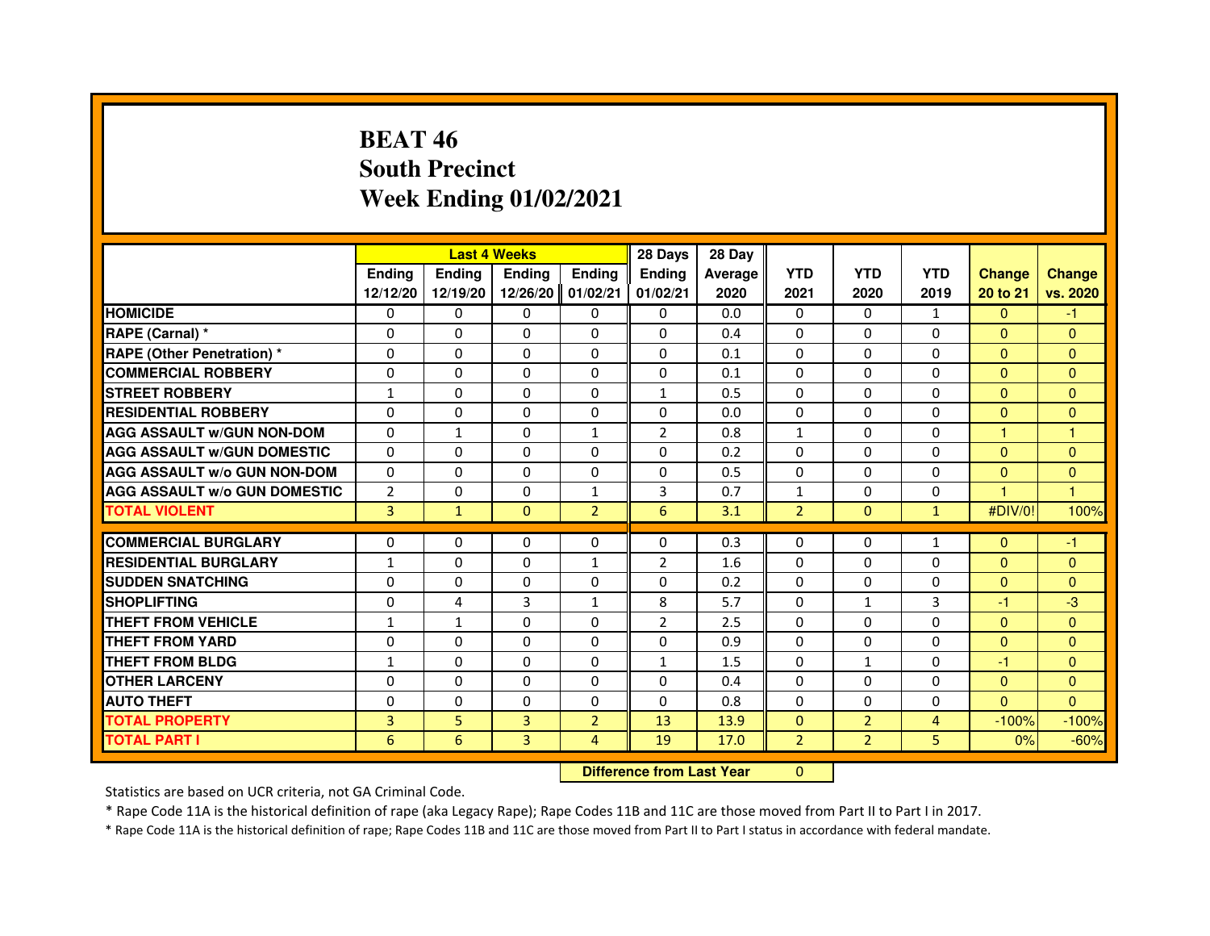# BEAT 46
# South Precinct
# Week Ending 01/02/2021

| | Last 4 Weeks | | | | 28 Days | 28 Day | | | | | |
|---|---|---|---|---|---|---|---|---|---|---|---|
| | Ending 12/12/20 | Ending 12/19/20 | Ending 12/26/20 | Ending 01/02/21 | Ending 01/02/21 | Average 2020 | YTD 2021 | YTD 2020 | YTD 2019 | Change 20 to 21 | Change vs. 2020 |
| HOMICIDE | 0 | 0 | 0 | 0 | 0 | 0.0 | 0 | 0 | 1 | 0 | -1 |
| RAPE (Carnal) * | 0 | 0 | 0 | 0 | 0 | 0.4 | 0 | 0 | 0 | 0 | 0 |
| RAPE (Other Penetration) * | 0 | 0 | 0 | 0 | 0 | 0.1 | 0 | 0 | 0 | 0 | 0 |
| COMMERCIAL ROBBERY | 0 | 0 | 0 | 0 | 0 | 0.1 | 0 | 0 | 0 | 0 | 0 |
| STREET ROBBERY | 1 | 0 | 0 | 0 | 1 | 0.5 | 0 | 0 | 0 | 0 | 0 |
| RESIDENTIAL ROBBERY | 0 | 0 | 0 | 0 | 0 | 0.0 | 0 | 0 | 0 | 0 | 0 |
| AGG ASSAULT w/GUN NON-DOM | 0 | 1 | 0 | 1 | 2 | 0.8 | 1 | 0 | 0 | 1 | 1 |
| AGG ASSAULT w/GUN DOMESTIC | 0 | 0 | 0 | 0 | 0 | 0.2 | 0 | 0 | 0 | 0 | 0 |
| AGG ASSAULT w/o GUN NON-DOM | 0 | 0 | 0 | 0 | 0 | 0.5 | 0 | 0 | 0 | 0 | 0 |
| AGG ASSAULT w/o GUN DOMESTIC | 2 | 0 | 0 | 1 | 3 | 0.7 | 1 | 0 | 0 | 1 | 1 |
| TOTAL VIOLENT | 3 | 1 | 0 | 2 | 6 | 3.1 | 2 | 0 | 1 | #DIV/0! | 100% |
| COMMERCIAL BURGLARY | 0 | 0 | 0 | 0 | 0 | 0.3 | 0 | 0 | 1 | 0 | -1 |
| RESIDENTIAL BURGLARY | 1 | 0 | 0 | 1 | 2 | 1.6 | 0 | 0 | 0 | 0 | 0 |
| SUDDEN SNATCHING | 0 | 0 | 0 | 0 | 0 | 0.2 | 0 | 0 | 0 | 0 | 0 |
| SHOPLIFTING | 0 | 4 | 3 | 1 | 8 | 5.7 | 0 | 1 | 3 | -1 | -3 |
| THEFT FROM VEHICLE | 1 | 1 | 0 | 0 | 2 | 2.5 | 0 | 0 | 0 | 0 | 0 |
| THEFT FROM YARD | 0 | 0 | 0 | 0 | 0 | 0.9 | 0 | 0 | 0 | 0 | 0 |
| THEFT FROM BLDG | 1 | 0 | 0 | 0 | 1 | 1.5 | 0 | 1 | 0 | -1 | 0 |
| OTHER LARCENY | 0 | 0 | 0 | 0 | 0 | 0.4 | 0 | 0 | 0 | 0 | 0 |
| AUTO THEFT | 0 | 0 | 0 | 0 | 0 | 0.8 | 0 | 0 | 0 | 0 | 0 |
| TOTAL PROPERTY | 3 | 5 | 3 | 2 | 13 | 13.9 | 0 | 2 | 4 | -100% | -100% |
| TOTAL PART I | 6 | 6 | 3 | 4 | 19 | 17.0 | 2 | 2 | 5 | 0% | -60% |

**Difference from Last Year** 0

Statistics are based on UCR criteria, not GA Criminal Code.

* Rape Code 11A is the historical definition of rape (aka Legacy Rape); Rape Codes 11B and 11C are those moved from Part II to Part I in 2017.

* Rape Code 11A is the historical definition of rape; Rape Codes 11B and 11C are those moved from Part II to Part I status in accordance with federal mandate.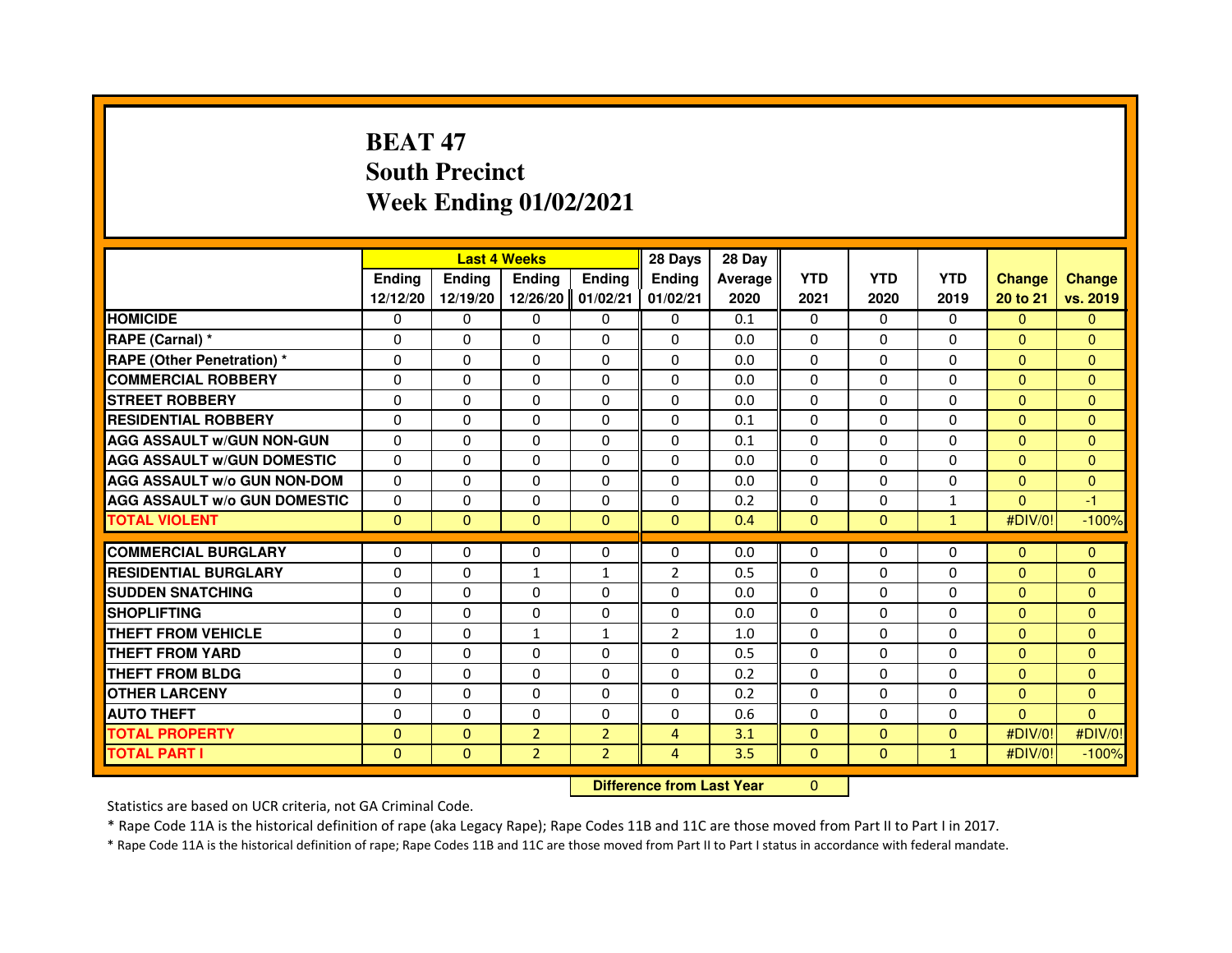# BEAT 47
# South Precinct
# Week Ending 01/02/2021

| | Last 4 Weeks | | | | 28 Days | 28 Day | | | | | |
|---|---|---|---|---|---|---|---|---|---|---|---|
| | Ending 12/12/20 | Ending 12/19/20 | Ending 12/26/20 | Ending 01/02/21 | Ending 01/02/21 | Average 2020 | YTD 2021 | YTD 2020 | YTD 2019 | Change 20 to 21 | Change vs. 2019 |
| HOMICIDE | 0 | 0 | 0 | 0 | 0 | 0.1 | 0 | 0 | 0 | 0 | 0 |
| RAPE (Carnal) * | 0 | 0 | 0 | 0 | 0 | 0.0 | 0 | 0 | 0 | 0 | 0 |
| RAPE (Other Penetration) * | 0 | 0 | 0 | 0 | 0 | 0.0 | 0 | 0 | 0 | 0 | 0 |
| COMMERCIAL ROBBERY | 0 | 0 | 0 | 0 | 0 | 0.0 | 0 | 0 | 0 | 0 | 0 |
| STREET ROBBERY | 0 | 0 | 0 | 0 | 0 | 0.0 | 0 | 0 | 0 | 0 | 0 |
| RESIDENTIAL ROBBERY | 0 | 0 | 0 | 0 | 0 | 0.1 | 0 | 0 | 0 | 0 | 0 |
| AGG ASSAULT w/GUN NON-GUN | 0 | 0 | 0 | 0 | 0 | 0.1 | 0 | 0 | 0 | 0 | 0 |
| AGG ASSAULT w/GUN DOMESTIC | 0 | 0 | 0 | 0 | 0 | 0.0 | 0 | 0 | 0 | 0 | 0 |
| AGG ASSAULT w/o GUN NON-DOM | 0 | 0 | 0 | 0 | 0 | 0.0 | 0 | 0 | 0 | 0 | 0 |
| AGG ASSAULT w/o GUN DOMESTIC | 0 | 0 | 0 | 0 | 0 | 0.2 | 0 | 0 | 1 | 0 | -1 |
| TOTAL VIOLENT | 0 | 0 | 0 | 0 | 0 | 0.4 | 0 | 0 | 1 | #DIV/0! | -100% |
| COMMERCIAL BURGLARY | 0 | 0 | 0 | 0 | 0 | 0.0 | 0 | 0 | 0 | 0 | 0 |
| RESIDENTIAL BURGLARY | 0 | 0 | 1 | 1 | 2 | 0.5 | 0 | 0 | 0 | 0 | 0 |
| SUDDEN SNATCHING | 0 | 0 | 0 | 0 | 0 | 0.0 | 0 | 0 | 0 | 0 | 0 |
| SHOPLIFTING | 0 | 0 | 0 | 0 | 0 | 0.0 | 0 | 0 | 0 | 0 | 0 |
| THEFT FROM VEHICLE | 0 | 0 | 1 | 1 | 2 | 1.0 | 0 | 0 | 0 | 0 | 0 |
| THEFT FROM YARD | 0 | 0 | 0 | 0 | 0 | 0.5 | 0 | 0 | 0 | 0 | 0 |
| THEFT FROM BLDG | 0 | 0 | 0 | 0 | 0 | 0.2 | 0 | 0 | 0 | 0 | 0 |
| OTHER LARCENY | 0 | 0 | 0 | 0 | 0 | 0.2 | 0 | 0 | 0 | 0 | 0 |
| AUTO THEFT | 0 | 0 | 0 | 0 | 0 | 0.6 | 0 | 0 | 0 | 0 | 0 |
| TOTAL PROPERTY | 0 | 0 | 2 | 2 | 4 | 3.1 | 0 | 0 | 0 | #DIV/0! | #DIV/0! |
| TOTAL PART I | 0 | 0 | 2 | 2 | 4 | 3.5 | 0 | 0 | 1 | #DIV/0! | -100% |

**Difference from Last Year** 0

Statistics are based on UCR criteria, not GA Criminal Code.

* Rape Code 11A is the historical definition of rape (aka Legacy Rape); Rape Codes 11B and 11C are those moved from Part II to Part I in 2017.

* Rape Code 11A is the historical definition of rape; Rape Codes 11B and 11C are those moved from Part II to Part I status in accordance with federal mandate.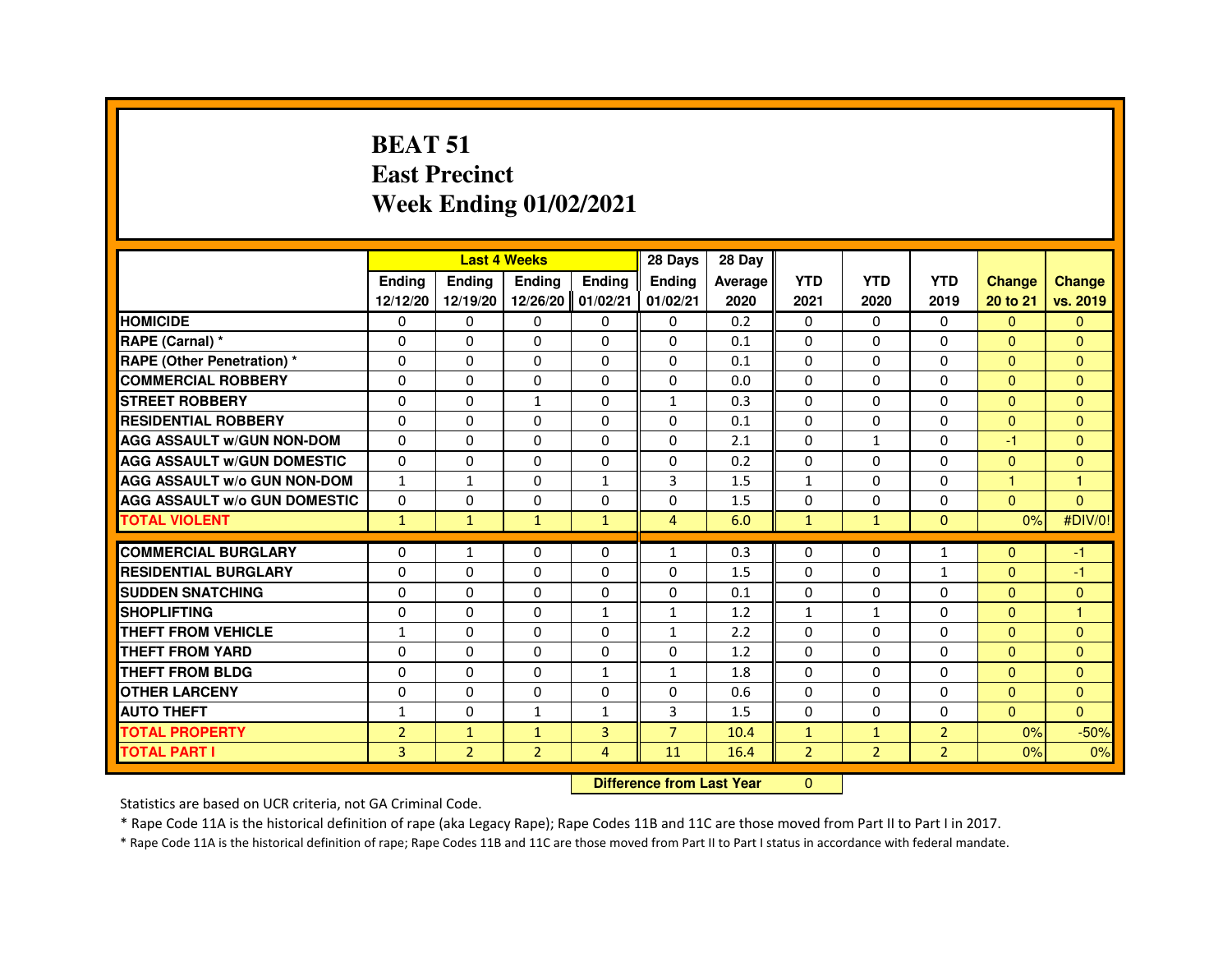# BEAT 51
# East Precinct
# Week Ending 01/02/2021

| | Last 4 Weeks | | | | 28 Days | 28 Day | YTD | YTD | YTD | Change | Change |
|---|---|---|---|---|---|---|---|---|---|---|---|
| | Ending 12/12/20 | Ending 12/19/20 | Ending 12/26/20 | Ending 01/02/21 | Ending 01/02/21 | Average 2020 | 2021 | 2020 | 2019 | 20 to 21 | vs. 2019 |
| **HOMICIDE** | 0 | 0 | 0 | 0 | 0 | 0.2 | 0 | 0 | 0 | 0 | 0 |
| **RAPE (Carnal) *** | 0 | 0 | 0 | 0 | 0 | 0.1 | 0 | 0 | 0 | 0 | 0 |
| **RAPE (Other Penetration) *** | 0 | 0 | 0 | 0 | 0 | 0.1 | 0 | 0 | 0 | 0 | 0 |
| **COMMERCIAL ROBBERY** | 0 | 0 | 0 | 0 | 0 | 0.0 | 0 | 0 | 0 | 0 | 0 |
| **STREET ROBBERY** | 0 | 0 | 1 | 0 | 1 | 0.3 | 0 | 0 | 0 | 0 | 0 |
| **RESIDENTIAL ROBBERY** | 0 | 0 | 0 | 0 | 0 | 0.1 | 0 | 0 | 0 | 0 | 0 |
| **AGG ASSAULT w/GUN NON-DOM** | 0 | 0 | 0 | 0 | 0 | 2.1 | 0 | 1 | 0 | -1 | 0 |
| **AGG ASSAULT w/GUN DOMESTIC** | 0 | 0 | 0 | 0 | 0 | 0.2 | 0 | 0 | 0 | 0 | 0 |
| **AGG ASSAULT w/o GUN NON-DOM** | 1 | 1 | 0 | 1 | 3 | 1.5 | 1 | 0 | 0 | 1 | 1 |
| **AGG ASSAULT w/o GUN DOMESTIC** | 0 | 0 | 0 | 0 | 0 | 1.5 | 0 | 0 | 0 | 0 | 0 |
| **TOTAL VIOLENT** | 1 | 1 | 1 | 1 | 4 | 6.0 | 1 | 1 | 0 | 0% | #DIV/0! |
| **COMMERCIAL BURGLARY** | 0 | 1 | 0 | 0 | 1 | 0.3 | 0 | 0 | 1 | 0 | -1 |
| **RESIDENTIAL BURGLARY** | 0 | 0 | 0 | 0 | 0 | 1.5 | 0 | 0 | 1 | 0 | -1 |
| **SUDDEN SNATCHING** | 0 | 0 | 0 | 0 | 0 | 0.1 | 0 | 0 | 0 | 0 | 0 |
| **SHOPLIFTING** | 0 | 0 | 0 | 1 | 1 | 1.2 | 1 | 1 | 0 | 0 | 1 |
| **THEFT FROM VEHICLE** | 1 | 0 | 0 | 0 | 1 | 2.2 | 0 | 0 | 0 | 0 | 0 |
| **THEFT FROM YARD** | 0 | 0 | 0 | 0 | 0 | 1.2 | 0 | 0 | 0 | 0 | 0 |
| **THEFT FROM BLDG** | 0 | 0 | 0 | 1 | 1 | 1.8 | 0 | 0 | 0 | 0 | 0 |
| **OTHER LARCENY** | 0 | 0 | 0 | 0 | 0 | 0.6 | 0 | 0 | 0 | 0 | 0 |
| **AUTO THEFT** | 1 | 0 | 1 | 1 | 3 | 1.5 | 0 | 0 | 0 | 0 | 0 |
| **TOTAL PROPERTY** | 2 | 1 | 1 | 3 | 7 | 10.4 | 1 | 1 | 2 | 0% | -50% |
| **TOTAL PART I** | 3 | 2 | 2 | 4 | 11 | 16.4 | 2 | 2 | 2 | 0% | 0% |

**Difference from Last Year** 0

Statistics are based on UCR criteria, not GA Criminal Code.

* Rape Code 11A is the historical definition of rape (aka Legacy Rape); Rape Codes 11B and 11C are those moved from Part II to Part I in 2017.

* Rape Code 11A is the historical definition of rape; Rape Codes 11B and 11C are those moved from Part II to Part I status in accordance with federal mandate.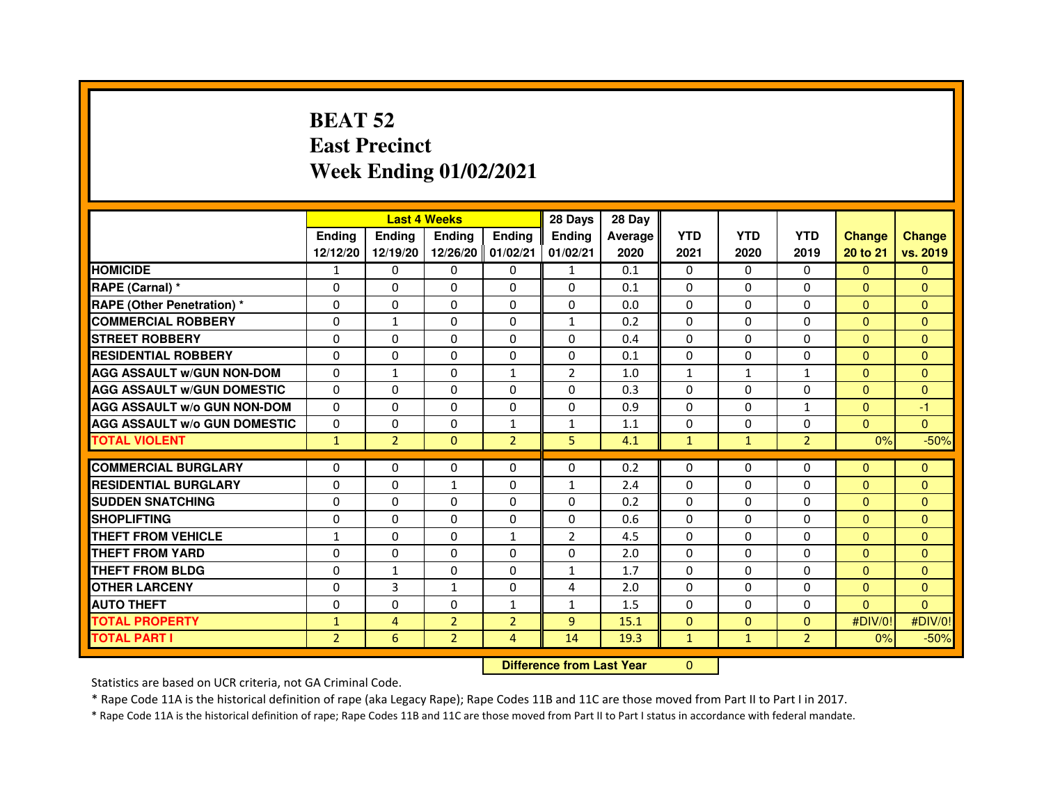# BEAT 52
# East Precinct
# Week Ending 01/02/2021

| | Last 4 Weeks | | | | 28 Days | 28 Day | | | | | |
|---|---|---|---|---|---|---|---|---|---|---|---|
| | Ending 12/12/20 | Ending 12/19/20 | Ending 12/26/20 | Ending 01/02/21 | Ending 01/02/21 | Average 2020 | YTD 2021 | YTD 2020 | YTD 2019 | Change 20 to 21 | Change vs. 2019 |
| HOMICIDE | 1 | 0 | 0 | 0 | 1 | 0.1 | 0 | 0 | 0 | 0 | 0 |
| RAPE (Carnal) * | 0 | 0 | 0 | 0 | 0 | 0.1 | 0 | 0 | 0 | 0 | 0 |
| RAPE (Other Penetration) * | 0 | 0 | 0 | 0 | 0 | 0.0 | 0 | 0 | 0 | 0 | 0 |
| COMMERCIAL ROBBERY | 0 | 1 | 0 | 0 | 1 | 0.2 | 0 | 0 | 0 | 0 | 0 |
| STREET ROBBERY | 0 | 0 | 0 | 0 | 0 | 0.4 | 0 | 0 | 0 | 0 | 0 |
| RESIDENTIAL ROBBERY | 0 | 0 | 0 | 0 | 0 | 0.1 | 0 | 0 | 0 | 0 | 0 |
| AGG ASSAULT w/GUN NON-DOM | 0 | 1 | 0 | 1 | 2 | 1.0 | 1 | 1 | 1 | 0 | 0 |
| AGG ASSAULT w/GUN DOMESTIC | 0 | 0 | 0 | 0 | 0 | 0.3 | 0 | 0 | 0 | 0 | 0 |
| AGG ASSAULT w/o GUN NON-DOM | 0 | 0 | 0 | 0 | 0 | 0.9 | 0 | 0 | 1 | 0 | -1 |
| AGG ASSAULT w/o GUN DOMESTIC | 0 | 0 | 0 | 1 | 1 | 1.1 | 0 | 0 | 0 | 0 | 0 |
| TOTAL VIOLENT | 1 | 2 | 0 | 2 | 5 | 4.1 | 1 | 1 | 2 | 0% | -50% |
| COMMERCIAL BURGLARY | 0 | 0 | 0 | 0 | 0 | 0.2 | 0 | 0 | 0 | 0 | 0 |
| RESIDENTIAL BURGLARY | 0 | 0 | 1 | 0 | 1 | 2.4 | 0 | 0 | 0 | 0 | 0 |
| SUDDEN SNATCHING | 0 | 0 | 0 | 0 | 0 | 0.2 | 0 | 0 | 0 | 0 | 0 |
| SHOPLIFTING | 0 | 0 | 0 | 0 | 0 | 0.6 | 0 | 0 | 0 | 0 | 0 |
| THEFT FROM VEHICLE | 1 | 0 | 0 | 1 | 2 | 4.5 | 0 | 0 | 0 | 0 | 0 |
| THEFT FROM YARD | 0 | 0 | 0 | 0 | 0 | 2.0 | 0 | 0 | 0 | 0 | 0 |
| THEFT FROM BLDG | 0 | 1 | 0 | 0 | 1 | 1.7 | 0 | 0 | 0 | 0 | 0 |
| OTHER LARCENY | 0 | 3 | 1 | 0 | 4 | 2.0 | 0 | 0 | 0 | 0 | 0 |
| AUTO THEFT | 0 | 0 | 0 | 1 | 1 | 1.5 | 0 | 0 | 0 | 0 | 0 |
| TOTAL PROPERTY | 1 | 4 | 2 | 2 | 9 | 15.1 | 0 | 0 | 0 | #DIV/0! | #DIV/0! |
| TOTAL PART I | 2 | 6 | 2 | 4 | 14 | 19.3 | 1 | 1 | 2 | 0% | -50% |

**Difference from Last Year** 0

Statistics are based on UCR criteria, not GA Criminal Code.

* Rape Code 11A is the historical definition of rape (aka Legacy Rape); Rape Codes 11B and 11C are those moved from Part II to Part I in 2017.

* Rape Code 11A is the historical definition of rape; Rape Codes 11B and 11C are those moved from Part II to Part I status in accordance with federal mandate.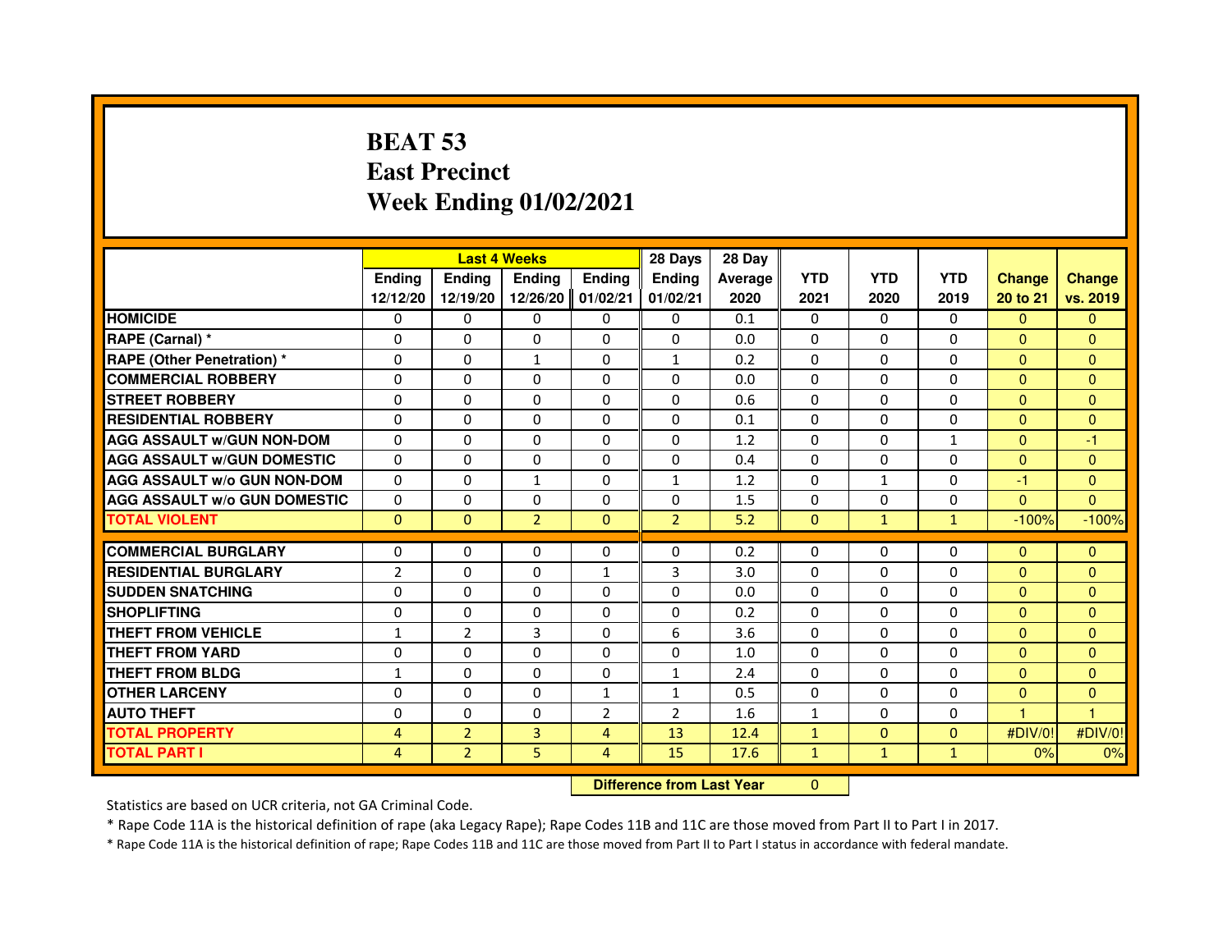# BEAT 53
# East Precinct
# Week Ending 01/02/2021

| | Last 4 Weeks | | | | 28 Days | 28 Day | | | | | |
|---|---|---|---|---|---|---|---|---|---|---|---|
| | Ending 12/12/20 | Ending 12/19/20 | Ending 12/26/20 | Ending 01/02/21 | Ending 01/02/21 | Average 2020 | YTD 2021 | YTD 2020 | YTD 2019 | Change 20 to 21 | Change vs. 2019 |
| HOMICIDE | 0 | 0 | 0 | 0 | 0 | 0.1 | 0 | 0 | 0 | 0 | 0 |
| RAPE (Carnal) * | 0 | 0 | 0 | 0 | 0 | 0.0 | 0 | 0 | 0 | 0 | 0 |
| RAPE (Other Penetration) * | 0 | 0 | 1 | 0 | 1 | 0.2 | 0 | 0 | 0 | 0 | 0 |
| COMMERCIAL ROBBERY | 0 | 0 | 0 | 0 | 0 | 0.0 | 0 | 0 | 0 | 0 | 0 |
| STREET ROBBERY | 0 | 0 | 0 | 0 | 0 | 0.6 | 0 | 0 | 0 | 0 | 0 |
| RESIDENTIAL ROBBERY | 0 | 0 | 0 | 0 | 0 | 0.1 | 0 | 0 | 0 | 0 | 0 |
| AGG ASSAULT w/GUN NON-DOM | 0 | 0 | 0 | 0 | 0 | 1.2 | 0 | 0 | 1 | 0 | -1 |
| AGG ASSAULT w/GUN DOMESTIC | 0 | 0 | 0 | 0 | 0 | 0.4 | 0 | 0 | 0 | 0 | 0 |
| AGG ASSAULT w/o GUN NON-DOM | 0 | 0 | 1 | 0 | 1 | 1.2 | 0 | 1 | 0 | -1 | 0 |
| AGG ASSAULT w/o GUN DOMESTIC | 0 | 0 | 0 | 0 | 0 | 1.5 | 0 | 0 | 0 | 0 | 0 |
| TOTAL VIOLENT | 0 | 0 | 2 | 0 | 2 | 5.2 | 0 | 1 | 1 | -100% | -100% |
| COMMERCIAL BURGLARY | 0 | 0 | 0 | 0 | 0 | 0.2 | 0 | 0 | 0 | 0 | 0 |
| RESIDENTIAL BURGLARY | 2 | 0 | 0 | 1 | 3 | 3.0 | 0 | 0 | 0 | 0 | 0 |
| SUDDEN SNATCHING | 0 | 0 | 0 | 0 | 0 | 0.0 | 0 | 0 | 0 | 0 | 0 |
| SHOPLIFTING | 0 | 0 | 0 | 0 | 0 | 0.2 | 0 | 0 | 0 | 0 | 0 |
| THEFT FROM VEHICLE | 1 | 2 | 3 | 0 | 6 | 3.6 | 0 | 0 | 0 | 0 | 0 |
| THEFT FROM YARD | 0 | 0 | 0 | 0 | 0 | 1.0 | 0 | 0 | 0 | 0 | 0 |
| THEFT FROM BLDG | 1 | 0 | 0 | 0 | 1 | 2.4 | 0 | 0 | 0 | 0 | 0 |
| OTHER LARCENY | 0 | 0 | 0 | 1 | 1 | 0.5 | 0 | 0 | 0 | 0 | 0 |
| AUTO THEFT | 0 | 0 | 0 | 2 | 2 | 1.6 | 1 | 0 | 0 | 1 | 1 |
| TOTAL PROPERTY | 4 | 2 | 3 | 4 | 13 | 12.4 | 1 | 0 | 0 | #DIV/0! | #DIV/0! |
| TOTAL PART I | 4 | 2 | 5 | 4 | 15 | 17.6 | 1 | 1 | 1 | 0% | 0% |

**Difference from Last Year** 0

Statistics are based on UCR criteria, not GA Criminal Code.

* Rape Code 11A is the historical definition of rape (aka Legacy Rape); Rape Codes 11B and 11C are those moved from Part II to Part I in 2017.

* Rape Code 11A is the historical definition of rape; Rape Codes 11B and 11C are those moved from Part II to Part I status in accordance with federal mandate.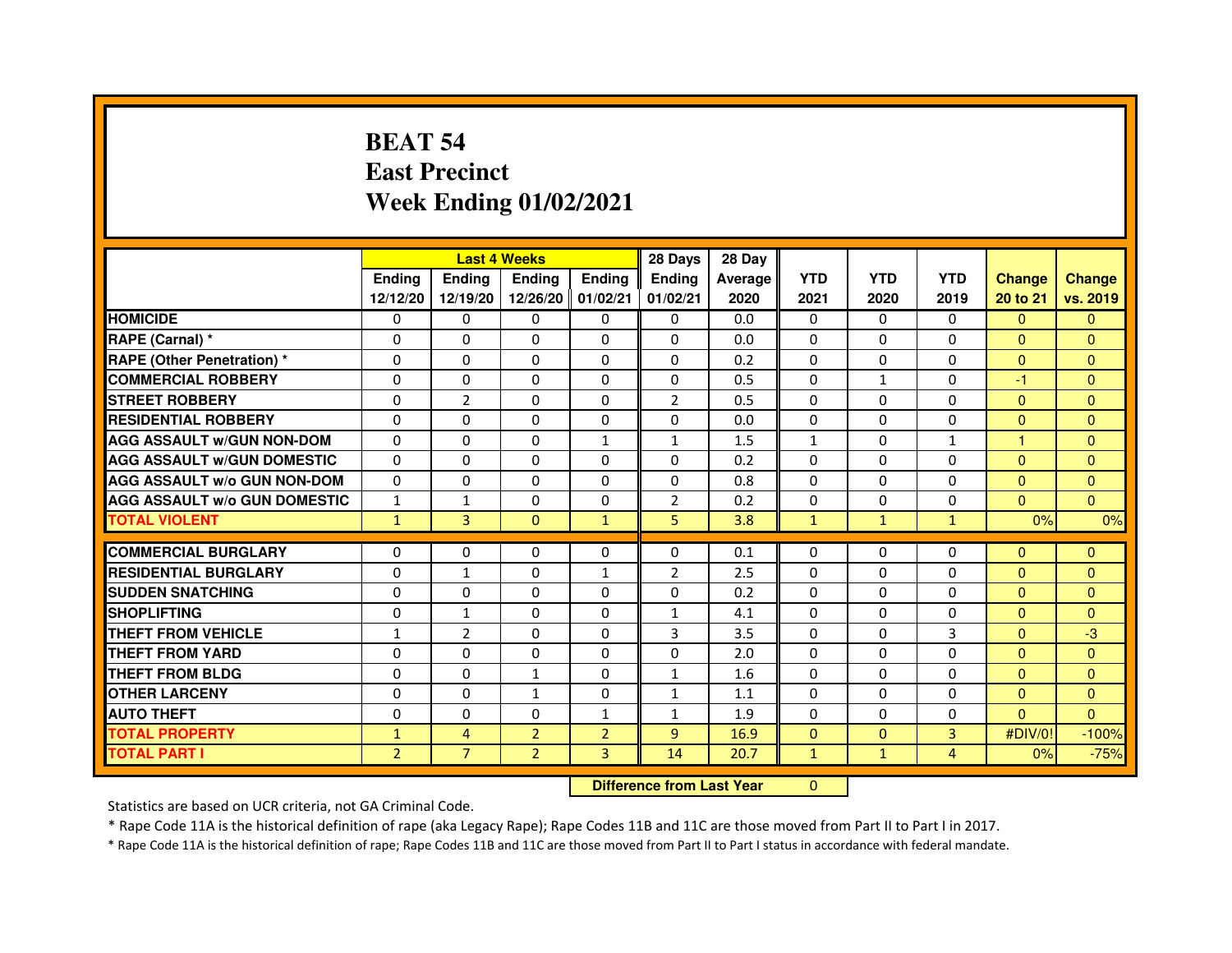# BEAT 54
# East Precinct
# Week Ending 01/02/2021

| | Last 4 Weeks | | | | 28 Days | 28 Day | | | | | |
|---|---|---|---|---|---|---|---|---|---|---|---|
| | Ending 12/12/20 | Ending 12/19/20 | Ending 12/26/20 | Ending 01/02/21 | Ending 01/02/21 | Average 2020 | YTD 2021 | YTD 2020 | YTD 2019 | Change 20 to 21 | Change vs. 2019 |
| **HOMICIDE** | 0 | 0 | 0 | 0 | 0 | 0.0 | 0 | 0 | 0 | 0 | 0 |
| **RAPE (Carnal) *** | 0 | 0 | 0 | 0 | 0 | 0.0 | 0 | 0 | 0 | 0 | 0 |
| **RAPE (Other Penetration) *** | 0 | 0 | 0 | 0 | 0 | 0.2 | 0 | 0 | 0 | 0 | 0 |
| **COMMERCIAL ROBBERY** | 0 | 0 | 0 | 0 | 0 | 0.5 | 0 | 1 | 0 | -1 | 0 |
| **STREET ROBBERY** | 0 | 2 | 0 | 0 | 2 | 0.5 | 0 | 0 | 0 | 0 | 0 |
| **RESIDENTIAL ROBBERY** | 0 | 0 | 0 | 0 | 0 | 0.0 | 0 | 0 | 0 | 0 | 0 |
| **AGG ASSAULT w/GUN NON-DOM** | 0 | 0 | 0 | 1 | 1 | 1.5 | 1 | 0 | 1 | 1 | 0 |
| **AGG ASSAULT w/GUN DOMESTIC** | 0 | 0 | 0 | 0 | 0 | 0.2 | 0 | 0 | 0 | 0 | 0 |
| **AGG ASSAULT w/o GUN NON-DOM** | 0 | 0 | 0 | 0 | 0 | 0.8 | 0 | 0 | 0 | 0 | 0 |
| **AGG ASSAULT w/o GUN DOMESTIC** | 1 | 1 | 0 | 0 | 2 | 0.2 | 0 | 0 | 0 | 0 | 0 |
| **TOTAL VIOLENT** | 1 | 3 | 0 | 1 | 5 | 3.8 | 1 | 1 | 1 | 0% | 0% |
| **COMMERCIAL BURGLARY** | 0 | 0 | 0 | 0 | 0 | 0.1 | 0 | 0 | 0 | 0 | 0 |
| **RESIDENTIAL BURGLARY** | 0 | 1 | 0 | 1 | 2 | 2.5 | 0 | 0 | 0 | 0 | 0 |
| **SUDDEN SNATCHING** | 0 | 0 | 0 | 0 | 0 | 0.2 | 0 | 0 | 0 | 0 | 0 |
| **SHOPLIFTING** | 0 | 1 | 0 | 0 | 1 | 4.1 | 0 | 0 | 0 | 0 | 0 |
| **THEFT FROM VEHICLE** | 1 | 2 | 0 | 0 | 3 | 3.5 | 0 | 0 | 3 | 0 | -3 |
| **THEFT FROM YARD** | 0 | 0 | 0 | 0 | 0 | 2.0 | 0 | 0 | 0 | 0 | 0 |
| **THEFT FROM BLDG** | 0 | 0 | 1 | 0 | 1 | 1.6 | 0 | 0 | 0 | 0 | 0 |
| **OTHER LARCENY** | 0 | 0 | 1 | 0 | 1 | 1.1 | 0 | 0 | 0 | 0 | 0 |
| **AUTO THEFT** | 0 | 0 | 0 | 1 | 1 | 1.9 | 0 | 0 | 0 | 0 | 0 |
| **TOTAL PROPERTY** | 1 | 4 | 2 | 2 | 9 | 16.9 | 0 | 0 | 3 | #DIV/0! | -100% |
| **TOTAL PART I** | 2 | 7 | 2 | 3 | 14 | 20.7 | 1 | 1 | 4 | 0% | -75% |

**Difference from Last Year** 0

Statistics are based on UCR criteria, not GA Criminal Code.

* Rape Code 11A is the historical definition of rape (aka Legacy Rape); Rape Codes 11B and 11C are those moved from Part II to Part I in 2017.

* Rape Code 11A is the historical definition of rape; Rape Codes 11B and 11C are those moved from Part II to Part I status in accordance with federal mandate.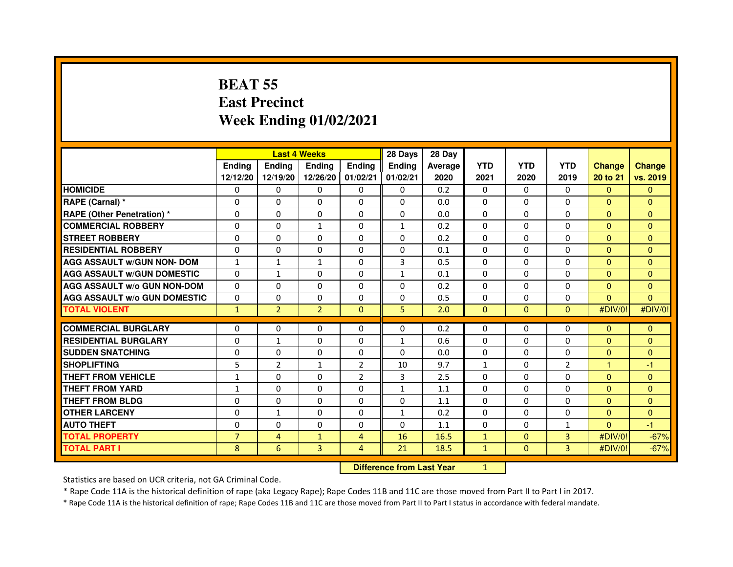# BEAT 55
# East Precinct
# Week Ending 01/02/2021

| | Last 4 Weeks | | | | 28 Days | 28 Day | | | | | |
|---|---|---|---|---|---|---|---|---|---|---|---|
| | Ending 12/12/20 | Ending 12/19/20 | Ending 12/26/20 | Ending 01/02/21 | Ending 01/02/21 | Average 2020 | YTD 2021 | YTD 2020 | YTD 2019 | Change 20 to 21 | Change vs. 2019 |
| HOMICIDE | 0 | 0 | 0 | 0 | 0 | 0.2 | 0 | 0 | 0 | 0 | 0 |
| RAPE (Carnal) * | 0 | 0 | 0 | 0 | 0 | 0.0 | 0 | 0 | 0 | 0 | 0 |
| RAPE (Other Penetration) * | 0 | 0 | 0 | 0 | 0 | 0.0 | 0 | 0 | 0 | 0 | 0 |
| COMMERCIAL ROBBERY | 0 | 0 | 1 | 0 | 1 | 0.2 | 0 | 0 | 0 | 0 | 0 |
| STREET ROBBERY | 0 | 0 | 0 | 0 | 0 | 0.2 | 0 | 0 | 0 | 0 | 0 |
| RESIDENTIAL ROBBERY | 0 | 0 | 0 | 0 | 0 | 0.1 | 0 | 0 | 0 | 0 | 0 |
| AGG ASSAULT w/GUN NON- DOM | 1 | 1 | 1 | 0 | 3 | 0.5 | 0 | 0 | 0 | 0 | 0 |
| AGG ASSAULT w/GUN DOMESTIC | 0 | 1 | 0 | 0 | 1 | 0.1 | 0 | 0 | 0 | 0 | 0 |
| AGG ASSAULT w/o GUN NON-DOM | 0 | 0 | 0 | 0 | 0 | 0.2 | 0 | 0 | 0 | 0 | 0 |
| AGG ASSAULT w/o GUN DOMESTIC | 0 | 0 | 0 | 0 | 0 | 0.5 | 0 | 0 | 0 | 0 | 0 |
| TOTAL VIOLENT | 1 | 2 | 2 | 0 | 5 | 2.0 | 0 | 0 | 0 | #DIV/0! | #DIV/0! |
| COMMERCIAL BURGLARY | 0 | 0 | 0 | 0 | 0 | 0.2 | 0 | 0 | 0 | 0 | 0 |
| RESIDENTIAL BURGLARY | 0 | 1 | 0 | 0 | 1 | 0.6 | 0 | 0 | 0 | 0 | 0 |
| SUDDEN SNATCHING | 0 | 0 | 0 | 0 | 0 | 0.0 | 0 | 0 | 0 | 0 | 0 |
| SHOPLIFTING | 5 | 2 | 1 | 2 | 10 | 9.7 | 1 | 0 | 2 | 1 | -1 |
| THEFT FROM VEHICLE | 1 | 0 | 0 | 2 | 3 | 2.5 | 0 | 0 | 0 | 0 | 0 |
| THEFT FROM YARD | 1 | 0 | 0 | 0 | 1 | 1.1 | 0 | 0 | 0 | 0 | 0 |
| THEFT FROM BLDG | 0 | 0 | 0 | 0 | 0 | 1.1 | 0 | 0 | 0 | 0 | 0 |
| OTHER LARCENY | 0 | 1 | 0 | 0 | 1 | 0.2 | 0 | 0 | 0 | 0 | 0 |
| AUTO THEFT | 0 | 0 | 0 | 0 | 0 | 1.1 | 0 | 0 | 1 | 0 | -1 |
| TOTAL PROPERTY | 7 | 4 | 1 | 4 | 16 | 16.5 | 1 | 0 | 3 | #DIV/0! | -67% |
| TOTAL PART I | 8 | 6 | 3 | 4 | 21 | 18.5 | 1 | 0 | 3 | #DIV/0! | -67% |

**Difference from Last Year** 1

Statistics are based on UCR criteria, not GA Criminal Code.

* Rape Code 11A is the historical definition of rape (aka Legacy Rape); Rape Codes 11B and 11C are those moved from Part II to Part I in 2017.

* Rape Code 11A is the historical definition of rape; Rape Codes 11B and 11C are those moved from Part II to Part I status in accordance with federal mandate.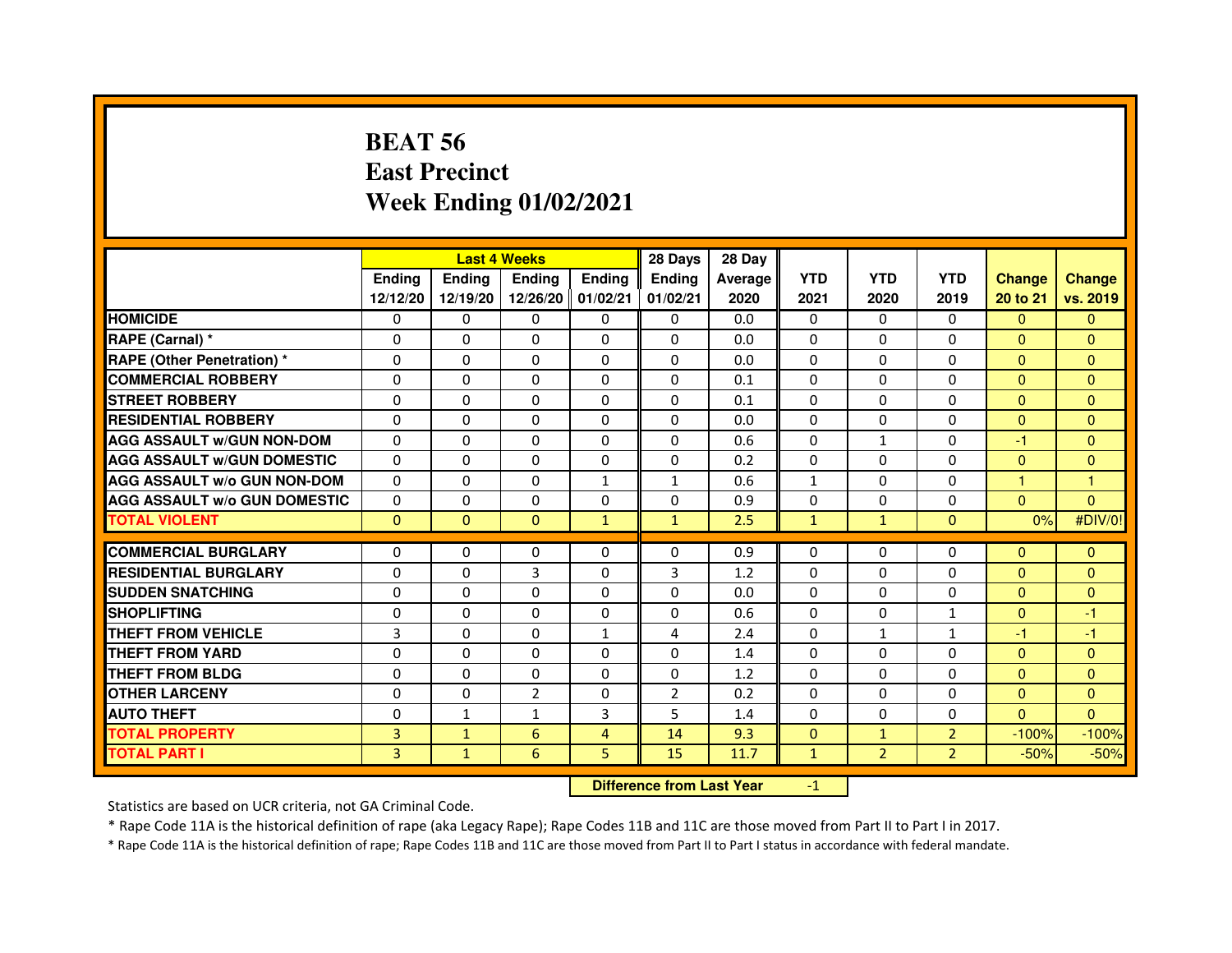# BEAT 56
# East Precinct
# Week Ending 01/02/2021

| | Last 4 Weeks | | | | 28 Days | 28 Day | | | | | |
|---|---|---|---|---|---|---|---|---|---|---|---|
| | Ending 12/12/20 | Ending 12/19/20 | Ending 12/26/20 | Ending 01/02/21 | Ending 01/02/21 | Average 2020 | YTD 2021 | YTD 2020 | YTD 2019 | Change 20 to 21 | Change vs. 2019 |
| HOMICIDE | 0 | 0 | 0 | 0 | 0 | 0.0 | 0 | 0 | 0 | 0 | 0 |
| RAPE (Carnal) * | 0 | 0 | 0 | 0 | 0 | 0.0 | 0 | 0 | 0 | 0 | 0 |
| RAPE (Other Penetration) * | 0 | 0 | 0 | 0 | 0 | 0.0 | 0 | 0 | 0 | 0 | 0 |
| COMMERCIAL ROBBERY | 0 | 0 | 0 | 0 | 0 | 0.1 | 0 | 0 | 0 | 0 | 0 |
| STREET ROBBERY | 0 | 0 | 0 | 0 | 0 | 0.1 | 0 | 0 | 0 | 0 | 0 |
| RESIDENTIAL ROBBERY | 0 | 0 | 0 | 0 | 0 | 0.0 | 0 | 0 | 0 | 0 | 0 |
| AGG ASSAULT w/GUN NON-DOM | 0 | 0 | 0 | 0 | 0 | 0.6 | 0 | 1 | 0 | -1 | 0 |
| AGG ASSAULT w/GUN DOMESTIC | 0 | 0 | 0 | 0 | 0 | 0.2 | 0 | 0 | 0 | 0 | 0 |
| AGG ASSAULT w/o GUN NON-DOM | 0 | 0 | 0 | 1 | 1 | 0.6 | 1 | 0 | 0 | 1 | 1 |
| AGG ASSAULT w/o GUN DOMESTIC | 0 | 0 | 0 | 0 | 0 | 0.9 | 0 | 0 | 0 | 0 | 0 |
| TOTAL VIOLENT | 0 | 0 | 0 | 1 | 1 | 2.5 | 1 | 1 | 0 | 0% | #DIV/0! |
| COMMERCIAL BURGLARY | 0 | 0 | 0 | 0 | 0 | 0.9 | 0 | 0 | 0 | 0 | 0 |
| RESIDENTIAL BURGLARY | 0 | 0 | 3 | 0 | 3 | 1.2 | 0 | 0 | 0 | 0 | 0 |
| SUDDEN SNATCHING | 0 | 0 | 0 | 0 | 0 | 0.0 | 0 | 0 | 0 | 0 | 0 |
| SHOPLIFTING | 0 | 0 | 0 | 0 | 0 | 0.6 | 0 | 0 | 1 | 0 | -1 |
| THEFT FROM VEHICLE | 3 | 0 | 0 | 1 | 4 | 2.4 | 0 | 1 | 1 | -1 | -1 |
| THEFT FROM YARD | 0 | 0 | 0 | 0 | 0 | 1.4 | 0 | 0 | 0 | 0 | 0 |
| THEFT FROM BLDG | 0 | 0 | 0 | 0 | 0 | 1.2 | 0 | 0 | 0 | 0 | 0 |
| OTHER LARCENY | 0 | 0 | 2 | 0 | 2 | 0.2 | 0 | 0 | 0 | 0 | 0 |
| AUTO THEFT | 0 | 1 | 1 | 3 | 5 | 1.4 | 0 | 0 | 0 | 0 | 0 |
| TOTAL PROPERTY | 3 | 1 | 6 | 4 | 14 | 9.3 | 0 | 1 | 2 | -100% | -100% |
| TOTAL PART I | 3 | 1 | 6 | 5 | 15 | 11.7 | 1 | 2 | 2 | -50% | -50% |

**Difference from Last Year** -1

Statistics are based on UCR criteria, not GA Criminal Code.

* Rape Code 11A is the historical definition of rape (aka Legacy Rape); Rape Codes 11B and 11C are those moved from Part II to Part I in 2017.

* Rape Code 11A is the historical definition of rape; Rape Codes 11B and 11C are those moved from Part II to Part I status in accordance with federal mandate.